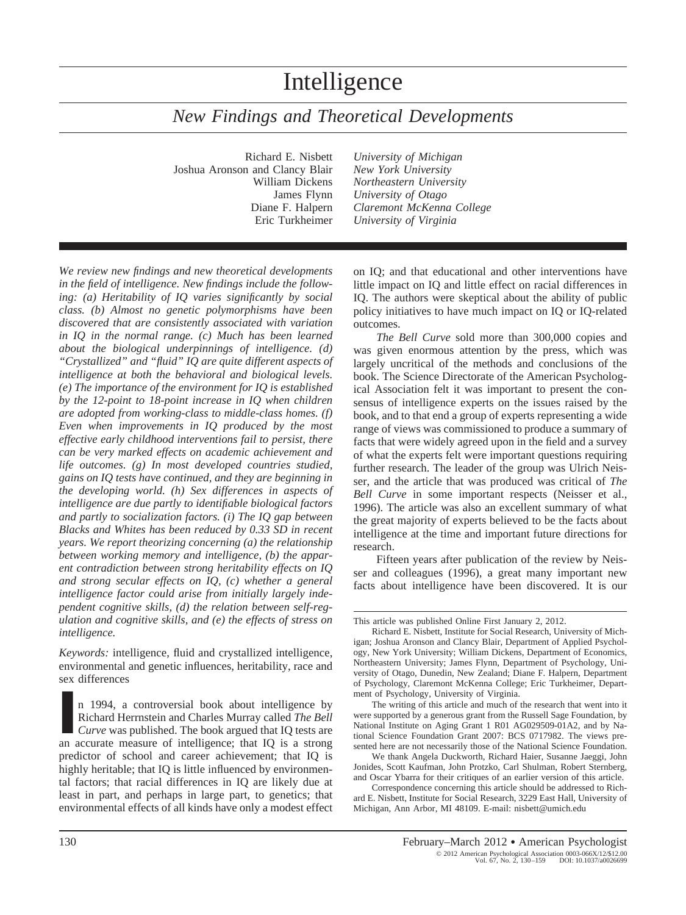# Intelligence

## *New Findings and Theoretical Developments*

Richard E. Nisbett — *University of Michigan*
Joshua Aronson and Clancy Blair — *New York University*
William Dickens — *Northeastern University*
James Flynn — *University of Otago*
Diane F. Halpern — *Claremont McKenna College*
Eric Turkheimer — *University of Virginia*

*We review new findings and new theoretical developments in the field of intelligence. New findings include the following: (a) Heritability of IQ varies significantly by social class. (b) Almost no genetic polymorphisms have been discovered that are consistently associated with variation in IQ in the normal range. (c) Much has been learned about the biological underpinnings of intelligence. (d) "Crystallized" and "fluid" IQ are quite different aspects of intelligence at both the behavioral and biological levels. (e) The importance of the environment for IQ is established by the 12-point to 18-point increase in IQ when children are adopted from working-class to middle-class homes. (f) Even when improvements in IQ produced by the most effective early childhood interventions fail to persist, there can be very marked effects on academic achievement and life outcomes. (g) In most developed countries studied, gains on IQ tests have continued, and they are beginning in the developing world. (h) Sex differences in aspects of intelligence are due partly to identifiable biological factors and partly to socialization factors. (i) The IQ gap between Blacks and Whites has been reduced by 0.33 SD in recent years. We report theorizing concerning (a) the relationship between working memory and intelligence, (b) the apparent contradiction between strong heritability effects on IQ and strong secular effects on IQ, (c) whether a general intelligence factor could arise from initially largely independent cognitive skills, (d) the relation between self-regulation and cognitive skills, and (e) the effects of stress on intelligence.*

*Keywords:* intelligence, fluid and crystallized intelligence, environmental and genetic influences, heritability, race and sex differences

In 1994, a controversial book about intelligence by Richard Herrnstein and Charles Murray called *The Bell Curve* was published. The book argued that IQ tests are an accurate measure of intelligence; that IQ is a strong predictor of school and career achievement; that IQ is highly heritable; that IQ is little influenced by environmental factors; that racial differences in IQ are likely due at least in part, and perhaps in large part, to genetics; that environmental effects of all kinds have only a modest effect on IQ; and that educational and other interventions have little impact on IQ and little effect on racial differences in IQ. The authors were skeptical about the ability of public policy initiatives to have much impact on IQ or IQ-related outcomes.

*The Bell Curve* sold more than 300,000 copies and was given enormous attention by the press, which was largely uncritical of the methods and conclusions of the book. The Science Directorate of the American Psychological Association felt it was important to present the consensus of intelligence experts on the issues raised by the book, and to that end a group of experts representing a wide range of views was commissioned to produce a summary of facts that were widely agreed upon in the field and a survey of what the experts felt were important questions requiring further research. The leader of the group was Ulrich Neisser, and the article that was produced was critical of *The Bell Curve* in some important respects (Neisser et al., 1996). The article was also an excellent summary of what the great majority of experts believed to be the facts about intelligence at the time and important future directions for research.

Fifteen years after publication of the review by Neisser and colleagues (1996), a great many important new facts about intelligence have been discovered. It is our

---

This article was published Online First January 2, 2012.

Richard E. Nisbett, Institute for Social Research, University of Michigan; Joshua Aronson and Clancy Blair, Department of Applied Psychology, New York University; William Dickens, Department of Economics, Northeastern University; James Flynn, Department of Psychology, University of Otago, Dunedin, New Zealand; Diane F. Halpern, Department of Psychology, Claremont McKenna College; Eric Turkheimer, Department of Psychology, University of Virginia.

The writing of this article and much of the research that went into it were supported by a generous grant from the Russell Sage Foundation, by National Institute on Aging Grant 1 R01 AG029509-01A2, and by National Science Foundation Grant 2007: BCS 0717982. The views presented here are not necessarily those of the National Science Foundation.

We thank Angela Duckworth, Richard Haier, Susanne Jaeggi, John Jonides, Scott Kaufman, John Protzko, Carl Shulman, Robert Sternberg, and Oscar Ybarra for their critiques of an earlier version of this article.

Correspondence concerning this article should be addressed to Richard E. Nisbett, Institute for Social Research, 3229 East Hall, University of Michigan, Ann Arbor, MI 48109. E-mail: nisbett@umich.edu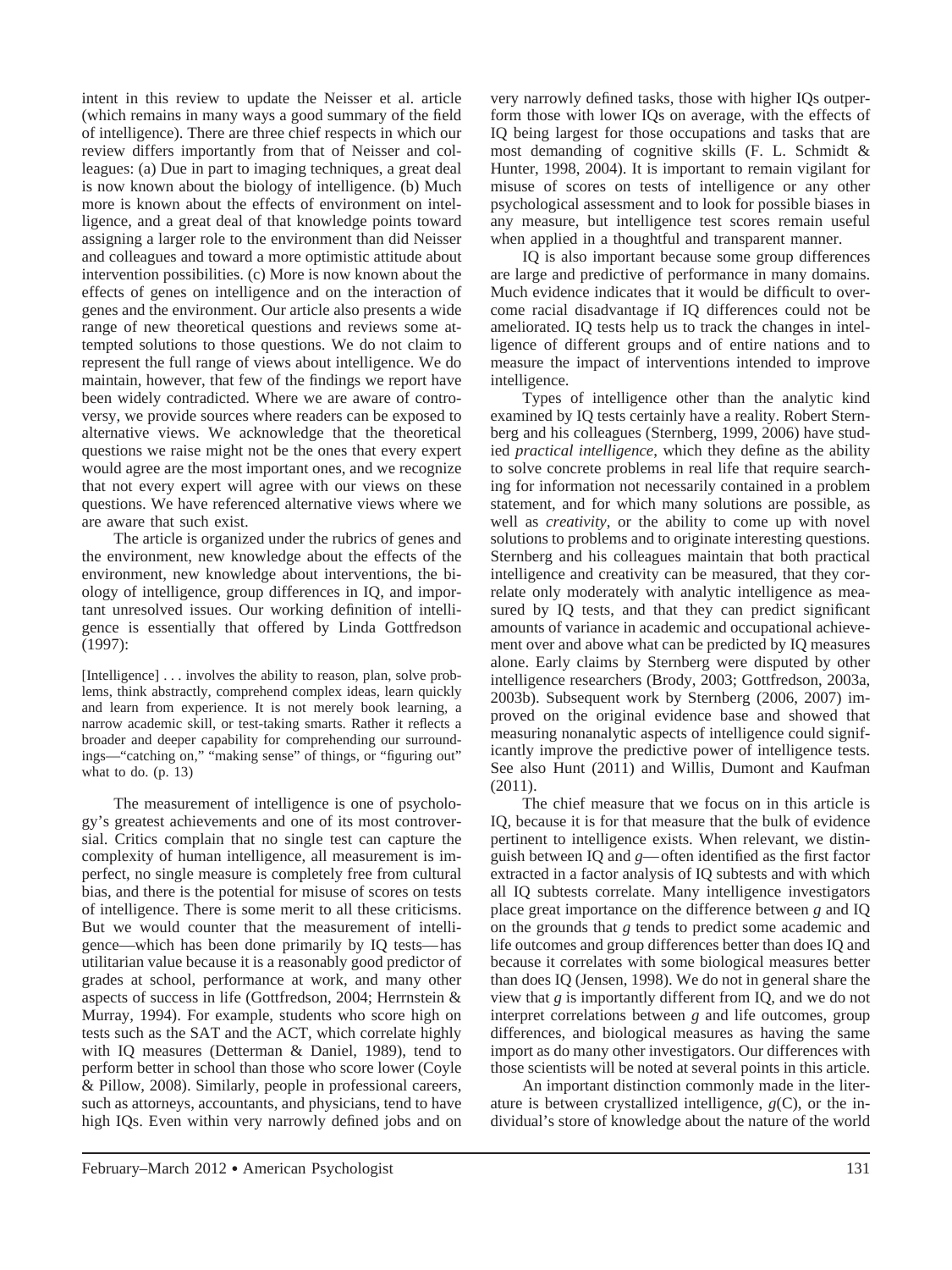intent in this review to update the Neisser et al. article (which remains in many ways a good summary of the field of intelligence). There are three chief respects in which our review differs importantly from that of Neisser and colleagues: (a) Due in part to imaging techniques, a great deal is now known about the biology of intelligence. (b) Much more is known about the effects of environment on intelligence, and a great deal of that knowledge points toward assigning a larger role to the environment than did Neisser and colleagues and toward a more optimistic attitude about intervention possibilities. (c) More is now known about the effects of genes on intelligence and on the interaction of genes and the environment. Our article also presents a wide range of new theoretical questions and reviews some attempted solutions to those questions. We do not claim to represent the full range of views about intelligence. We do maintain, however, that few of the findings we report have been widely contradicted. Where we are aware of controversy, we provide sources where readers can be exposed to alternative views. We acknowledge that the theoretical questions we raise might not be the ones that every expert would agree are the most important ones, and we recognize that not every expert will agree with our views on these questions. We have referenced alternative views where we are aware that such exist.

The article is organized under the rubrics of genes and the environment, new knowledge about the effects of the environment, new knowledge about interventions, the biology of intelligence, group differences in IQ, and important unresolved issues. Our working definition of intelligence is essentially that offered by Linda Gottfredson (1997):

> [Intelligence] . . . involves the ability to reason, plan, solve problems, think abstractly, comprehend complex ideas, learn quickly and learn from experience. It is not merely book learning, a narrow academic skill, or test-taking smarts. Rather it reflects a broader and deeper capability for comprehending our surroundings—"catching on," "making sense" of things, or "figuring out" what to do. (p. 13)

The measurement of intelligence is one of psychology's greatest achievements and one of its most controversial. Critics complain that no single test can capture the complexity of human intelligence, all measurement is imperfect, no single measure is completely free from cultural bias, and there is the potential for misuse of scores on tests of intelligence. There is some merit to all these criticisms. But we would counter that the measurement of intelligence—which has been done primarily by IQ tests—has utilitarian value because it is a reasonably good predictor of grades at school, performance at work, and many other aspects of success in life (Gottfredson, 2004; Herrnstein & Murray, 1994). For example, students who score high on tests such as the SAT and the ACT, which correlate highly with IQ measures (Detterman & Daniel, 1989), tend to perform better in school than those who score lower (Coyle & Pillow, 2008). Similarly, people in professional careers, such as attorneys, accountants, and physicians, tend to have high IQs. Even within very narrowly defined jobs and on very narrowly defined tasks, those with higher IQs outperform those with lower IQs on average, with the effects of IQ being largest for those occupations and tasks that are most demanding of cognitive skills (F. L. Schmidt & Hunter, 1998, 2004). It is important to remain vigilant for misuse of scores on tests of intelligence or any other psychological assessment and to look for possible biases in any measure, but intelligence test scores remain useful when applied in a thoughtful and transparent manner.

IQ is also important because some group differences are large and predictive of performance in many domains. Much evidence indicates that it would be difficult to overcome racial disadvantage if IQ differences could not be ameliorated. IQ tests help us to track the changes in intelligence of different groups and of entire nations and to measure the impact of interventions intended to improve intelligence.

Types of intelligence other than the analytic kind examined by IQ tests certainly have a reality. Robert Sternberg and his colleagues (Sternberg, 1999, 2006) have studied *practical intelligence*, which they define as the ability to solve concrete problems in real life that require searching for information not necessarily contained in a problem statement, and for which many solutions are possible, as well as *creativity*, or the ability to come up with novel solutions to problems and to originate interesting questions. Sternberg and his colleagues maintain that both practical intelligence and creativity can be measured, that they correlate only moderately with analytic intelligence as measured by IQ tests, and that they can predict significant amounts of variance in academic and occupational achievement over and above what can be predicted by IQ measures alone. Early claims by Sternberg were disputed by other intelligence researchers (Brody, 2003; Gottfredson, 2003a, 2003b). Subsequent work by Sternberg (2006, 2007) improved on the original evidence base and showed that measuring nonanalytic aspects of intelligence could significantly improve the predictive power of intelligence tests. See also Hunt (2011) and Willis, Dumont and Kaufman (2011).

The chief measure that we focus on in this article is IQ, because it is for that measure that the bulk of evidence pertinent to intelligence exists. When relevant, we distinguish between IQ and *g*—often identified as the first factor extracted in a factor analysis of IQ subtests and with which all IQ subtests correlate. Many intelligence investigators place great importance on the difference between *g* and IQ on the grounds that *g* tends to predict some academic and life outcomes and group differences better than does IQ and because it correlates with some biological measures better than does IQ (Jensen, 1998). We do not in general share the view that *g* is importantly different from IQ, and we do not interpret correlations between *g* and life outcomes, group differences, and biological measures as having the same import as do many other investigators. Our differences with those scientists will be noted at several points in this article.

An important distinction commonly made in the literature is between crystallized intelligence, *g*(C), or the individual's store of knowledge about the nature of the world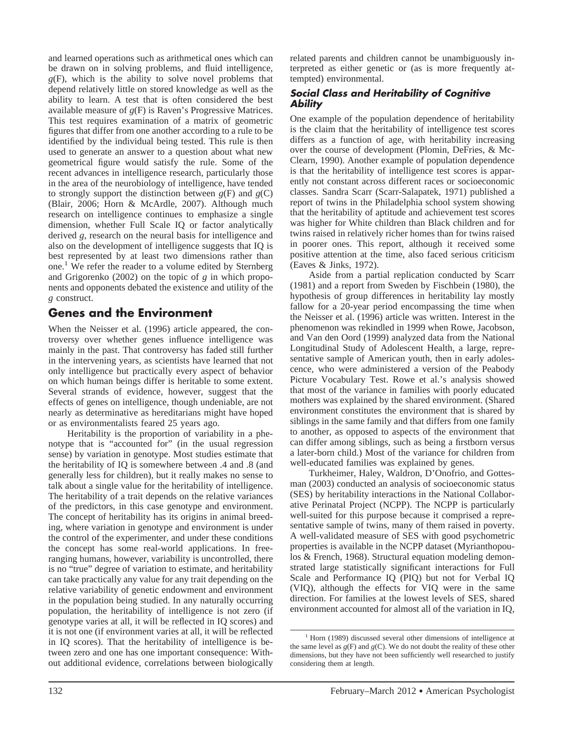and learned operations such as arithmetical ones which can be drawn on in solving problems, and fluid intelligence, $g$(F), which is the ability to solve novel problems that depend relatively little on stored knowledge as well as the ability to learn. A test that is often considered the best available measure of $g$(F) is Raven's Progressive Matrices. This test requires examination of a matrix of geometric figures that differ from one another according to a rule to be identified by the individual being tested. This rule is then used to generate an answer to a question about what new geometrical figure would satisfy the rule. Some of the recent advances in intelligence research, particularly those in the area of the neurobiology of intelligence, have tended to strongly support the distinction between $g$(F) and $g$(C) (Blair, 2006; Horn & McArdle, 2007). Although much research on intelligence continues to emphasize a single dimension, whether Full Scale IQ or factor analytically derived $g$, research on the neural basis for intelligence and also on the development of intelligence suggests that IQ is best represented by at least two dimensions rather than one.[1] We refer the reader to a volume edited by Sternberg and Grigorenko (2002) on the topic of $g$ in which proponents and opponents debated the existence and utility of the $g$ construct.

## Genes and the Environment

When the Neisser et al. (1996) article appeared, the controversy over whether genes influence intelligence was mainly in the past. That controversy has faded still further in the intervening years, as scientists have learned that not only intelligence but practically every aspect of behavior on which human beings differ is heritable to some extent. Several strands of evidence, however, suggest that the effects of genes on intelligence, though undeniable, are not nearly as determinative as hereditarians might have hoped or as environmentalists feared 25 years ago.

Heritability is the proportion of variability in a phenotype that is "accounted for" (in the usual regression sense) by variation in genotype. Most studies estimate that the heritability of IQ is somewhere between .4 and .8 (and generally less for children), but it really makes no sense to talk about a single value for the heritability of intelligence. The heritability of a trait depends on the relative variances of the predictors, in this case genotype and environment. The concept of heritability has its origins in animal breeding, where variation in genotype and environment is under the control of the experimenter, and under these conditions the concept has some real-world applications. In free-ranging humans, however, variability is uncontrolled, there is no "true" degree of variation to estimate, and heritability can take practically any value for any trait depending on the relative variability of genetic endowment and environment in the population being studied. In any naturally occurring population, the heritability of intelligence is not zero (if genotype varies at all, it will be reflected in IQ scores) and it is not one (if environment varies at all, it will be reflected in IQ scores). That the heritability of intelligence is between zero and one has one important consequence: Without additional evidence, correlations between biologically related parents and children cannot be unambiguously interpreted as either genetic or (as is more frequently attempted) environmental.

### *Social Class and Heritability of Cognitive Ability*

One example of the population dependence of heritability is the claim that the heritability of intelligence test scores differs as a function of age, with heritability increasing over the course of development (Plomin, DeFries, & McClearn, 1990). Another example of population dependence is that the heritability of intelligence test scores is apparently not constant across different races or socioeconomic classes. Sandra Scarr (Scarr-Salapatek, 1971) published a report of twins in the Philadelphia school system showing that the heritability of aptitude and achievement test scores was higher for White children than Black children and for twins raised in relatively richer homes than for twins raised in poorer ones. This report, although it received some positive attention at the time, also faced serious criticism (Eaves & Jinks, 1972).

Aside from a partial replication conducted by Scarr (1981) and a report from Sweden by Fischbein (1980), the hypothesis of group differences in heritability lay mostly fallow for a 20-year period encompassing the time when the Neisser et al. (1996) article was written. Interest in the phenomenon was rekindled in 1999 when Rowe, Jacobson, and Van den Oord (1999) analyzed data from the National Longitudinal Study of Adolescent Health, a large, representative sample of American youth, then in early adolescence, who were administered a version of the Peabody Picture Vocabulary Test. Rowe et al.'s analysis showed that most of the variance in families with poorly educated mothers was explained by the shared environment. (Shared environment constitutes the environment that is shared by siblings in the same family and that differs from one family to another, as opposed to aspects of the environment that can differ among siblings, such as being a firstborn versus a later-born child.) Most of the variance for children from well-educated families was explained by genes.

Turkheimer, Haley, Waldron, D'Onofrio, and Gottesman (2003) conducted an analysis of socioeconomic status (SES) by heritability interactions in the National Collaborative Perinatal Project (NCPP). The NCPP is particularly well-suited for this purpose because it comprised a representative sample of twins, many of them raised in poverty. A well-validated measure of SES with good psychometric properties is available in the NCPP dataset (Myrianthopoulos & French, 1968). Structural equation modeling demonstrated large statistically significant interactions for Full Scale and Performance IQ (PIQ) but not for Verbal IQ (VIQ), although the effects for VIQ were in the same direction. For families at the lowest levels of SES, shared environment accounted for almost all of the variation in IQ,

[1] Horn (1989) discussed several other dimensions of intelligence at the same level as $g$(F) and $g$(C). We do not doubt the reality of these other dimensions, but they have not been sufficiently well researched to justify considering them at length.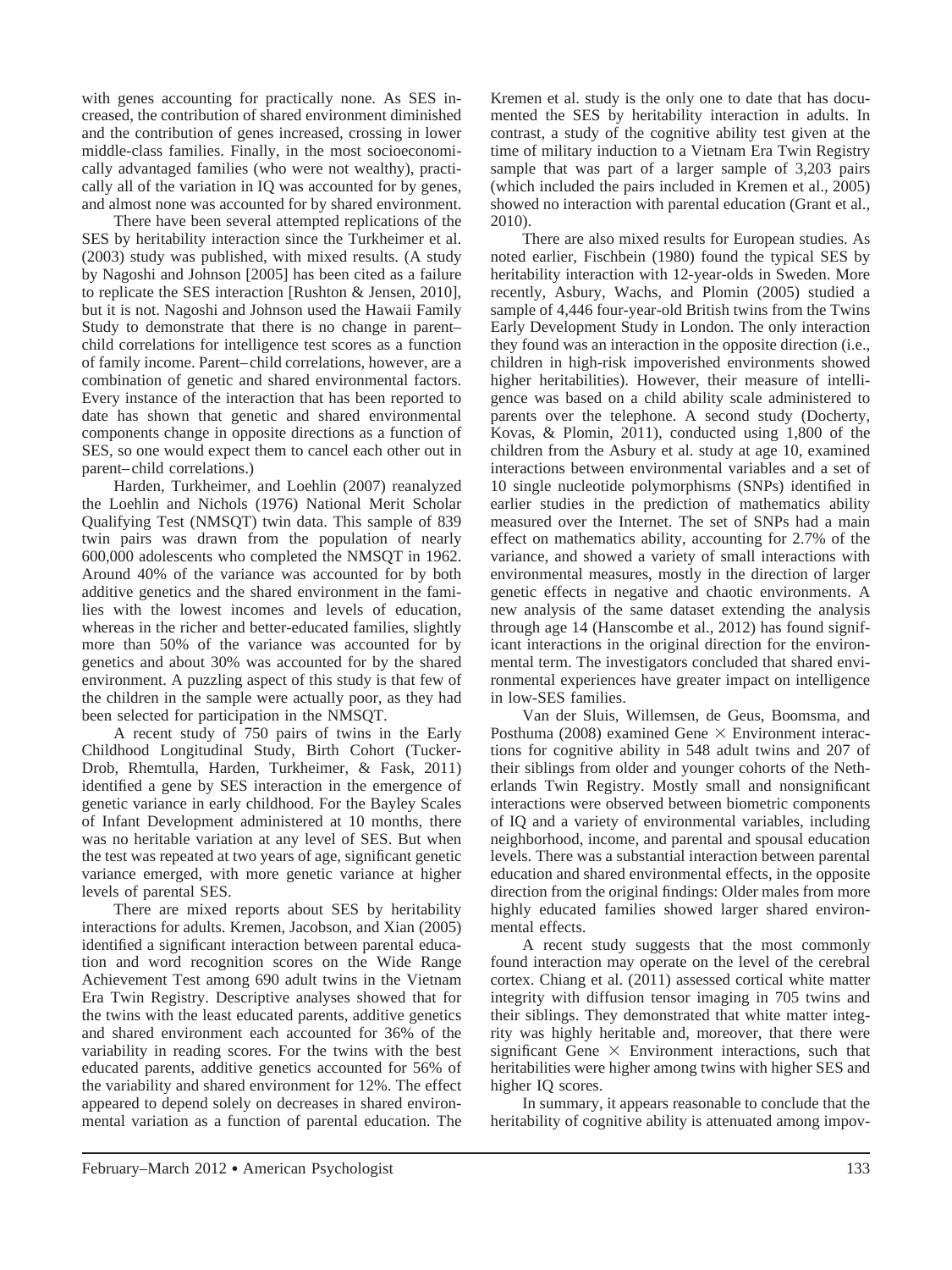with genes accounting for practically none. As SES increased, the contribution of shared environment diminished and the contribution of genes increased, crossing in lower middle-class families. Finally, in the most socioeconomically advantaged families (who were not wealthy), practically all of the variation in IQ was accounted for by genes, and almost none was accounted for by shared environment.

There have been several attempted replications of the SES by heritability interaction since the Turkheimer et al. (2003) study was published, with mixed results. (A study by Nagoshi and Johnson [2005] has been cited as a failure to replicate the SES interaction [Rushton & Jensen, 2010], but it is not. Nagoshi and Johnson used the Hawaii Family Study to demonstrate that there is no change in parent–child correlations for intelligence test scores as a function of family income. Parent–child correlations, however, are a combination of genetic and shared environmental factors. Every instance of the interaction that has been reported to date has shown that genetic and shared environmental components change in opposite directions as a function of SES, so one would expect them to cancel each other out in parent–child correlations.)

Harden, Turkheimer, and Loehlin (2007) reanalyzed the Loehlin and Nichols (1976) National Merit Scholar Qualifying Test (NMSQT) twin data. This sample of 839 twin pairs was drawn from the population of nearly 600,000 adolescents who completed the NMSQT in 1962. Around 40% of the variance was accounted for by both additive genetics and the shared environment in the families with the lowest incomes and levels of education, whereas in the richer and better-educated families, slightly more than 50% of the variance was accounted for by genetics and about 30% was accounted for by the shared environment. A puzzling aspect of this study is that few of the children in the sample were actually poor, as they had been selected for participation in the NMSQT.

A recent study of 750 pairs of twins in the Early Childhood Longitudinal Study, Birth Cohort (Tucker-Drob, Rhemtulla, Harden, Turkheimer, & Fask, 2011) identified a gene by SES interaction in the emergence of genetic variance in early childhood. For the Bayley Scales of Infant Development administered at 10 months, there was no heritable variation at any level of SES. But when the test was repeated at two years of age, significant genetic variance emerged, with more genetic variance at higher levels of parental SES.

There are mixed reports about SES by heritability interactions for adults. Kremen, Jacobson, and Xian (2005) identified a significant interaction between parental education and word recognition scores on the Wide Range Achievement Test among 690 adult twins in the Vietnam Era Twin Registry. Descriptive analyses showed that for the twins with the least educated parents, additive genetics and shared environment each accounted for 36% of the variability in reading scores. For the twins with the best educated parents, additive genetics accounted for 56% of the variability and shared environment for 12%. The effect appeared to depend solely on decreases in shared environmental variation as a function of parental education. The Kremen et al. study is the only one to date that has documented the SES by heritability interaction in adults. In contrast, a study of the cognitive ability test given at the time of military induction to a Vietnam Era Twin Registry sample that was part of a larger sample of 3,203 pairs (which included the pairs included in Kremen et al., 2005) showed no interaction with parental education (Grant et al., 2010).

There are also mixed results for European studies. As noted earlier, Fischbein (1980) found the typical SES by heritability interaction with 12-year-olds in Sweden. More recently, Asbury, Wachs, and Plomin (2005) studied a sample of 4,446 four-year-old British twins from the Twins Early Development Study in London. The only interaction they found was an interaction in the opposite direction (i.e., children in high-risk impoverished environments showed higher heritabilities). However, their measure of intelligence was based on a child ability scale administered to parents over the telephone. A second study (Docherty, Kovas, & Plomin, 2011), conducted using 1,800 of the children from the Asbury et al. study at age 10, examined interactions between environmental variables and a set of 10 single nucleotide polymorphisms (SNPs) identified in earlier studies in the prediction of mathematics ability measured over the Internet. The set of SNPs had a main effect on mathematics ability, accounting for 2.7% of the variance, and showed a variety of small interactions with environmental measures, mostly in the direction of larger genetic effects in negative and chaotic environments. A new analysis of the same dataset extending the analysis through age 14 (Hanscombe et al., 2012) has found significant interactions in the original direction for the environmental term. The investigators concluded that shared environmental experiences have greater impact on intelligence in low-SES families.

Van der Sluis, Willemsen, de Geus, Boomsma, and Posthuma (2008) examined Gene $\times$ Environment interactions for cognitive ability in 548 adult twins and 207 of their siblings from older and younger cohorts of the Netherlands Twin Registry. Mostly small and nonsignificant interactions were observed between biometric components of IQ and a variety of environmental variables, including neighborhood, income, and parental and spousal education levels. There was a substantial interaction between parental education and shared environmental effects, in the opposite direction from the original findings: Older males from more highly educated families showed larger shared environmental effects.

A recent study suggests that the most commonly found interaction may operate on the level of the cerebral cortex. Chiang et al. (2011) assessed cortical white matter integrity with diffusion tensor imaging in 705 twins and their siblings. They demonstrated that white matter integrity was highly heritable and, moreover, that there were significant Gene $\times$ Environment interactions, such that heritabilities were higher among twins with higher SES and higher IQ scores.

In summary, it appears reasonable to conclude that the heritability of cognitive ability is attenuated among impov-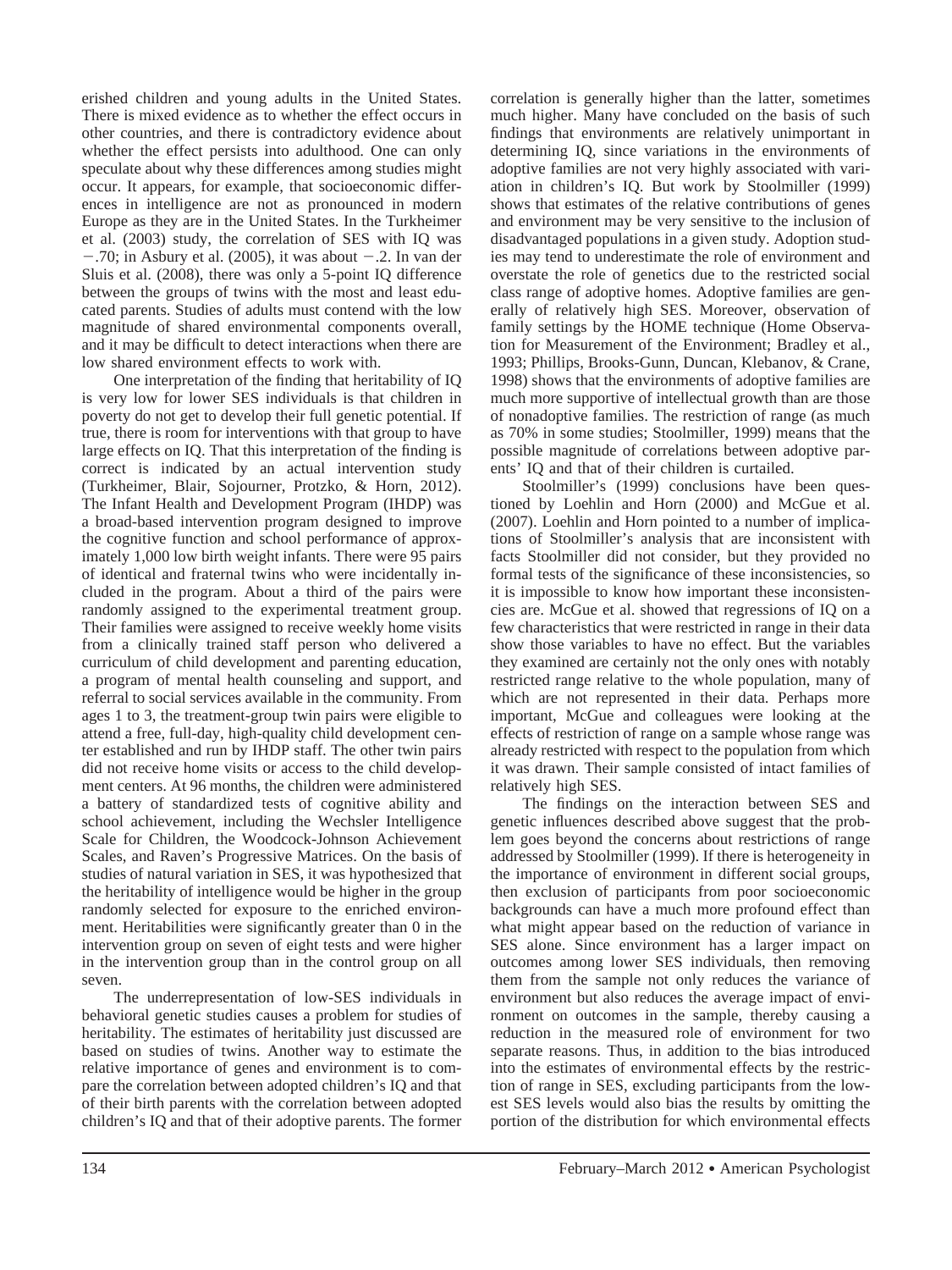erished children and young adults in the United States. There is mixed evidence as to whether the effect occurs in other countries, and there is contradictory evidence about whether the effect persists into adulthood. One can only speculate about why these differences among studies might occur. It appears, for example, that socioeconomic differences in intelligence are not as pronounced in modern Europe as they are in the United States. In the Turkheimer et al. (2003) study, the correlation of SES with IQ was −.70; in Asbury et al. (2005), it was about −.2. In van der Sluis et al. (2008), there was only a 5-point IQ difference between the groups of twins with the most and least educated parents. Studies of adults must contend with the low magnitude of shared environmental components overall, and it may be difficult to detect interactions when there are low shared environment effects to work with.

One interpretation of the finding that heritability of IQ is very low for lower SES individuals is that children in poverty do not get to develop their full genetic potential. If true, there is room for interventions with that group to have large effects on IQ. That this interpretation of the finding is correct is indicated by an actual intervention study (Turkheimer, Blair, Sojourner, Protzko, & Horn, 2012). The Infant Health and Development Program (IHDP) was a broad-based intervention program designed to improve the cognitive function and school performance of approximately 1,000 low birth weight infants. There were 95 pairs of identical and fraternal twins who were incidentally included in the program. About a third of the pairs were randomly assigned to the experimental treatment group. Their families were assigned to receive weekly home visits from a clinically trained staff person who delivered a curriculum of child development and parenting education, a program of mental health counseling and support, and referral to social services available in the community. From ages 1 to 3, the treatment-group twin pairs were eligible to attend a free, full-day, high-quality child development center established and run by IHDP staff. The other twin pairs did not receive home visits or access to the child development centers. At 96 months, the children were administered a battery of standardized tests of cognitive ability and school achievement, including the Wechsler Intelligence Scale for Children, the Woodcock-Johnson Achievement Scales, and Raven's Progressive Matrices. On the basis of studies of natural variation in SES, it was hypothesized that the heritability of intelligence would be higher in the group randomly selected for exposure to the enriched environment. Heritabilities were significantly greater than 0 in the intervention group on seven of eight tests and were higher in the intervention group than in the control group on all seven.

The underrepresentation of low-SES individuals in behavioral genetic studies causes a problem for studies of heritability. The estimates of heritability just discussed are based on studies of twins. Another way to estimate the relative importance of genes and environment is to compare the correlation between adopted children's IQ and that of their birth parents with the correlation between adopted children's IQ and that of their adoptive parents. The former correlation is generally higher than the latter, sometimes much higher. Many have concluded on the basis of such findings that environments are relatively unimportant in determining IQ, since variations in the environments of adoptive families are not very highly associated with variation in children's IQ. But work by Stoolmiller (1999) shows that estimates of the relative contributions of genes and environment may be very sensitive to the inclusion of disadvantaged populations in a given study. Adoption studies may tend to underestimate the role of environment and overstate the role of genetics due to the restricted social class range of adoptive homes. Adoptive families are generally of relatively high SES. Moreover, observation of family settings by the HOME technique (Home Observation for Measurement of the Environment; Bradley et al., 1993; Phillips, Brooks-Gunn, Duncan, Klebanov, & Crane, 1998) shows that the environments of adoptive families are much more supportive of intellectual growth than are those of nonadoptive families. The restriction of range (as much as 70% in some studies; Stoolmiller, 1999) means that the possible magnitude of correlations between adoptive parents' IQ and that of their children is curtailed.

Stoolmiller's (1999) conclusions have been questioned by Loehlin and Horn (2000) and McGue et al. (2007). Loehlin and Horn pointed to a number of implications of Stoolmiller's analysis that are inconsistent with facts Stoolmiller did not consider, but they provided no formal tests of the significance of these inconsistencies, so it is impossible to know how important these inconsistencies are. McGue et al. showed that regressions of IQ on a few characteristics that were restricted in range in their data show those variables to have no effect. But the variables they examined are certainly not the only ones with notably restricted range relative to the whole population, many of which are not represented in their data. Perhaps more important, McGue and colleagues were looking at the effects of restriction of range on a sample whose range was already restricted with respect to the population from which it was drawn. Their sample consisted of intact families of relatively high SES.

The findings on the interaction between SES and genetic influences described above suggest that the problem goes beyond the concerns about restrictions of range addressed by Stoolmiller (1999). If there is heterogeneity in the importance of environment in different social groups, then exclusion of participants from poor socioeconomic backgrounds can have a much more profound effect than what might appear based on the reduction of variance in SES alone. Since environment has a larger impact on outcomes among lower SES individuals, then removing them from the sample not only reduces the variance of environment but also reduces the average impact of environment on outcomes in the sample, thereby causing a reduction in the measured role of environment for two separate reasons. Thus, in addition to the bias introduced into the estimates of environmental effects by the restriction of range in SES, excluding participants from the lowest SES levels would also bias the results by omitting the portion of the distribution for which environmental effects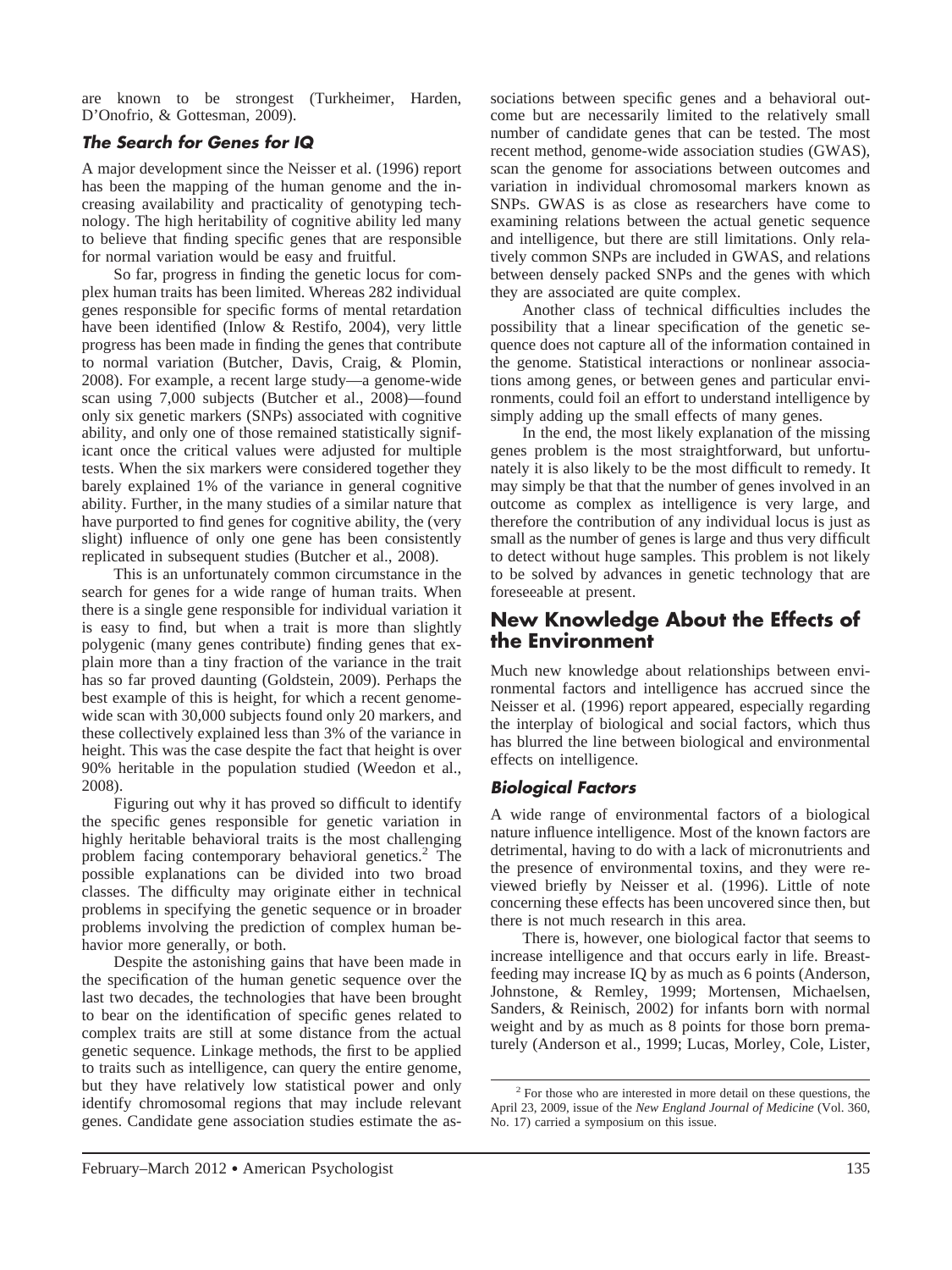are known to be strongest (Turkheimer, Harden, D'Onofrio, & Gottesman, 2009).

### The Search for Genes for IQ

A major development since the Neisser et al. (1996) report has been the mapping of the human genome and the increasing availability and practicality of genotyping technology. The high heritability of cognitive ability led many to believe that finding specific genes that are responsible for normal variation would be easy and fruitful.

So far, progress in finding the genetic locus for complex human traits has been limited. Whereas 282 individual genes responsible for specific forms of mental retardation have been identified (Inlow & Restifo, 2004), very little progress has been made in finding the genes that contribute to normal variation (Butcher, Davis, Craig, & Plomin, 2008). For example, a recent large study—a genome-wide scan using 7,000 subjects (Butcher et al., 2008)—found only six genetic markers (SNPs) associated with cognitive ability, and only one of those remained statistically significant once the critical values were adjusted for multiple tests. When the six markers were considered together they barely explained 1% of the variance in general cognitive ability. Further, in the many studies of a similar nature that have purported to find genes for cognitive ability, the (very slight) influence of only one gene has been consistently replicated in subsequent studies (Butcher et al., 2008).

This is an unfortunately common circumstance in the search for genes for a wide range of human traits. When there is a single gene responsible for individual variation it is easy to find, but when a trait is more than slightly polygenic (many genes contribute) finding genes that explain more than a tiny fraction of the variance in the trait has so far proved daunting (Goldstein, 2009). Perhaps the best example of this is height, for which a recent genome-wide scan with 30,000 subjects found only 20 markers, and these collectively explained less than 3% of the variance in height. This was the case despite the fact that height is over 90% heritable in the population studied (Weedon et al., 2008).

Figuring out why it has proved so difficult to identify the specific genes responsible for genetic variation in highly heritable behavioral traits is the most challenging problem facing contemporary behavioral genetics.[2] The possible explanations can be divided into two broad classes. The difficulty may originate either in technical problems in specifying the genetic sequence or in broader problems involving the prediction of complex human behavior more generally, or both.

Despite the astonishing gains that have been made in the specification of the human genetic sequence over the last two decades, the technologies that have been brought to bear on the identification of specific genes related to complex traits are still at some distance from the actual genetic sequence. Linkage methods, the first to be applied to traits such as intelligence, can query the entire genome, but they have relatively low statistical power and only identify chromosomal regions that may include relevant genes. Candidate gene association studies estimate the associations between specific genes and a behavioral outcome but are necessarily limited to the relatively small number of candidate genes that can be tested. The most recent method, genome-wide association studies (GWAS), scan the genome for associations between outcomes and variation in individual chromosomal markers known as SNPs. GWAS is as close as researchers have come to examining relations between the actual genetic sequence and intelligence, but there are still limitations. Only relatively common SNPs are included in GWAS, and relations between densely packed SNPs and the genes with which they are associated are quite complex.

Another class of technical difficulties includes the possibility that a linear specification of the genetic sequence does not capture all of the information contained in the genome. Statistical interactions or nonlinear associations among genes, or between genes and particular environments, could foil an effort to understand intelligence by simply adding up the small effects of many genes.

In the end, the most likely explanation of the missing genes problem is the most straightforward, but unfortunately it is also likely to be the most difficult to remedy. It may simply be that that the number of genes involved in an outcome as complex as intelligence is very large, and therefore the contribution of any individual locus is just as small as the number of genes is large and thus very difficult to detect without huge samples. This problem is not likely to be solved by advances in genetic technology that are foreseeable at present.

## New Knowledge About the Effects of the Environment

Much new knowledge about relationships between environmental factors and intelligence has accrued since the Neisser et al. (1996) report appeared, especially regarding the interplay of biological and social factors, which thus has blurred the line between biological and environmental effects on intelligence.

### Biological Factors

A wide range of environmental factors of a biological nature influence intelligence. Most of the known factors are detrimental, having to do with a lack of micronutrients and the presence of environmental toxins, and they were reviewed briefly by Neisser et al. (1996). Little of note concerning these effects has been uncovered since then, but there is not much research in this area.

There is, however, one biological factor that seems to increase intelligence and that occurs early in life. Breastfeeding may increase IQ by as much as 6 points (Anderson, Johnstone, & Remley, 1999; Mortensen, Michaelsen, Sanders, & Reinisch, 2002) for infants born with normal weight and by as much as 8 points for those born prematurely (Anderson et al., 1999; Lucas, Morley, Cole, Lister,

[2] For those who are interested in more detail on these questions, the April 23, 2009, issue of the *New England Journal of Medicine* (Vol. 360, No. 17) carried a symposium on this issue.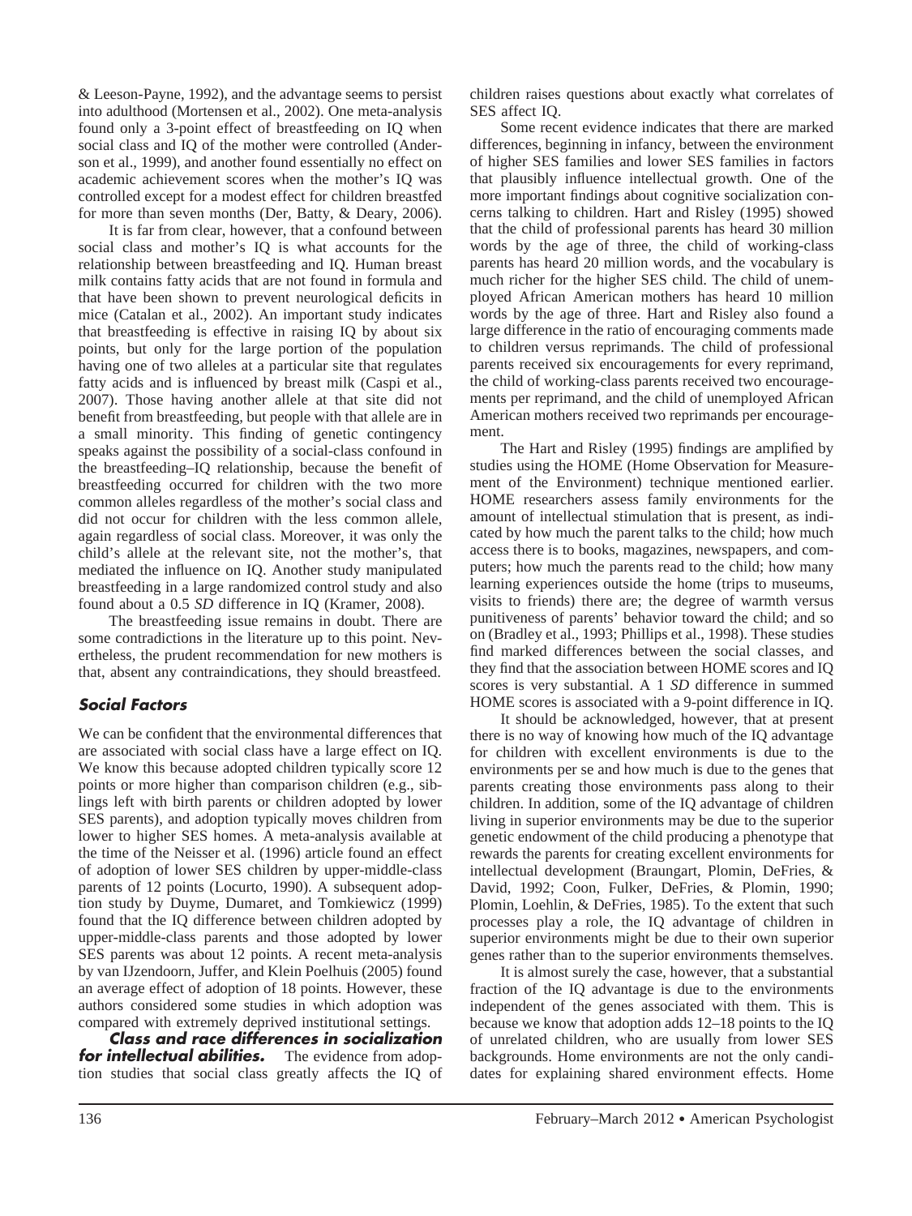& Leeson-Payne, 1992), and the advantage seems to persist into adulthood (Mortensen et al., 2002). One meta-analysis found only a 3-point effect of breastfeeding on IQ when social class and IQ of the mother were controlled (Anderson et al., 1999), and another found essentially no effect on academic achievement scores when the mother's IQ was controlled except for a modest effect for children breastfed for more than seven months (Der, Batty, & Deary, 2006).

It is far from clear, however, that a confound between social class and mother's IQ is what accounts for the relationship between breastfeeding and IQ. Human breast milk contains fatty acids that are not found in formula and that have been shown to prevent neurological deficits in mice (Catalan et al., 2002). An important study indicates that breastfeeding is effective in raising IQ by about six points, but only for the large portion of the population having one of two alleles at a particular site that regulates fatty acids and is influenced by breast milk (Caspi et al., 2007). Those having another allele at that site did not benefit from breastfeeding, but people with that allele are in a small minority. This finding of genetic contingency speaks against the possibility of a social-class confound in the breastfeeding–IQ relationship, because the benefit of breastfeeding occurred for children with the two more common alleles regardless of the mother's social class and did not occur for children with the less common allele, again regardless of social class. Moreover, it was only the child's allele at the relevant site, not the mother's, that mediated the influence on IQ. Another study manipulated breastfeeding in a large randomized control study and also found about a 0.5 *SD* difference in IQ (Kramer, 2008).

The breastfeeding issue remains in doubt. There are some contradictions in the literature up to this point. Nevertheless, the prudent recommendation for new mothers is that, absent any contraindications, they should breastfeed.

### Social Factors

We can be confident that the environmental differences that are associated with social class have a large effect on IQ. We know this because adopted children typically score 12 points or more higher than comparison children (e.g., siblings left with birth parents or children adopted by lower SES parents), and adoption typically moves children from lower to higher SES homes. A meta-analysis available at the time of the Neisser et al. (1996) article found an effect of adoption of lower SES children by upper-middle-class parents of 12 points (Locurto, 1990). A subsequent adoption study by Duyme, Dumaret, and Tomkiewicz (1999) found that the IQ difference between children adopted by upper-middle-class parents and those adopted by lower SES parents was about 12 points. A recent meta-analysis by van IJzendoorn, Juffer, and Klein Poelhuis (2005) found an average effect of adoption of 18 points. However, these authors considered some studies in which adoption was compared with extremely deprived institutional settings.

***Class and race differences in socialization for intellectual abilities.*** The evidence from adoption studies that social class greatly affects the IQ of children raises questions about exactly what correlates of SES affect IQ.

Some recent evidence indicates that there are marked differences, beginning in infancy, between the environment of higher SES families and lower SES families in factors that plausibly influence intellectual growth. One of the more important findings about cognitive socialization concerns talking to children. Hart and Risley (1995) showed that the child of professional parents has heard 30 million words by the age of three, the child of working-class parents has heard 20 million words, and the vocabulary is much richer for the higher SES child. The child of unemployed African American mothers has heard 10 million words by the age of three. Hart and Risley also found a large difference in the ratio of encouraging comments made to children versus reprimands. The child of professional parents received six encouragements for every reprimand, the child of working-class parents received two encouragements per reprimand, and the child of unemployed African American mothers received two reprimands per encouragement.

The Hart and Risley (1995) findings are amplified by studies using the HOME (Home Observation for Measurement of the Environment) technique mentioned earlier. HOME researchers assess family environments for the amount of intellectual stimulation that is present, as indicated by how much the parent talks to the child; how much access there is to books, magazines, newspapers, and computers; how much the parents read to the child; how many learning experiences outside the home (trips to museums, visits to friends) there are; the degree of warmth versus punitiveness of parents' behavior toward the child; and so on (Bradley et al., 1993; Phillips et al., 1998). These studies find marked differences between the social classes, and they find that the association between HOME scores and IQ scores is very substantial. A 1 *SD* difference in summed HOME scores is associated with a 9-point difference in IQ.

It should be acknowledged, however, that at present there is no way of knowing how much of the IQ advantage for children with excellent environments is due to the environments per se and how much is due to the genes that parents creating those environments pass along to their children. In addition, some of the IQ advantage of children living in superior environments may be due to the superior genetic endowment of the child producing a phenotype that rewards the parents for creating excellent environments for intellectual development (Braungart, Plomin, DeFries, & David, 1992; Coon, Fulker, DeFries, & Plomin, 1990; Plomin, Loehlin, & DeFries, 1985). To the extent that such processes play a role, the IQ advantage of children in superior environments might be due to their own superior genes rather than to the superior environments themselves.

It is almost surely the case, however, that a substantial fraction of the IQ advantage is due to the environments independent of the genes associated with them. This is because we know that adoption adds 12–18 points to the IQ of unrelated children, who are usually from lower SES backgrounds. Home environments are not the only candidates for explaining shared environment effects. Home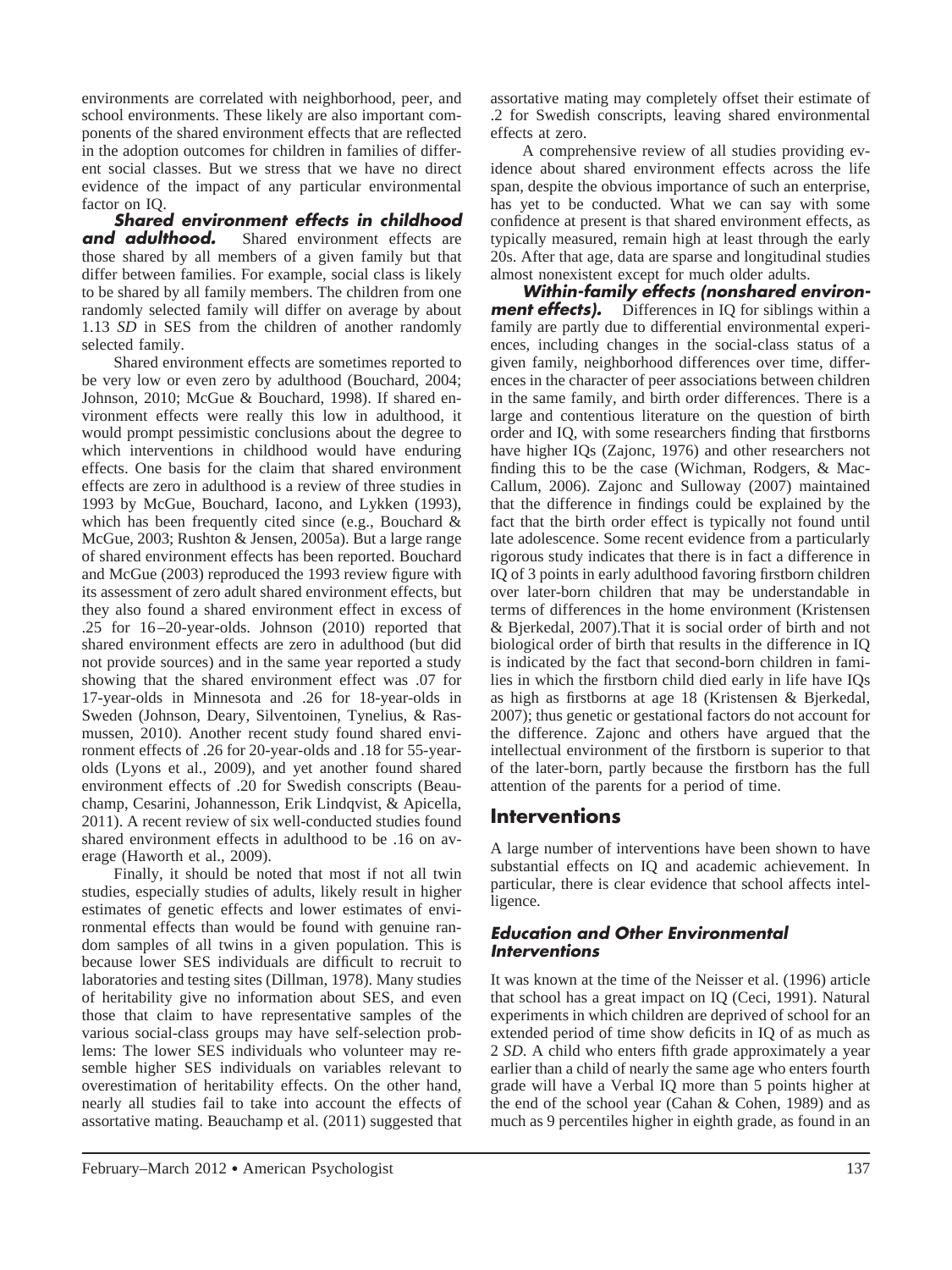environments are correlated with neighborhood, peer, and school environments. These likely are also important components of the shared environment effects that are reflected in the adoption outcomes for children in families of different social classes. But we stress that we have no direct evidence of the impact of any particular environmental factor on IQ.

***Shared environment effects in childhood and adulthood.*** Shared environment effects are those shared by all members of a given family but that differ between families. For example, social class is likely to be shared by all family members. The children from one randomly selected family will differ on average by about 1.13 *SD* in SES from the children of another randomly selected family.

Shared environment effects are sometimes reported to be very low or even zero by adulthood (Bouchard, 2004; Johnson, 2010; McGue & Bouchard, 1998). If shared environment effects were really this low in adulthood, it would prompt pessimistic conclusions about the degree to which interventions in childhood would have enduring effects. One basis for the claim that shared environment effects are zero in adulthood is a review of three studies in 1993 by McGue, Bouchard, Iacono, and Lykken (1993), which has been frequently cited since (e.g., Bouchard & McGue, 2003; Rushton & Jensen, 2005a). But a large range of shared environment effects has been reported. Bouchard and McGue (2003) reproduced the 1993 review figure with its assessment of zero adult shared environment effects, but they also found a shared environment effect in excess of .25 for 16–20-year-olds. Johnson (2010) reported that shared environment effects are zero in adulthood (but did not provide sources) and in the same year reported a study showing that the shared environment effect was .07 for 17-year-olds in Minnesota and .26 for 18-year-olds in Sweden (Johnson, Deary, Silventoinen, Tynelius, & Rasmussen, 2010). Another recent study found shared environment effects of .26 for 20-year-olds and .18 for 55-year-olds (Lyons et al., 2009), and yet another found shared environment effects of .20 for Swedish conscripts (Beauchamp, Cesarini, Johannesson, Erik Lindqvist, & Apicella, 2011). A recent review of six well-conducted studies found shared environment effects in adulthood to be .16 on average (Haworth et al., 2009).

Finally, it should be noted that most if not all twin studies, especially studies of adults, likely result in higher estimates of genetic effects and lower estimates of environmental effects than would be found with genuine random samples of all twins in a given population. This is because lower SES individuals are difficult to recruit to laboratories and testing sites (Dillman, 1978). Many studies of heritability give no information about SES, and even those that claim to have representative samples of the various social-class groups may have self-selection problems: The lower SES individuals who volunteer may resemble higher SES individuals on variables relevant to overestimation of heritability effects. On the other hand, nearly all studies fail to take into account the effects of assortative mating. Beauchamp et al. (2011) suggested that assortative mating may completely offset their estimate of .2 for Swedish conscripts, leaving shared environmental effects at zero.

A comprehensive review of all studies providing evidence about shared environment effects across the life span, despite the obvious importance of such an enterprise, has yet to be conducted. What we can say with some confidence at present is that shared environment effects, as typically measured, remain high at least through the early 20s. After that age, data are sparse and longitudinal studies almost nonexistent except for much older adults.

***Within-family effects (nonshared environment effects).*** Differences in IQ for siblings within a family are partly due to differential environmental experiences, including changes in the social-class status of a given family, neighborhood differences over time, differences in the character of peer associations between children in the same family, and birth order differences. There is a large and contentious literature on the question of birth order and IQ, with some researchers finding that firstborns have higher IQs (Zajonc, 1976) and other researchers not finding this to be the case (Wichman, Rodgers, & MacCallum, 2006). Zajonc and Sulloway (2007) maintained that the difference in findings could be explained by the fact that the birth order effect is typically not found until late adolescence. Some recent evidence from a particularly rigorous study indicates that there is in fact a difference in IQ of 3 points in early adulthood favoring firstborn children over later-born children that may be understandable in terms of differences in the home environment (Kristensen & Bjerkedal, 2007).That it is social order of birth and not biological order of birth that results in the difference in IQ is indicated by the fact that second-born children in families in which the firstborn child died early in life have IQs as high as firstborns at age 18 (Kristensen & Bjerkedal, 2007); thus genetic or gestational factors do not account for the difference. Zajonc and others have argued that the intellectual environment of the firstborn is superior to that of the later-born, partly because the firstborn has the full attention of the parents for a period of time.

## Interventions

A large number of interventions have been shown to have substantial effects on IQ and academic achievement. In particular, there is clear evidence that school affects intelligence.

### *Education and Other Environmental Interventions*

It was known at the time of the Neisser et al. (1996) article that school has a great impact on IQ (Ceci, 1991). Natural experiments in which children are deprived of school for an extended period of time show deficits in IQ of as much as 2 *SD*. A child who enters fifth grade approximately a year earlier than a child of nearly the same age who enters fourth grade will have a Verbal IQ more than 5 points higher at the end of the school year (Cahan & Cohen, 1989) and as much as 9 percentiles higher in eighth grade, as found in an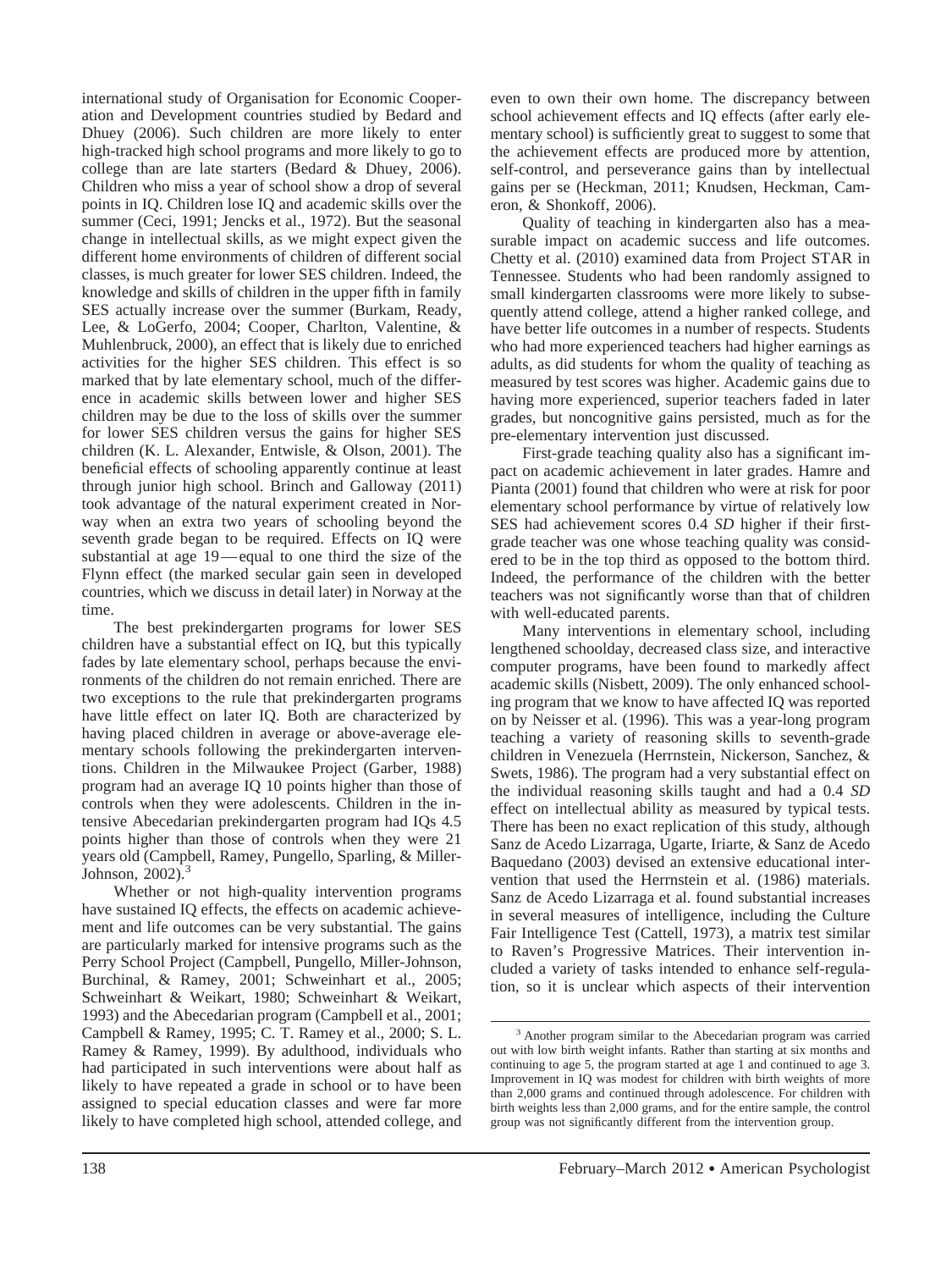international study of Organisation for Economic Cooperation and Development countries studied by Bedard and Dhuey (2006). Such children are more likely to enter high-tracked high school programs and more likely to go to college than are late starters (Bedard & Dhuey, 2006). Children who miss a year of school show a drop of several points in IQ. Children lose IQ and academic skills over the summer (Ceci, 1991; Jencks et al., 1972). But the seasonal change in intellectual skills, as we might expect given the different home environments of children of different social classes, is much greater for lower SES children. Indeed, the knowledge and skills of children in the upper fifth in family SES actually increase over the summer (Burkam, Ready, Lee, & LoGerfo, 2004; Cooper, Charlton, Valentine, & Muhlenbruck, 2000), an effect that is likely due to enriched activities for the higher SES children. This effect is so marked that by late elementary school, much of the difference in academic skills between lower and higher SES children may be due to the loss of skills over the summer for lower SES children versus the gains for higher SES children (K. L. Alexander, Entwisle, & Olson, 2001). The beneficial effects of schooling apparently continue at least through junior high school. Brinch and Galloway (2011) took advantage of the natural experiment created in Norway when an extra two years of schooling beyond the seventh grade began to be required. Effects on IQ were substantial at age 19—equal to one third the size of the Flynn effect (the marked secular gain seen in developed countries, which we discuss in detail later) in Norway at the time.

The best prekindergarten programs for lower SES children have a substantial effect on IQ, but this typically fades by late elementary school, perhaps because the environments of the children do not remain enriched. There are two exceptions to the rule that prekindergarten programs have little effect on later IQ. Both are characterized by having placed children in average or above-average elementary schools following the prekindergarten interventions. Children in the Milwaukee Project (Garber, 1988) program had an average IQ 10 points higher than those of controls when they were adolescents. Children in the intensive Abecedarian prekindergarten program had IQs 4.5 points higher than those of controls when they were 21 years old (Campbell, Ramey, Pungello, Sparling, & Miller-Johnson, 2002).[3]

Whether or not high-quality intervention programs have sustained IQ effects, the effects on academic achievement and life outcomes can be very substantial. The gains are particularly marked for intensive programs such as the Perry School Project (Campbell, Pungello, Miller-Johnson, Burchinal, & Ramey, 2001; Schweinhart et al., 2005; Schweinhart & Weikart, 1980; Schweinhart & Weikart, 1993) and the Abecedarian program (Campbell et al., 2001; Campbell & Ramey, 1995; C. T. Ramey et al., 2000; S. L. Ramey & Ramey, 1999). By adulthood, individuals who had participated in such interventions were about half as likely to have repeated a grade in school or to have been assigned to special education classes and were far more likely to have completed high school, attended college, and even to own their own home. The discrepancy between school achievement effects and IQ effects (after early elementary school) is sufficiently great to suggest to some that the achievement effects are produced more by attention, self-control, and perseverance gains than by intellectual gains per se (Heckman, 2011; Knudsen, Heckman, Cameron, & Shonkoff, 2006).

Quality of teaching in kindergarten also has a measurable impact on academic success and life outcomes. Chetty et al. (2010) examined data from Project STAR in Tennessee. Students who had been randomly assigned to small kindergarten classrooms were more likely to subsequently attend college, attend a higher ranked college, and have better life outcomes in a number of respects. Students who had more experienced teachers had higher earnings as adults, as did students for whom the quality of teaching as measured by test scores was higher. Academic gains due to having more experienced, superior teachers faded in later grades, but noncognitive gains persisted, much as for the pre-elementary intervention just discussed.

First-grade teaching quality also has a significant impact on academic achievement in later grades. Hamre and Pianta (2001) found that children who were at risk for poor elementary school performance by virtue of relatively low SES had achievement scores 0.4 *SD* higher if their first-grade teacher was one whose teaching quality was considered to be in the top third as opposed to the bottom third. Indeed, the performance of the children with the better teachers was not significantly worse than that of children with well-educated parents.

Many interventions in elementary school, including lengthened schoolday, decreased class size, and interactive computer programs, have been found to markedly affect academic skills (Nisbett, 2009). The only enhanced schooling program that we know to have affected IQ was reported on by Neisser et al. (1996). This was a year-long program teaching a variety of reasoning skills to seventh-grade children in Venezuela (Herrnstein, Nickerson, Sanchez, & Swets, 1986). The program had a very substantial effect on the individual reasoning skills taught and had a 0.4 *SD* effect on intellectual ability as measured by typical tests. There has been no exact replication of this study, although Sanz de Acedo Lizarraga, Ugarte, Iriarte, & Sanz de Acedo Baquedano (2003) devised an extensive educational intervention that used the Herrnstein et al. (1986) materials. Sanz de Acedo Lizarraga et al. found substantial increases in several measures of intelligence, including the Culture Fair Intelligence Test (Cattell, 1973), a matrix test similar to Raven's Progressive Matrices. Their intervention included a variety of tasks intended to enhance self-regulation, so it is unclear which aspects of their intervention

[3] Another program similar to the Abecedarian program was carried out with low birth weight infants. Rather than starting at six months and continuing to age 5, the program started at age 1 and continued to age 3. Improvement in IQ was modest for children with birth weights of more than 2,000 grams and continued through adolescence. For children with birth weights less than 2,000 grams, and for the entire sample, the control group was not significantly different from the intervention group.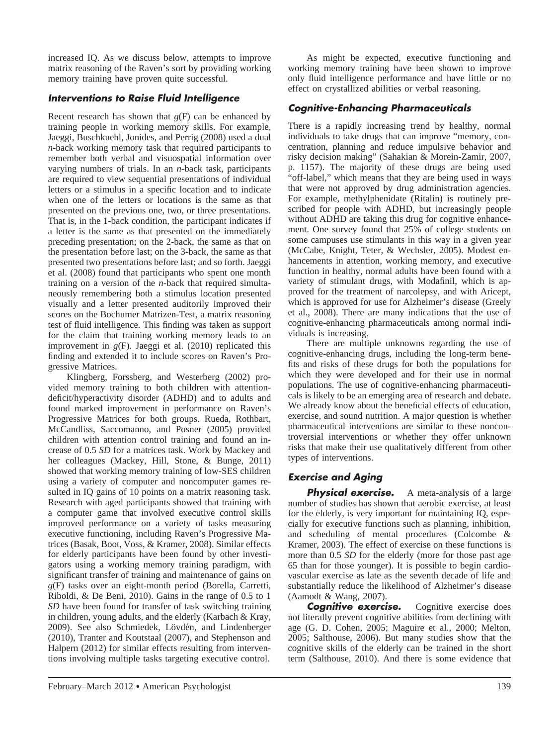increased IQ. As we discuss below, attempts to improve matrix reasoning of the Raven's sort by providing working memory training have proven quite successful.

### *Interventions to Raise Fluid Intelligence*

Recent research has shown that *g*(F) can be enhanced by training people in working memory skills. For example, Jaeggi, Buschkuehl, Jonides, and Perrig (2008) used a dual *n*-back working memory task that required participants to remember both verbal and visuospatial information over varying numbers of trials. In an *n*-back task, participants are required to view sequential presentations of individual letters or a stimulus in a specific location and to indicate when one of the letters or locations is the same as that presented on the previous one, two, or three presentations. That is, in the 1-back condition, the participant indicates if a letter is the same as that presented on the immediately preceding presentation; on the 2-back, the same as that on the presentation before last; on the 3-back, the same as that presented two presentations before last; and so forth. Jaeggi et al. (2008) found that participants who spent one month training on a version of the *n*-back that required simultaneously remembering both a stimulus location presented visually and a letter presented auditorily improved their scores on the Bochumer Matrizen-Test, a matrix reasoning test of fluid intelligence. This finding was taken as support for the claim that training working memory leads to an improvement in *g*(F). Jaeggi et al. (2010) replicated this finding and extended it to include scores on Raven's Progressive Matrices.

Klingberg, Forssberg, and Westerberg (2002) provided memory training to both children with attention-deficit/hyperactivity disorder (ADHD) and to adults and found marked improvement in performance on Raven's Progressive Matrices for both groups. Rueda, Rothbart, McCandliss, Saccomanno, and Posner (2005) provided children with attention control training and found an increase of 0.5 *SD* for a matrices task. Work by Mackey and her colleagues (Mackey, Hill, Stone, & Bunge, 2011) showed that working memory training of low-SES children using a variety of computer and noncomputer games resulted in IQ gains of 10 points on a matrix reasoning task. Research with aged participants showed that training with a computer game that involved executive control skills improved performance on a variety of tasks measuring executive functioning, including Raven's Progressive Matrices (Basak, Boot, Voss, & Kramer, 2008). Similar effects for elderly participants have been found by other investigators using a working memory training paradigm, with significant transfer of training and maintenance of gains on *g*(F) tasks over an eight-month period (Borella, Carretti, Riboldi, & De Beni, 2010). Gains in the range of 0.5 to 1 *SD* have been found for transfer of task switching training in children, young adults, and the elderly (Karbach & Kray, 2009). See also Schmiedek, Lövdén, and Lindenberger (2010), Tranter and Koutstaal (2007), and Stephenson and Halpern (2012) for similar effects resulting from interventions involving multiple tasks targeting executive control.

As might be expected, executive functioning and working memory training have been shown to improve only fluid intelligence performance and have little or no effect on crystallized abilities or verbal reasoning.

### *Cognitive-Enhancing Pharmaceuticals*

There is a rapidly increasing trend by healthy, normal individuals to take drugs that can improve "memory, concentration, planning and reduce impulsive behavior and risky decision making" (Sahakian & Morein-Zamir, 2007, p. 1157). The majority of these drugs are being used "off-label," which means that they are being used in ways that were not approved by drug administration agencies. For example, methylphenidate (Ritalin) is routinely prescribed for people with ADHD, but increasingly people without ADHD are taking this drug for cognitive enhancement. One survey found that 25% of college students on some campuses use stimulants in this way in a given year (McCabe, Knight, Teter, & Wechsler, 2005). Modest enhancements in attention, working memory, and executive function in healthy, normal adults have been found with a variety of stimulant drugs, with Modafinil, which is approved for the treatment of narcolepsy, and with Aricept, which is approved for use for Alzheimer's disease (Greely et al., 2008). There are many indications that the use of cognitive-enhancing pharmaceuticals among normal individuals is increasing.

There are multiple unknowns regarding the use of cognitive-enhancing drugs, including the long-term benefits and risks of these drugs for both the populations for which they were developed and for their use in normal populations. The use of cognitive-enhancing pharmaceuticals is likely to be an emerging area of research and debate. We already know about the beneficial effects of education, exercise, and sound nutrition. A major question is whether pharmaceutical interventions are similar to these noncontroversial interventions or whether they offer unknown risks that make their use qualitatively different from other types of interventions.

### *Exercise and Aging*

***Physical exercise.*** A meta-analysis of a large number of studies has shown that aerobic exercise, at least for the elderly, is very important for maintaining IQ, especially for executive functions such as planning, inhibition, and scheduling of mental procedures (Colcombe & Kramer, 2003). The effect of exercise on these functions is more than 0.5 *SD* for the elderly (more for those past age 65 than for those younger). It is possible to begin cardiovascular exercise as late as the seventh decade of life and substantially reduce the likelihood of Alzheimer's disease (Aamodt & Wang, 2007).

***Cognitive exercise.*** Cognitive exercise does not literally prevent cognitive abilities from declining with age (G. D. Cohen, 2005; Maguire et al., 2000; Melton, 2005; Salthouse, 2006). But many studies show that the cognitive skills of the elderly can be trained in the short term (Salthouse, 2010). And there is some evidence that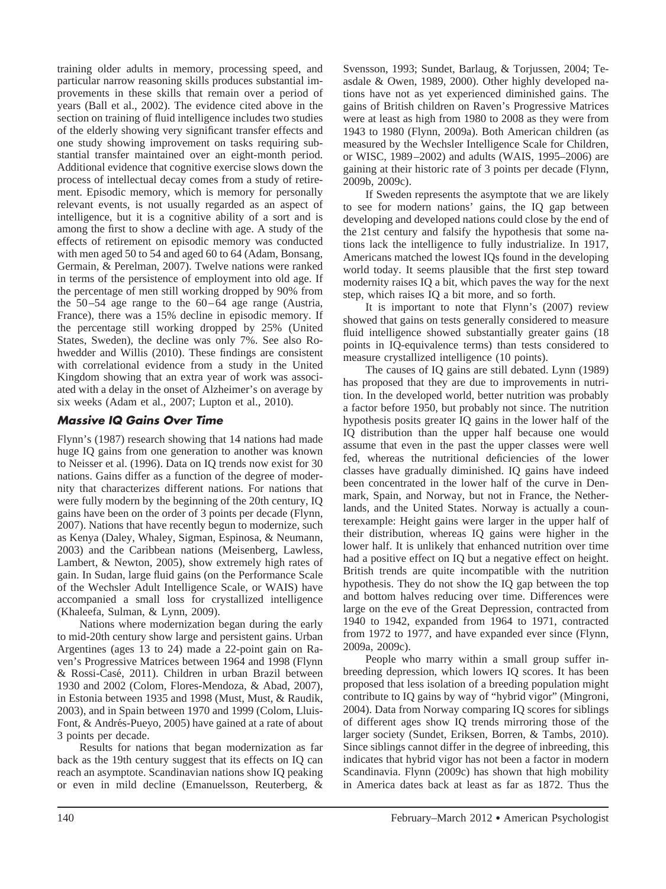training older adults in memory, processing speed, and particular narrow reasoning skills produces substantial improvements in these skills that remain over a period of years (Ball et al., 2002). The evidence cited above in the section on training of fluid intelligence includes two studies of the elderly showing very significant transfer effects and one study showing improvement on tasks requiring substantial transfer maintained over an eight-month period. Additional evidence that cognitive exercise slows down the process of intellectual decay comes from a study of retirement. Episodic memory, which is memory for personally relevant events, is not usually regarded as an aspect of intelligence, but it is a cognitive ability of a sort and is among the first to show a decline with age. A study of the effects of retirement on episodic memory was conducted with men aged 50 to 54 and aged 60 to 64 (Adam, Bonsang, Germain, & Perelman, 2007). Twelve nations were ranked in terms of the persistence of employment into old age. If the percentage of men still working dropped by 90% from the 50–54 age range to the 60–64 age range (Austria, France), there was a 15% decline in episodic memory. If the percentage still working dropped by 25% (United States, Sweden), the decline was only 7%. See also Rohwedder and Willis (2010). These findings are consistent with correlational evidence from a study in the United Kingdom showing that an extra year of work was associated with a delay in the onset of Alzheimer's on average by six weeks (Adam et al., 2007; Lupton et al., 2010).

## Massive IQ Gains Over Time

Flynn's (1987) research showing that 14 nations had made huge IQ gains from one generation to another was known to Neisser et al. (1996). Data on IQ trends now exist for 30 nations. Gains differ as a function of the degree of modernity that characterizes different nations. For nations that were fully modern by the beginning of the 20th century, IQ gains have been on the order of 3 points per decade (Flynn, 2007). Nations that have recently begun to modernize, such as Kenya (Daley, Whaley, Sigman, Espinosa, & Neumann, 2003) and the Caribbean nations (Meisenberg, Lawless, Lambert, & Newton, 2005), show extremely high rates of gain. In Sudan, large fluid gains (on the Performance Scale of the Wechsler Adult Intelligence Scale, or WAIS) have accompanied a small loss for crystallized intelligence (Khaleefa, Sulman, & Lynn, 2009).

Nations where modernization began during the early to mid-20th century show large and persistent gains. Urban Argentines (ages 13 to 24) made a 22-point gain on Raven's Progressive Matrices between 1964 and 1998 (Flynn & Rossi-Casé, 2011). Children in urban Brazil between 1930 and 2002 (Colom, Flores-Mendoza, & Abad, 2007), in Estonia between 1935 and 1998 (Must, Must, & Raudik, 2003), and in Spain between 1970 and 1999 (Colom, Lluis-Font, & Andrés-Pueyo, 2005) have gained at a rate of about 3 points per decade.

Results for nations that began modernization as far back as the 19th century suggest that its effects on IQ can reach an asymptote. Scandinavian nations show IQ peaking or even in mild decline (Emanuelsson, Reuterberg, & Svensson, 1993; Sundet, Barlaug, & Torjussen, 2004; Teasdale & Owen, 1989, 2000). Other highly developed nations have not as yet experienced diminished gains. The gains of British children on Raven's Progressive Matrices were at least as high from 1980 to 2008 as they were from 1943 to 1980 (Flynn, 2009a). Both American children (as measured by the Wechsler Intelligence Scale for Children, or WISC, 1989–2002) and adults (WAIS, 1995–2006) are gaining at their historic rate of 3 points per decade (Flynn, 2009b, 2009c).

If Sweden represents the asymptote that we are likely to see for modern nations' gains, the IQ gap between developing and developed nations could close by the end of the 21st century and falsify the hypothesis that some nations lack the intelligence to fully industrialize. In 1917, Americans matched the lowest IQs found in the developing world today. It seems plausible that the first step toward modernity raises IQ a bit, which paves the way for the next step, which raises IQ a bit more, and so forth.

It is important to note that Flynn's (2007) review showed that gains on tests generally considered to measure fluid intelligence showed substantially greater gains (18 points in IQ-equivalence terms) than tests considered to measure crystallized intelligence (10 points).

The causes of IQ gains are still debated. Lynn (1989) has proposed that they are due to improvements in nutrition. In the developed world, better nutrition was probably a factor before 1950, but probably not since. The nutrition hypothesis posits greater IQ gains in the lower half of the IQ distribution than the upper half because one would assume that even in the past the upper classes were well fed, whereas the nutritional deficiencies of the lower classes have gradually diminished. IQ gains have indeed been concentrated in the lower half of the curve in Denmark, Spain, and Norway, but not in France, the Netherlands, and the United States. Norway is actually a counterexample: Height gains were larger in the upper half of their distribution, whereas IQ gains were higher in the lower half. It is unlikely that enhanced nutrition over time had a positive effect on IQ but a negative effect on height. British trends are quite incompatible with the nutrition hypothesis. They do not show the IQ gap between the top and bottom halves reducing over time. Differences were large on the eve of the Great Depression, contracted from 1940 to 1942, expanded from 1964 to 1971, contracted from 1972 to 1977, and have expanded ever since (Flynn, 2009a, 2009c).

People who marry within a small group suffer inbreeding depression, which lowers IQ scores. It has been proposed that less isolation of a breeding population might contribute to IQ gains by way of "hybrid vigor" (Mingroni, 2004). Data from Norway comparing IQ scores for siblings of different ages show IQ trends mirroring those of the larger society (Sundet, Eriksen, Borren, & Tambs, 2010). Since siblings cannot differ in the degree of inbreeding, this indicates that hybrid vigor has not been a factor in modern Scandinavia. Flynn (2009c) has shown that high mobility in America dates back at least as far as 1872. Thus the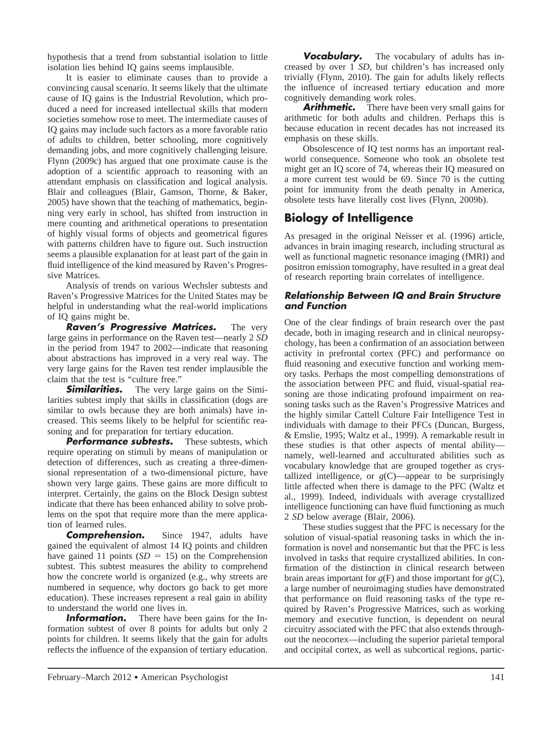hypothesis that a trend from substantial isolation to little isolation lies behind IQ gains seems implausible.

It is easier to eliminate causes than to provide a convincing causal scenario. It seems likely that the ultimate cause of IQ gains is the Industrial Revolution, which produced a need for increased intellectual skills that modern societies somehow rose to meet. The intermediate causes of IQ gains may include such factors as a more favorable ratio of adults to children, better schooling, more cognitively demanding jobs, and more cognitively challenging leisure. Flynn (2009c) has argued that one proximate cause is the adoption of a scientific approach to reasoning with an attendant emphasis on classification and logical analysis. Blair and colleagues (Blair, Gamson, Thorne, & Baker, 2005) have shown that the teaching of mathematics, beginning very early in school, has shifted from instruction in mere counting and arithmetical operations to presentation of highly visual forms of objects and geometrical figures with patterns children have to figure out. Such instruction seems a plausible explanation for at least part of the gain in fluid intelligence of the kind measured by Raven's Progressive Matrices.

Analysis of trends on various Wechsler subtests and Raven's Progressive Matrices for the United States may be helpful in understanding what the real-world implications of IQ gains might be.

***Raven's Progressive Matrices.*** The very large gains in performance on the Raven test—nearly 2 *SD* in the period from 1947 to 2002—indicate that reasoning about abstractions has improved in a very real way. The very large gains for the Raven test render implausible the claim that the test is "culture free."

***Similarities.*** The very large gains on the Similarities subtest imply that skills in classification (dogs are similar to owls because they are both animals) have increased. This seems likely to be helpful for scientific reasoning and for preparation for tertiary education.

***Performance subtests.*** These subtests, which require operating on stimuli by means of manipulation or detection of differences, such as creating a three-dimensional representation of a two-dimensional picture, have shown very large gains. These gains are more difficult to interpret. Certainly, the gains on the Block Design subtest indicate that there has been enhanced ability to solve problems on the spot that require more than the mere application of learned rules.

***Comprehension.*** Since 1947, adults have gained the equivalent of almost 14 IQ points and children have gained 11 points ($SD = 15$) on the Comprehension subtest. This subtest measures the ability to comprehend how the concrete world is organized (e.g., why streets are numbered in sequence, why doctors go back to get more education). These increases represent a real gain in ability to understand the world one lives in.

***Information.*** There have been gains for the Information subtest of over 8 points for adults but only 2 points for children. It seems likely that the gain for adults reflects the influence of the expansion of tertiary education.

***Vocabulary.*** The vocabulary of adults has increased by over 1 *SD*, but children's has increased only trivially (Flynn, 2010). The gain for adults likely reflects the influence of increased tertiary education and more cognitively demanding work roles.

***Arithmetic.*** There have been very small gains for arithmetic for both adults and children. Perhaps this is because education in recent decades has not increased its emphasis on these skills.

Obsolescence of IQ test norms has an important real-world consequence. Someone who took an obsolete test might get an IQ score of 74, whereas their IQ measured on a more current test would be 69. Since 70 is the cutting point for immunity from the death penalty in America, obsolete tests have literally cost lives (Flynn, 2009b).

## Biology of Intelligence

As presaged in the original Neisser et al. (1996) article, advances in brain imaging research, including structural as well as functional magnetic resonance imaging (fMRI) and positron emission tomography, have resulted in a great deal of research reporting brain correlates of intelligence.

### Relationship Between IQ and Brain Structure and Function

One of the clear findings of brain research over the past decade, both in imaging research and in clinical neuropsychology, has been a confirmation of an association between activity in prefrontal cortex (PFC) and performance on fluid reasoning and executive function and working memory tasks. Perhaps the most compelling demonstrations of the association between PFC and fluid, visual-spatial reasoning are those indicating profound impairment on reasoning tasks such as the Raven's Progressive Matrices Test and the highly similar Cattell Culture Fair Intelligence Test in individuals with damage to their PFCs (Duncan, Burgess, & Emslie, 1995; Waltz et al., 1999). A remarkable result in these studies is that other aspects of mental ability—namely, well-learned and acculturated abilities such as vocabulary knowledge that are grouped together as crystallized intelligence, or *g*(C)—appear to be surprisingly little affected when there is damage to the PFC (Waltz et al., 1999). Indeed, individuals with average crystallized intelligence functioning can have fluid functioning as much 2 *SD* below average (Blair, 2006).

These studies suggest that the PFC is necessary for the solution of visual-spatial reasoning tasks in which the information is novel and nonsemantic but that the PFC is less involved in tasks that require crystallized abilities. In confirmation of the distinction in clinical research between brain areas important for *g*(F) and those important for *g*(C), a large number of neuroimaging studies have demonstrated that performance on fluid reasoning tasks of the type required by Raven's Progressive Matrices, such as working memory and executive function, is dependent on neural circuitry associated with the PFC that also extends throughout the neocortex—including the superior parietal temporal and occipital cortex, as well as subcortical regions, partic-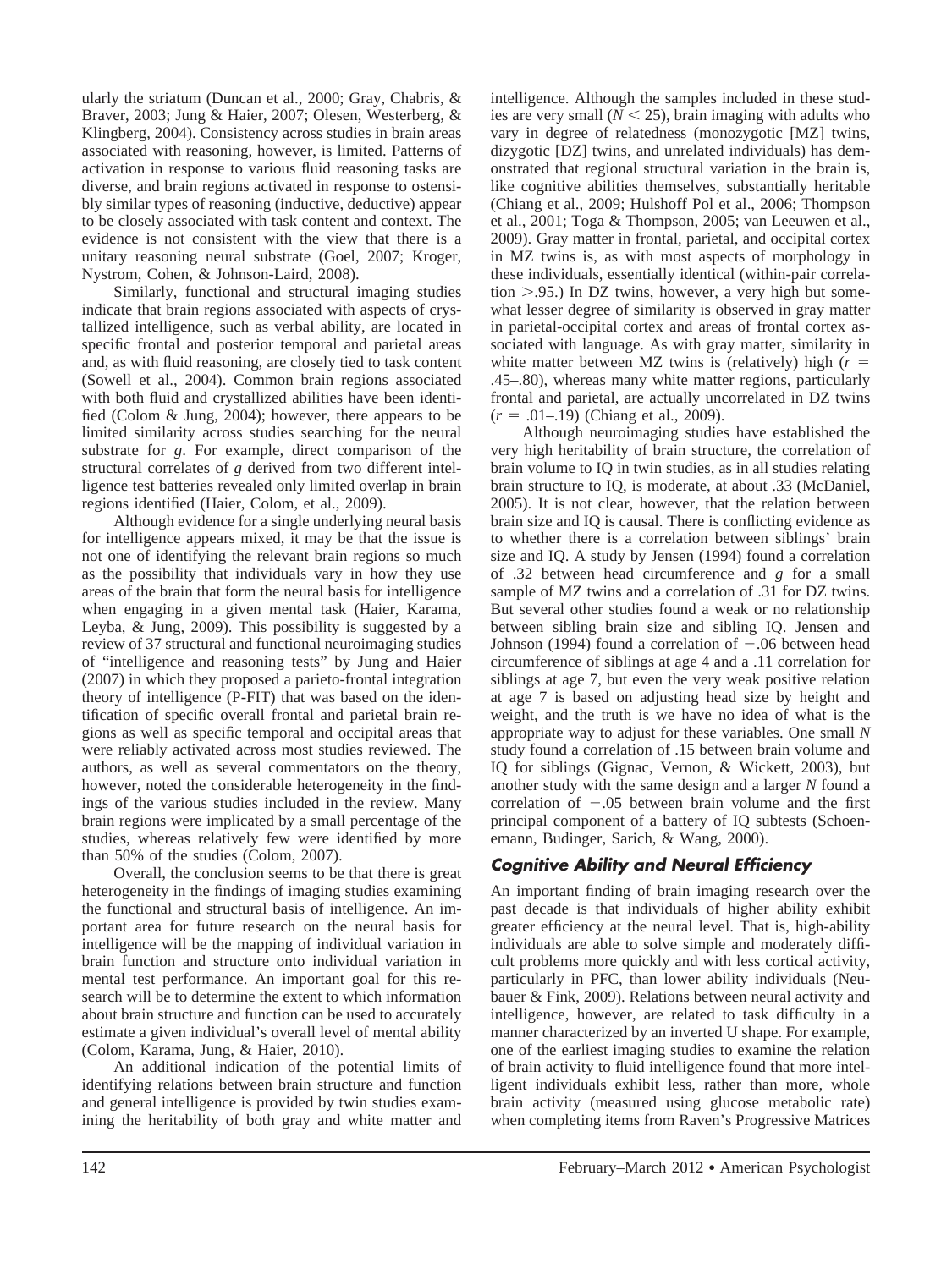ularly the striatum (Duncan et al., 2000; Gray, Chabris, & Braver, 2003; Jung & Haier, 2007; Olesen, Westerberg, & Klingberg, 2004). Consistency across studies in brain areas associated with reasoning, however, is limited. Patterns of activation in response to various fluid reasoning tasks are diverse, and brain regions activated in response to ostensibly similar types of reasoning (inductive, deductive) appear to be closely associated with task content and context. The evidence is not consistent with the view that there is a unitary reasoning neural substrate (Goel, 2007; Kroger, Nystrom, Cohen, & Johnson-Laird, 2008).

Similarly, functional and structural imaging studies indicate that brain regions associated with aspects of crystallized intelligence, such as verbal ability, are located in specific frontal and posterior temporal and parietal areas and, as with fluid reasoning, are closely tied to task content (Sowell et al., 2004). Common brain regions associated with both fluid and crystallized abilities have been identified (Colom & Jung, 2004); however, there appears to be limited similarity across studies searching for the neural substrate for *g*. For example, direct comparison of the structural correlates of *g* derived from two different intelligence test batteries revealed only limited overlap in brain regions identified (Haier, Colom, et al., 2009).

Although evidence for a single underlying neural basis for intelligence appears mixed, it may be that the issue is not one of identifying the relevant brain regions so much as the possibility that individuals vary in how they use areas of the brain that form the neural basis for intelligence when engaging in a given mental task (Haier, Karama, Leyba, & Jung, 2009). This possibility is suggested by a review of 37 structural and functional neuroimaging studies of "intelligence and reasoning tests" by Jung and Haier (2007) in which they proposed a parieto-frontal integration theory of intelligence (P-FIT) that was based on the identification of specific overall frontal and parietal brain regions as well as specific temporal and occipital areas that were reliably activated across most studies reviewed. The authors, as well as several commentators on the theory, however, noted the considerable heterogeneity in the findings of the various studies included in the review. Many brain regions were implicated by a small percentage of the studies, whereas relatively few were identified by more than 50% of the studies (Colom, 2007).

Overall, the conclusion seems to be that there is great heterogeneity in the findings of imaging studies examining the functional and structural basis of intelligence. An important area for future research on the neural basis for intelligence will be the mapping of individual variation in brain function and structure onto individual variation in mental test performance. An important goal for this research will be to determine the extent to which information about brain structure and function can be used to accurately estimate a given individual's overall level of mental ability (Colom, Karama, Jung, & Haier, 2010).

An additional indication of the potential limits of identifying relations between brain structure and function and general intelligence is provided by twin studies examining the heritability of both gray and white matter and intelligence. Although the samples included in these studies are very small ($N < 25$), brain imaging with adults who vary in degree of relatedness (monozygotic [MZ] twins, dizygotic [DZ] twins, and unrelated individuals) has demonstrated that regional structural variation in the brain is, like cognitive abilities themselves, substantially heritable (Chiang et al., 2009; Hulshoff Pol et al., 2006; Thompson et al., 2001; Toga & Thompson, 2005; van Leeuwen et al., 2009). Gray matter in frontal, parietal, and occipital cortex in MZ twins is, as with most aspects of morphology in these individuals, essentially identical (within-pair correlation $> .95$.) In DZ twins, however, a very high but somewhat lesser degree of similarity is observed in gray matter in parietal-occipital cortex and areas of frontal cortex associated with language. As with gray matter, similarity in white matter between MZ twins is (relatively) high ($r =$ .45–.80), whereas many white matter regions, particularly frontal and parietal, are actually uncorrelated in DZ twins ($r =$ .01–.19) (Chiang et al., 2009).

Although neuroimaging studies have established the very high heritability of brain structure, the correlation of brain volume to IQ in twin studies, as in all studies relating brain structure to IQ, is moderate, at about .33 (McDaniel, 2005). It is not clear, however, that the relation between brain size and IQ is causal. There is conflicting evidence as to whether there is a correlation between siblings' brain size and IQ. A study by Jensen (1994) found a correlation of .32 between head circumference and *g* for a small sample of MZ twins and a correlation of .31 for DZ twins. But several other studies found a weak or no relationship between sibling brain size and sibling IQ. Jensen and Johnson (1994) found a correlation of $-.06$ between head circumference of siblings at age 4 and a .11 correlation for siblings at age 7, but even the very weak positive relation at age 7 is based on adjusting head size by height and weight, and the truth is we have no idea of what is the appropriate way to adjust for these variables. One small *N* study found a correlation of .15 between brain volume and IQ for siblings (Gignac, Vernon, & Wickett, 2003), but another study with the same design and a larger *N* found a correlation of $-.05$ between brain volume and the first principal component of a battery of IQ subtests (Schoenemann, Budinger, Sarich, & Wang, 2000).

## Cognitive Ability and Neural Efficiency

An important finding of brain imaging research over the past decade is that individuals of higher ability exhibit greater efficiency at the neural level. That is, high-ability individuals are able to solve simple and moderately difficult problems more quickly and with less cortical activity, particularly in PFC, than lower ability individuals (Neubauer & Fink, 2009). Relations between neural activity and intelligence, however, are related to task difficulty in a manner characterized by an inverted U shape. For example, one of the earliest imaging studies to examine the relation of brain activity to fluid intelligence found that more intelligent individuals exhibit less, rather than more, whole brain activity (measured using glucose metabolic rate) when completing items from Raven's Progressive Matrices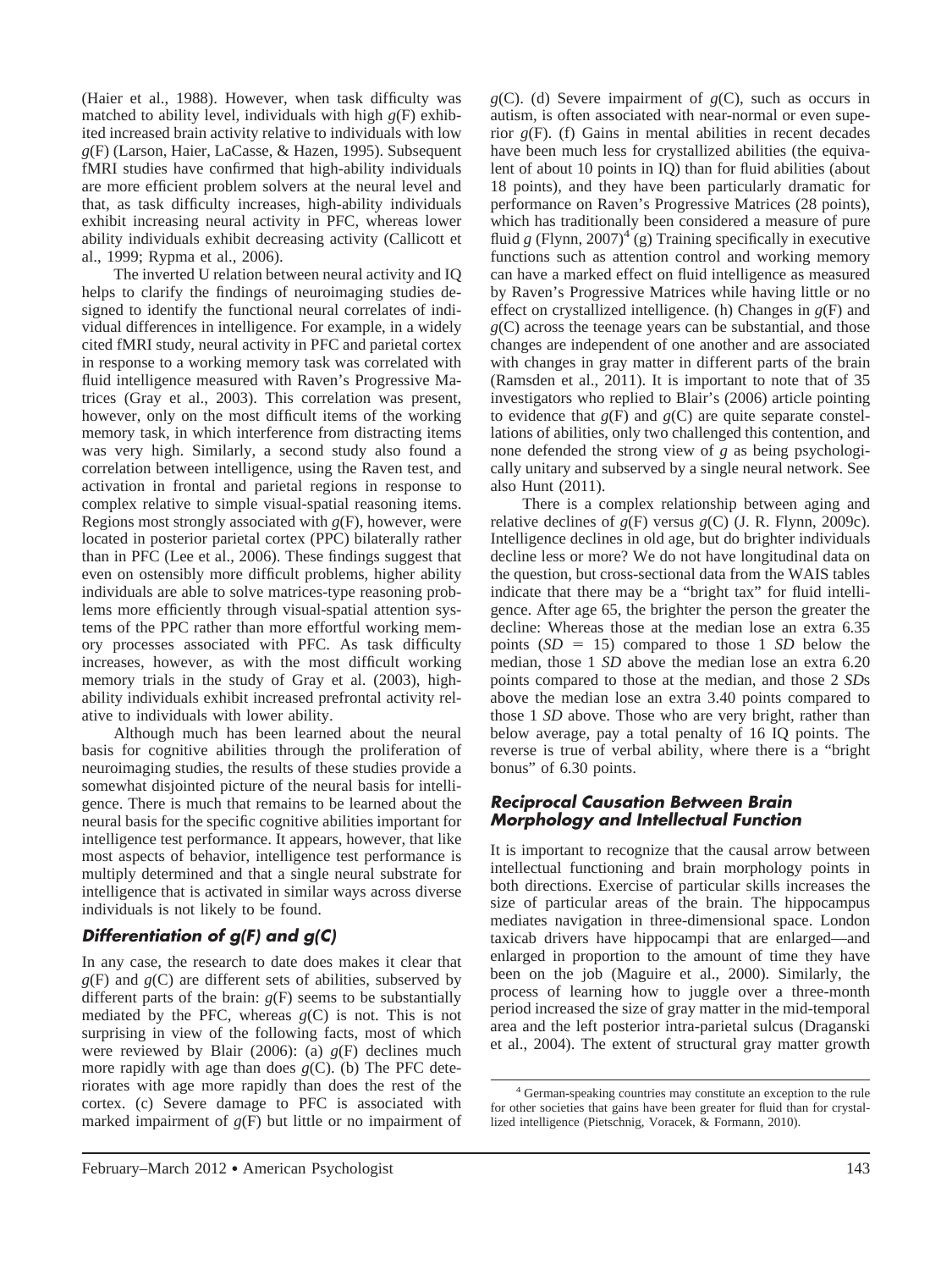(Haier et al., 1988). However, when task difficulty was matched to ability level, individuals with high *g*(F) exhibited increased brain activity relative to individuals with low *g*(F) (Larson, Haier, LaCasse, & Hazen, 1995). Subsequent fMRI studies have confirmed that high-ability individuals are more efficient problem solvers at the neural level and that, as task difficulty increases, high-ability individuals exhibit increasing neural activity in PFC, whereas lower ability individuals exhibit decreasing activity (Callicott et al., 1999; Rypma et al., 2006).

The inverted U relation between neural activity and IQ helps to clarify the findings of neuroimaging studies designed to identify the functional neural correlates of individual differences in intelligence. For example, in a widely cited fMRI study, neural activity in PFC and parietal cortex in response to a working memory task was correlated with fluid intelligence measured with Raven's Progressive Matrices (Gray et al., 2003). This correlation was present, however, only on the most difficult items of the working memory task, in which interference from distracting items was very high. Similarly, a second study also found a correlation between intelligence, using the Raven test, and activation in frontal and parietal regions in response to complex relative to simple visual-spatial reasoning items. Regions most strongly associated with *g*(F), however, were located in posterior parietal cortex (PPC) bilaterally rather than in PFC (Lee et al., 2006). These findings suggest that even on ostensibly more difficult problems, higher ability individuals are able to solve matrices-type reasoning problems more efficiently through visual-spatial attention systems of the PPC rather than more effortful working memory processes associated with PFC. As task difficulty increases, however, as with the most difficult working memory trials in the study of Gray et al. (2003), high-ability individuals exhibit increased prefrontal activity relative to individuals with lower ability.

Although much has been learned about the neural basis for cognitive abilities through the proliferation of neuroimaging studies, the results of these studies provide a somewhat disjointed picture of the neural basis for intelligence. There is much that remains to be learned about the neural basis for the specific cognitive abilities important for intelligence test performance. It appears, however, that like most aspects of behavior, intelligence test performance is multiply determined and that a single neural substrate for intelligence that is activated in similar ways across diverse individuals is not likely to be found.

### Differentiation of g(F) and g(C)

In any case, the research to date does makes it clear that *g*(F) and *g*(C) are different sets of abilities, subserved by different parts of the brain: *g*(F) seems to be substantially mediated by the PFC, whereas *g*(C) is not. This is not surprising in view of the following facts, most of which were reviewed by Blair (2006): (a) *g*(F) declines much more rapidly with age than does *g*(C). (b) The PFC deteriorates with age more rapidly than does the rest of the cortex. (c) Severe damage to PFC is associated with marked impairment of *g*(F) but little or no impairment of *g*(C). (d) Severe impairment of *g*(C), such as occurs in autism, is often associated with near-normal or even superior *g*(F). (f) Gains in mental abilities in recent decades have been much less for crystallized abilities (the equivalent of about 10 points in IQ) than for fluid abilities (about 18 points), and they have been particularly dramatic for performance on Raven's Progressive Matrices (28 points), which has traditionally been considered a measure of pure fluid *g* (Flynn, 2007)[4] (g) Training specifically in executive functions such as attention control and working memory can have a marked effect on fluid intelligence as measured by Raven's Progressive Matrices while having little or no effect on crystallized intelligence. (h) Changes in *g*(F) and *g*(C) across the teenage years can be substantial, and those changes are independent of one another and are associated with changes in gray matter in different parts of the brain (Ramsden et al., 2011). It is important to note that of 35 investigators who replied to Blair's (2006) article pointing to evidence that *g*(F) and *g*(C) are quite separate constellations of abilities, only two challenged this contention, and none defended the strong view of *g* as being psychologically unitary and subserved by a single neural network. See also Hunt (2011).

There is a complex relationship between aging and relative declines of *g*(F) versus *g*(C) (J. R. Flynn, 2009c). Intelligence declines in old age, but do brighter individuals decline less or more? We do not have longitudinal data on the question, but cross-sectional data from the WAIS tables indicate that there may be a "bright tax" for fluid intelligence. After age 65, the brighter the person the greater the decline: Whereas those at the median lose an extra 6.35 points ($SD = 15$) compared to those 1 *SD* below the median, those 1 *SD* above the median lose an extra 6.20 points compared to those at the median, and those 2 *SD*s above the median lose an extra 3.40 points compared to those 1 *SD* above. Those who are very bright, rather than below average, pay a total penalty of 16 IQ points. The reverse is true of verbal ability, where there is a "bright bonus" of 6.30 points.

### Reciprocal Causation Between Brain Morphology and Intellectual Function

It is important to recognize that the causal arrow between intellectual functioning and brain morphology points in both directions. Exercise of particular skills increases the size of particular areas of the brain. The hippocampus mediates navigation in three-dimensional space. London taxicab drivers have hippocampi that are enlarged—and enlarged in proportion to the amount of time they have been on the job (Maguire et al., 2000). Similarly, the process of learning how to juggle over a three-month period increased the size of gray matter in the mid-temporal area and the left posterior intra-parietal sulcus (Draganski et al., 2004). The extent of structural gray matter growth

[4] German-speaking countries may constitute an exception to the rule for other societies that gains have been greater for fluid than for crystallized intelligence (Pietschnig, Voracek, & Formann, 2010).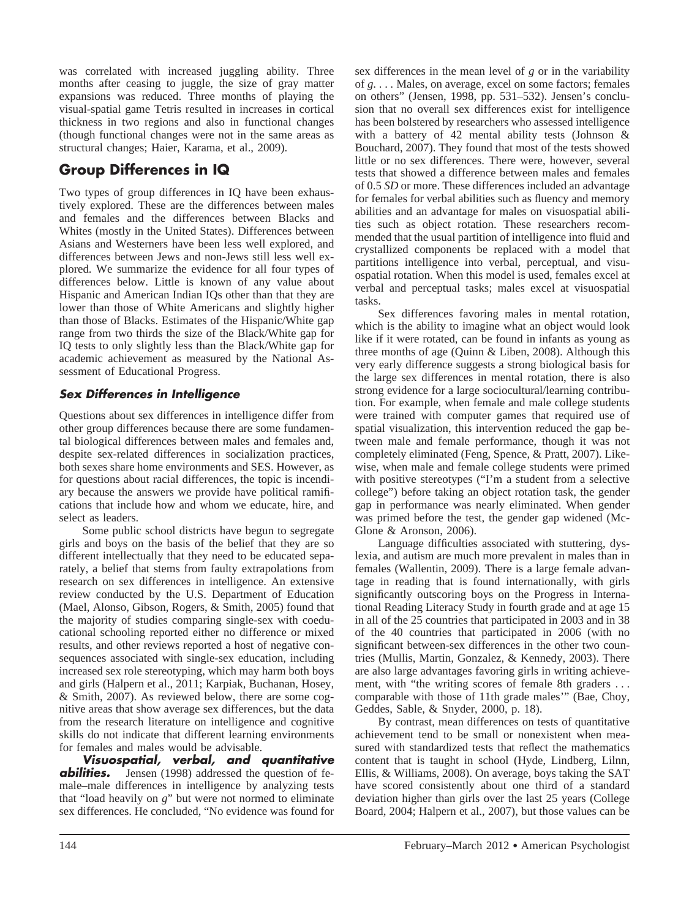was correlated with increased juggling ability. Three months after ceasing to juggle, the size of gray matter expansions was reduced. Three months of playing the visual-spatial game Tetris resulted in increases in cortical thickness in two regions and also in functional changes (though functional changes were not in the same areas as structural changes; Haier, Karama, et al., 2009).

## Group Differences in IQ

Two types of group differences in IQ have been exhaustively explored. These are the differences between males and females and the differences between Blacks and Whites (mostly in the United States). Differences between Asians and Westerners have been less well explored, and differences between Jews and non-Jews still less well explored. We summarize the evidence for all four types of differences below. Little is known of any value about Hispanic and American Indian IQs other than that they are lower than those of White Americans and slightly higher than those of Blacks. Estimates of the Hispanic/White gap range from two thirds the size of the Black/White gap for IQ tests to only slightly less than the Black/White gap for academic achievement as measured by the National Assessment of Educational Progress.

### Sex Differences in Intelligence

Questions about sex differences in intelligence differ from other group differences because there are some fundamental biological differences between males and females and, despite sex-related differences in socialization practices, both sexes share home environments and SES. However, as for questions about racial differences, the topic is incendiary because the answers we provide have political ramifications that include how and whom we educate, hire, and select as leaders.

Some public school districts have begun to segregate girls and boys on the basis of the belief that they are so different intellectually that they need to be educated separately, a belief that stems from faulty extrapolations from research on sex differences in intelligence. An extensive review conducted by the U.S. Department of Education (Mael, Alonso, Gibson, Rogers, & Smith, 2005) found that the majority of studies comparing single-sex with coeducational schooling reported either no difference or mixed results, and other reviews reported a host of negative consequences associated with single-sex education, including increased sex role stereotyping, which may harm both boys and girls (Halpern et al., 2011; Karpiak, Buchanan, Hosey, & Smith, 2007). As reviewed below, there are some cognitive areas that show average sex differences, but the data from the research literature on intelligence and cognitive skills do not indicate that different learning environments for females and males would be advisable.

***Visuospatial, verbal, and quantitative abilities.*** Jensen (1998) addressed the question of female–male differences in intelligence by analyzing tests that "load heavily on *g*" but were not normed to eliminate sex differences. He concluded, "No evidence was found for sex differences in the mean level of *g* or in the variability of *g*. . . . Males, on average, excel on some factors; females on others" (Jensen, 1998, pp. 531–532). Jensen's conclusion that no overall sex differences exist for intelligence has been bolstered by researchers who assessed intelligence with a battery of 42 mental ability tests (Johnson & Bouchard, 2007). They found that most of the tests showed little or no sex differences. There were, however, several tests that showed a difference between males and females of 0.5 *SD* or more. These differences included an advantage for females for verbal abilities such as fluency and memory abilities and an advantage for males on visuospatial abilities such as object rotation. These researchers recommended that the usual partition of intelligence into fluid and crystallized components be replaced with a model that partitions intelligence into verbal, perceptual, and visuospatial rotation. When this model is used, females excel at verbal and perceptual tasks; males excel at visuospatial tasks.

Sex differences favoring males in mental rotation, which is the ability to imagine what an object would look like if it were rotated, can be found in infants as young as three months of age (Quinn & Liben, 2008). Although this very early difference suggests a strong biological basis for the large sex differences in mental rotation, there is also strong evidence for a large sociocultural/learning contribution. For example, when female and male college students were trained with computer games that required use of spatial visualization, this intervention reduced the gap between male and female performance, though it was not completely eliminated (Feng, Spence, & Pratt, 2007). Likewise, when male and female college students were primed with positive stereotypes ("I'm a student from a selective college") before taking an object rotation task, the gender gap in performance was nearly eliminated. When gender was primed before the test, the gender gap widened (McGlone & Aronson, 2006).

Language difficulties associated with stuttering, dyslexia, and autism are much more prevalent in males than in females (Wallentin, 2009). There is a large female advantage in reading that is found internationally, with girls significantly outscoring boys on the Progress in International Reading Literacy Study in fourth grade and at age 15 in all of the 25 countries that participated in 2003 and in 38 of the 40 countries that participated in 2006 (with no significant between-sex differences in the other two countries (Mullis, Martin, Gonzalez, & Kennedy, 2003). There are also large advantages favoring girls in writing achievement, with "the writing scores of female 8th graders . . . comparable with those of 11th grade males'" (Bae, Choy, Geddes, Sable, & Snyder, 2000, p. 18).

By contrast, mean differences on tests of quantitative achievement tend to be small or nonexistent when measured with standardized tests that reflect the mathematics content that is taught in school (Hyde, Lindberg, Lilnn, Ellis, & Williams, 2008). On average, boys taking the SAT have scored consistently about one third of a standard deviation higher than girls over the last 25 years (College Board, 2004; Halpern et al., 2007), but those values can be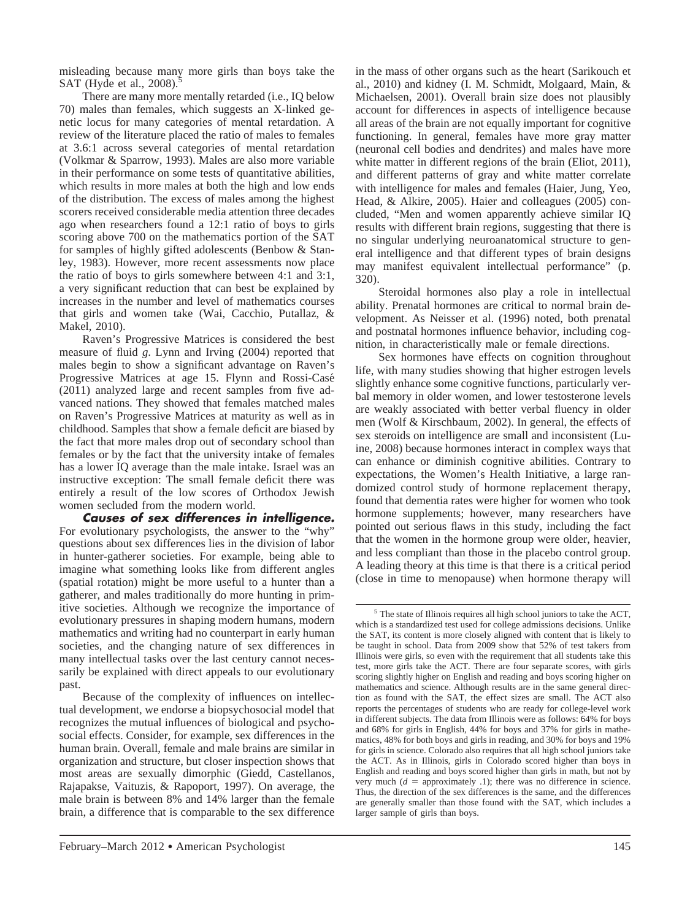misleading because many more girls than boys take the SAT (Hyde et al., 2008).[5]

There are many more mentally retarded (i.e., IQ below 70) males than females, which suggests an X-linked genetic locus for many categories of mental retardation. A review of the literature placed the ratio of males to females at 3.6:1 across several categories of mental retardation (Volkmar & Sparrow, 1993). Males are also more variable in their performance on some tests of quantitative abilities, which results in more males at both the high and low ends of the distribution. The excess of males among the highest scorers received considerable media attention three decades ago when researchers found a 12:1 ratio of boys to girls scoring above 700 on the mathematics portion of the SAT for samples of highly gifted adolescents (Benbow & Stanley, 1983). However, more recent assessments now place the ratio of boys to girls somewhere between 4:1 and 3:1, a very significant reduction that can best be explained by increases in the number and level of mathematics courses that girls and women take (Wai, Cacchio, Putallaz, & Makel, 2010).

Raven's Progressive Matrices is considered the best measure of fluid *g*. Lynn and Irving (2004) reported that males begin to show a significant advantage on Raven's Progressive Matrices at age 15. Flynn and Rossi-Casé (2011) analyzed large and recent samples from five advanced nations. They showed that females matched males on Raven's Progressive Matrices at maturity as well as in childhood. Samples that show a female deficit are biased by the fact that more males drop out of secondary school than females or by the fact that the university intake of females has a lower IQ average than the male intake. Israel was an instructive exception: The small female deficit there was entirely a result of the low scores of Orthodox Jewish women secluded from the modern world.

***Causes of sex differences in intelligence.*** For evolutionary psychologists, the answer to the "why" questions about sex differences lies in the division of labor in hunter-gatherer societies. For example, being able to imagine what something looks like from different angles (spatial rotation) might be more useful to a hunter than a gatherer, and males traditionally do more hunting in primitive societies. Although we recognize the importance of evolutionary pressures in shaping modern humans, modern mathematics and writing had no counterpart in early human societies, and the changing nature of sex differences in many intellectual tasks over the last century cannot necessarily be explained with direct appeals to our evolutionary past.

Because of the complexity of influences on intellectual development, we endorse a biopsychosocial model that recognizes the mutual influences of biological and psychosocial effects. Consider, for example, sex differences in the human brain. Overall, female and male brains are similar in organization and structure, but closer inspection shows that most areas are sexually dimorphic (Giedd, Castellanos, Rajapakse, Vaituzis, & Rapoport, 1997). On average, the male brain is between 8% and 14% larger than the female brain, a difference that is comparable to the sex difference in the mass of other organs such as the heart (Sarikouch et al., 2010) and kidney (I. M. Schmidt, Molgaard, Main, & Michaelsen, 2001). Overall brain size does not plausibly account for differences in aspects of intelligence because all areas of the brain are not equally important for cognitive functioning. In general, females have more gray matter (neuronal cell bodies and dendrites) and males have more white matter in different regions of the brain (Eliot, 2011), and different patterns of gray and white matter correlate with intelligence for males and females (Haier, Jung, Yeo, Head, & Alkire, 2005). Haier and colleagues (2005) concluded, "Men and women apparently achieve similar IQ results with different brain regions, suggesting that there is no singular underlying neuroanatomical structure to general intelligence and that different types of brain designs may manifest equivalent intellectual performance" (p. 320).

Steroidal hormones also play a role in intellectual ability. Prenatal hormones are critical to normal brain development. As Neisser et al. (1996) noted, both prenatal and postnatal hormones influence behavior, including cognition, in characteristically male or female directions.

Sex hormones have effects on cognition throughout life, with many studies showing that higher estrogen levels slightly enhance some cognitive functions, particularly verbal memory in older women, and lower testosterone levels are weakly associated with better verbal fluency in older men (Wolf & Kirschbaum, 2002). In general, the effects of sex steroids on intelligence are small and inconsistent (Luine, 2008) because hormones interact in complex ways that can enhance or diminish cognitive abilities. Contrary to expectations, the Women's Health Initiative, a large randomized control study of hormone replacement therapy, found that dementia rates were higher for women who took hormone supplements; however, many researchers have pointed out serious flaws in this study, including the fact that the women in the hormone group were older, heavier, and less compliant than those in the placebo control group. A leading theory at this time is that there is a critical period (close in time to menopause) when hormone therapy will

---

[5] The state of Illinois requires all high school juniors to take the ACT, which is a standardized test used for college admissions decisions. Unlike the SAT, its content is more closely aligned with content that is likely to be taught in school. Data from 2009 show that 52% of test takers from Illinois were girls, so even with the requirement that all students take this test, more girls take the ACT. There are four separate scores, with girls scoring slightly higher on English and reading and boys scoring higher on mathematics and science. Although results are in the same general direction as found with the SAT, the effect sizes are small. The ACT also reports the percentages of students who are ready for college-level work in different subjects. The data from Illinois were as follows: 64% for boys and 68% for girls in English, 44% for boys and 37% for girls in mathematics, 48% for both boys and girls in reading, and 30% for boys and 19% for girls in science. Colorado also requires that all high school juniors take the ACT. As in Illinois, girls in Colorado scored higher than boys in English and reading and boys scored higher than girls in math, but not by very much ($d$ = approximately .1); there was no difference in science. Thus, the direction of the sex differences is the same, and the differences are generally smaller than those found with the SAT, which includes a larger sample of girls than boys.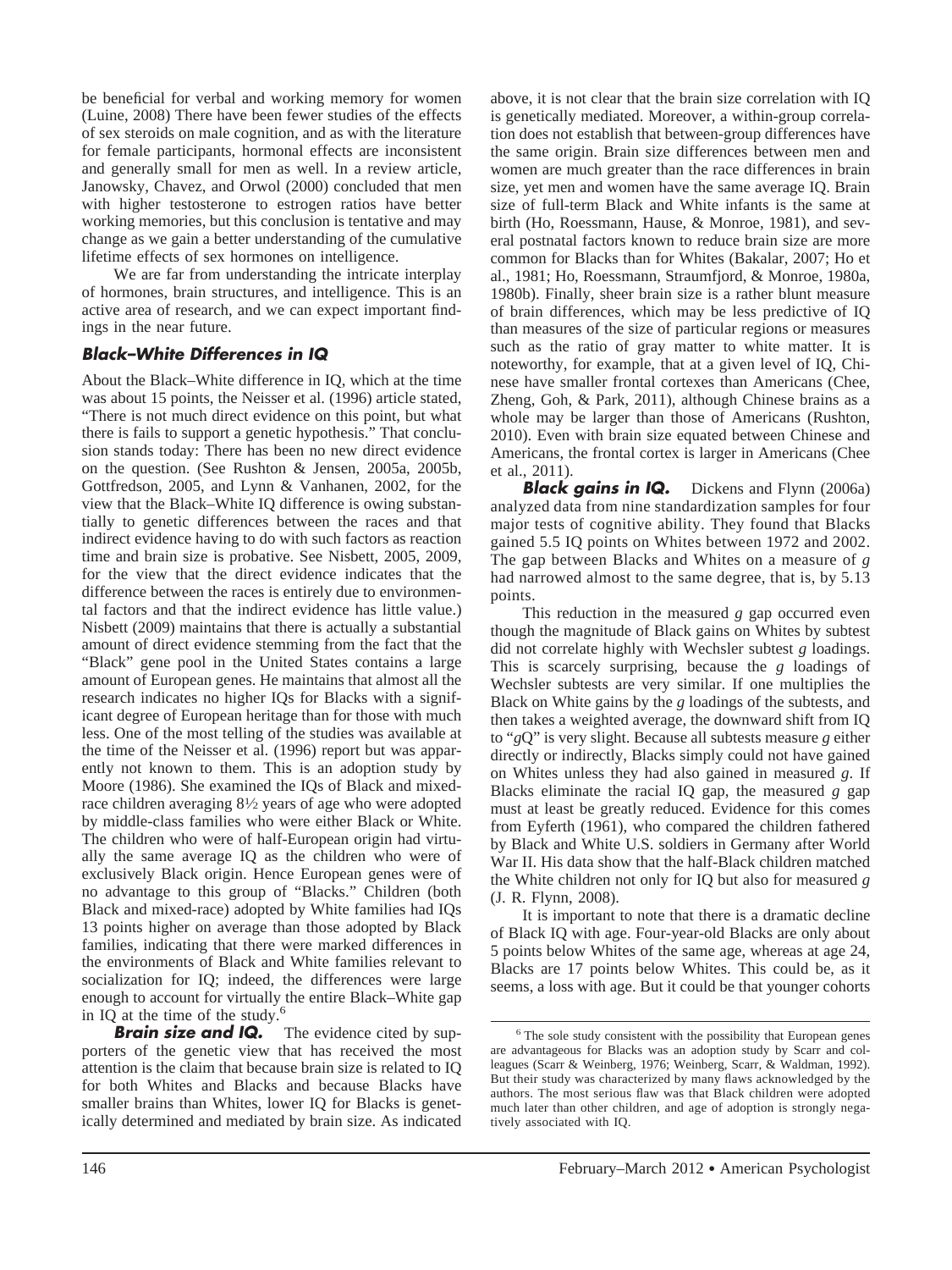be beneficial for verbal and working memory for women (Luine, 2008) There have been fewer studies of the effects of sex steroids on male cognition, and as with the literature for female participants, hormonal effects are inconsistent and generally small for men as well. In a review article, Janowsky, Chavez, and Orwol (2000) concluded that men with higher testosterone to estrogen ratios have better working memories, but this conclusion is tentative and may change as we gain a better understanding of the cumulative lifetime effects of sex hormones on intelligence.

We are far from understanding the intricate interplay of hormones, brain structures, and intelligence. This is an active area of research, and we can expect important findings in the near future.

### Black–White Differences in IQ

About the Black–White difference in IQ, which at the time was about 15 points, the Neisser et al. (1996) article stated, "There is not much direct evidence on this point, but what there is fails to support a genetic hypothesis." That conclusion stands today: There has been no new direct evidence on the question. (See Rushton & Jensen, 2005a, 2005b, Gottfredson, 2005, and Lynn & Vanhanen, 2002, for the view that the Black–White IQ difference is owing substantially to genetic differences between the races and that indirect evidence having to do with such factors as reaction time and brain size is probative. See Nisbett, 2005, 2009, for the view that the direct evidence indicates that the difference between the races is entirely due to environmental factors and that the indirect evidence has little value.) Nisbett (2009) maintains that there is actually a substantial amount of direct evidence stemming from the fact that the "Black" gene pool in the United States contains a large amount of European genes. He maintains that almost all the research indicates no higher IQs for Blacks with a significant degree of European heritage than for those with much less. One of the most telling of the studies was available at the time of the Neisser et al. (1996) report but was apparently not known to them. This is an adoption study by Moore (1986). She examined the IQs of Black and mixed-race children averaging 8½ years of age who were adopted by middle-class families who were either Black or White. The children who were of half-European origin had virtually the same average IQ as the children who were of exclusively Black origin. Hence European genes were of no advantage to this group of "Blacks." Children (both Black and mixed-race) adopted by White families had IQs 13 points higher on average than those adopted by Black families, indicating that there were marked differences in the environments of Black and White families relevant to socialization for IQ; indeed, the differences were large enough to account for virtually the entire Black–White gap in IQ at the time of the study.[6]

***Brain size and IQ.*** The evidence cited by supporters of the genetic view that has received the most attention is the claim that because brain size is related to IQ for both Whites and Blacks and because Blacks have smaller brains than Whites, lower IQ for Blacks is genetically determined and mediated by brain size. As indicated above, it is not clear that the brain size correlation with IQ is genetically mediated. Moreover, a within-group correlation does not establish that between-group differences have the same origin. Brain size differences between men and women are much greater than the race differences in brain size, yet men and women have the same average IQ. Brain size of full-term Black and White infants is the same at birth (Ho, Roessmann, Hause, & Monroe, 1981), and several postnatal factors known to reduce brain size are more common for Blacks than for Whites (Bakalar, 2007; Ho et al., 1981; Ho, Roessmann, Straumfjord, & Monroe, 1980a, 1980b). Finally, sheer brain size is a rather blunt measure of brain differences, which may be less predictive of IQ than measures of the size of particular regions or measures such as the ratio of gray matter to white matter. It is noteworthy, for example, that at a given level of IQ, Chinese have smaller frontal cortexes than Americans (Chee, Zheng, Goh, & Park, 2011), although Chinese brains as a whole may be larger than those of Americans (Rushton, 2010). Even with brain size equated between Chinese and Americans, the frontal cortex is larger in Americans (Chee et al., 2011).

***Black gains in IQ.*** Dickens and Flynn (2006a) analyzed data from nine standardization samples for four major tests of cognitive ability. They found that Blacks gained 5.5 IQ points on Whites between 1972 and 2002. The gap between Blacks and Whites on a measure of *g* had narrowed almost to the same degree, that is, by 5.13 points.

This reduction in the measured *g* gap occurred even though the magnitude of Black gains on Whites by subtest did not correlate highly with Wechsler subtest *g* loadings. This is scarcely surprising, because the *g* loadings of Wechsler subtests are very similar. If one multiplies the Black on White gains by the *g* loadings of the subtests, and then takes a weighted average, the downward shift from IQ to "*g*Q" is very slight. Because all subtests measure *g* either directly or indirectly, Blacks simply could not have gained on Whites unless they had also gained in measured *g*. If Blacks eliminate the racial IQ gap, the measured *g* gap must at least be greatly reduced. Evidence for this comes from Eyferth (1961), who compared the children fathered by Black and White U.S. soldiers in Germany after World War II. His data show that the half-Black children matched the White children not only for IQ but also for measured *g* (J. R. Flynn, 2008).

It is important to note that there is a dramatic decline of Black IQ with age. Four-year-old Blacks are only about 5 points below Whites of the same age, whereas at age 24, Blacks are 17 points below Whites. This could be, as it seems, a loss with age. But it could be that younger cohorts

---

[6] The sole study consistent with the possibility that European genes are advantageous for Blacks was an adoption study by Scarr and colleagues (Scarr & Weinberg, 1976; Weinberg, Scarr, & Waldman, 1992). But their study was characterized by many flaws acknowledged by the authors. The most serious flaw was that Black children were adopted much later than other children, and age of adoption is strongly negatively associated with IQ.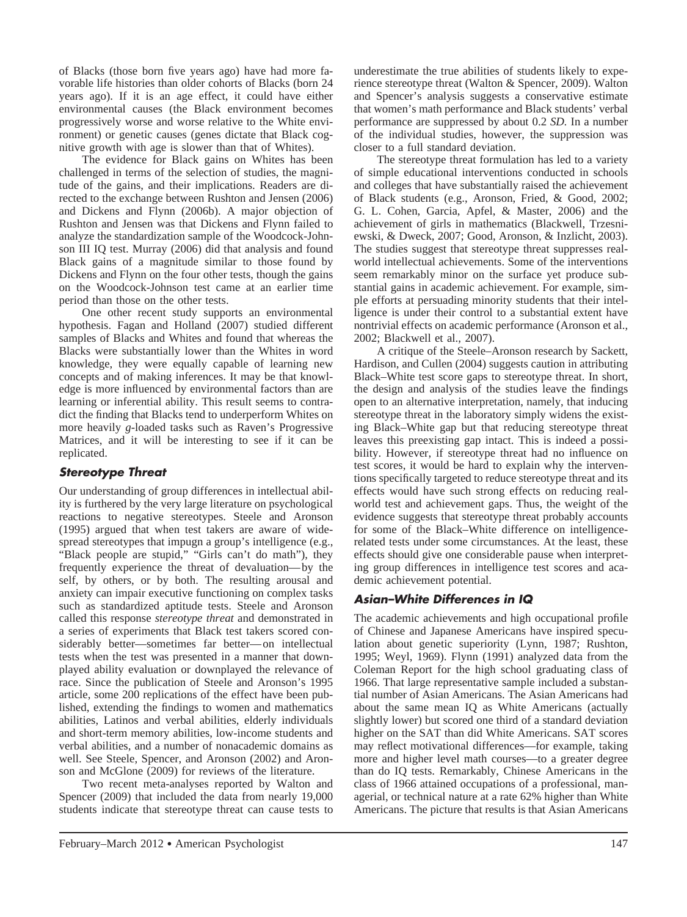of Blacks (those born five years ago) have had more favorable life histories than older cohorts of Blacks (born 24 years ago). If it is an age effect, it could have either environmental causes (the Black environment becomes progressively worse and worse relative to the White environment) or genetic causes (genes dictate that Black cognitive growth with age is slower than that of Whites).

The evidence for Black gains on Whites has been challenged in terms of the selection of studies, the magnitude of the gains, and their implications. Readers are directed to the exchange between Rushton and Jensen (2006) and Dickens and Flynn (2006b). A major objection of Rushton and Jensen was that Dickens and Flynn failed to analyze the standardization sample of the Woodcock-Johnson III IQ test. Murray (2006) did that analysis and found Black gains of a magnitude similar to those found by Dickens and Flynn on the four other tests, though the gains on the Woodcock-Johnson test came at an earlier time period than those on the other tests.

One other recent study supports an environmental hypothesis. Fagan and Holland (2007) studied different samples of Blacks and Whites and found that whereas the Blacks were substantially lower than the Whites in word knowledge, they were equally capable of learning new concepts and of making inferences. It may be that knowledge is more influenced by environmental factors than are learning or inferential ability. This result seems to contradict the finding that Blacks tend to underperform Whites on more heavily *g*-loaded tasks such as Raven's Progressive Matrices, and it will be interesting to see if it can be replicated.

### Stereotype Threat

Our understanding of group differences in intellectual ability is furthered by the very large literature on psychological reactions to negative stereotypes. Steele and Aronson (1995) argued that when test takers are aware of widespread stereotypes that impugn a group's intelligence (e.g., "Black people are stupid," "Girls can't do math"), they frequently experience the threat of devaluation—by the self, by others, or by both. The resulting arousal and anxiety can impair executive functioning on complex tasks such as standardized aptitude tests. Steele and Aronson called this response *stereotype threat* and demonstrated in a series of experiments that Black test takers scored considerably better—sometimes far better—on intellectual tests when the test was presented in a manner that downplayed ability evaluation or downplayed the relevance of race. Since the publication of Steele and Aronson's 1995 article, some 200 replications of the effect have been published, extending the findings to women and mathematics abilities, Latinos and verbal abilities, elderly individuals and short-term memory abilities, low-income students and verbal abilities, and a number of nonacademic domains as well. See Steele, Spencer, and Aronson (2002) and Aronson and McGlone (2009) for reviews of the literature.

Two recent meta-analyses reported by Walton and Spencer (2009) that included the data from nearly 19,000 students indicate that stereotype threat can cause tests to underestimate the true abilities of students likely to experience stereotype threat (Walton & Spencer, 2009). Walton and Spencer's analysis suggests a conservative estimate that women's math performance and Black students' verbal performance are suppressed by about 0.2 *SD*. In a number of the individual studies, however, the suppression was closer to a full standard deviation.

The stereotype threat formulation has led to a variety of simple educational interventions conducted in schools and colleges that have substantially raised the achievement of Black students (e.g., Aronson, Fried, & Good, 2002; G. L. Cohen, Garcia, Apfel, & Master, 2006) and the achievement of girls in mathematics (Blackwell, Trzesniewski, & Dweck, 2007; Good, Aronson, & Inzlicht, 2003). The studies suggest that stereotype threat suppresses real-world intellectual achievements. Some of the interventions seem remarkably minor on the surface yet produce substantial gains in academic achievement. For example, simple efforts at persuading minority students that their intelligence is under their control to a substantial extent have nontrivial effects on academic performance (Aronson et al., 2002; Blackwell et al., 2007).

A critique of the Steele–Aronson research by Sackett, Hardison, and Cullen (2004) suggests caution in attributing Black–White test score gaps to stereotype threat. In short, the design and analysis of the studies leave the findings open to an alternative interpretation, namely, that inducing stereotype threat in the laboratory simply widens the existing Black–White gap but that reducing stereotype threat leaves this preexisting gap intact. This is indeed a possibility. However, if stereotype threat had no influence on test scores, it would be hard to explain why the interventions specifically targeted to reduce stereotype threat and its effects would have such strong effects on reducing real-world test and achievement gaps. Thus, the weight of the evidence suggests that stereotype threat probably accounts for some of the Black–White difference on intelligence-related tests under some circumstances. At the least, these effects should give one considerable pause when interpreting group differences in intelligence test scores and academic achievement potential.

### Asian–White Differences in IQ

The academic achievements and high occupational profile of Chinese and Japanese Americans have inspired speculation about genetic superiority (Lynn, 1987; Rushton, 1995; Weyl, 1969). Flynn (1991) analyzed data from the Coleman Report for the high school graduating class of 1966. That large representative sample included a substantial number of Asian Americans. The Asian Americans had about the same mean IQ as White Americans (actually slightly lower) but scored one third of a standard deviation higher on the SAT than did White Americans. SAT scores may reflect motivational differences—for example, taking more and higher level math courses—to a greater degree than do IQ tests. Remarkably, Chinese Americans in the class of 1966 attained occupations of a professional, managerial, or technical nature at a rate 62% higher than White Americans. The picture that results is that Asian Americans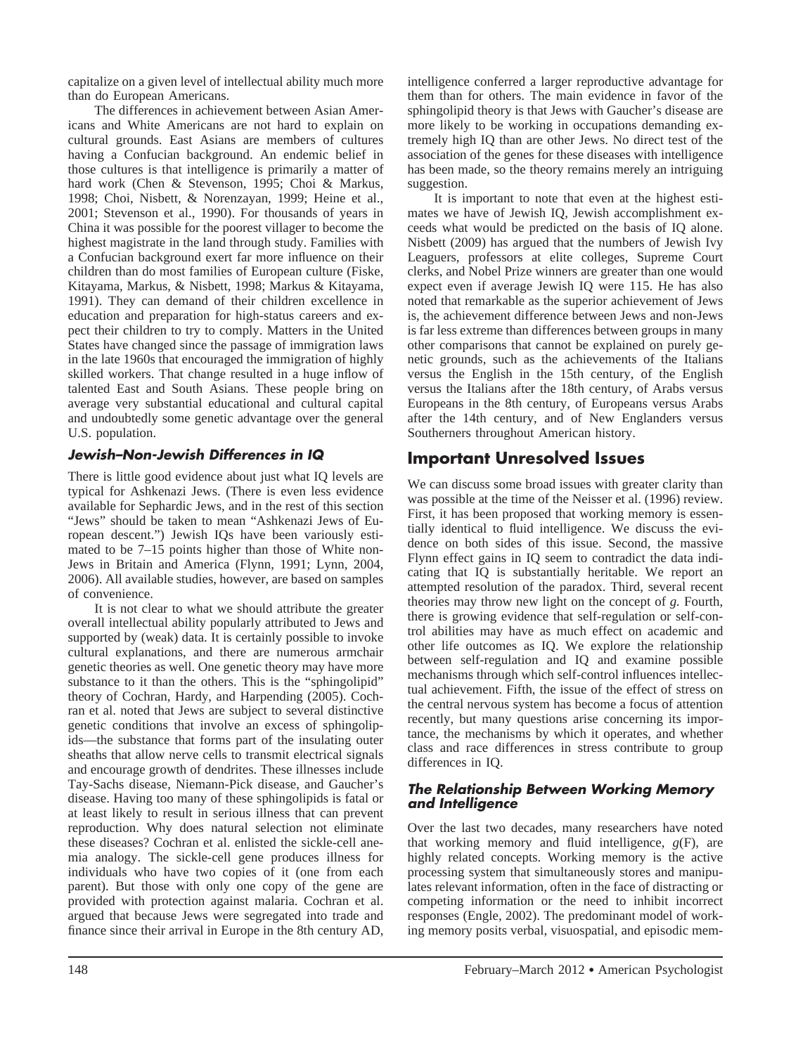capitalize on a given level of intellectual ability much more than do European Americans.

The differences in achievement between Asian Americans and White Americans are not hard to explain on cultural grounds. East Asians are members of cultures having a Confucian background. An endemic belief in those cultures is that intelligence is primarily a matter of hard work (Chen & Stevenson, 1995; Choi & Markus, 1998; Choi, Nisbett, & Norenzayan, 1999; Heine et al., 2001; Stevenson et al., 1990). For thousands of years in China it was possible for the poorest villager to become the highest magistrate in the land through study. Families with a Confucian background exert far more influence on their children than do most families of European culture (Fiske, Kitayama, Markus, & Nisbett, 1998; Markus & Kitayama, 1991). They can demand of their children excellence in education and preparation for high-status careers and expect their children to try to comply. Matters in the United States have changed since the passage of immigration laws in the late 1960s that encouraged the immigration of highly skilled workers. That change resulted in a huge inflow of talented East and South Asians. These people bring on average very substantial educational and cultural capital and undoubtedly some genetic advantage over the general U.S. population.

### Jewish–Non-Jewish Differences in IQ

There is little good evidence about just what IQ levels are typical for Ashkenazi Jews. (There is even less evidence available for Sephardic Jews, and in the rest of this section "Jews" should be taken to mean "Ashkenazi Jews of European descent.") Jewish IQs have been variously estimated to be 7–15 points higher than those of White non-Jews in Britain and America (Flynn, 1991; Lynn, 2004, 2006). All available studies, however, are based on samples of convenience.

It is not clear to what we should attribute the greater overall intellectual ability popularly attributed to Jews and supported by (weak) data. It is certainly possible to invoke cultural explanations, and there are numerous armchair genetic theories as well. One genetic theory may have more substance to it than the others. This is the "sphingolipid" theory of Cochran, Hardy, and Harpending (2005). Cochran et al. noted that Jews are subject to several distinctive genetic conditions that involve an excess of sphingolipids—the substance that forms part of the insulating outer sheaths that allow nerve cells to transmit electrical signals and encourage growth of dendrites. These illnesses include Tay-Sachs disease, Niemann-Pick disease, and Gaucher's disease. Having too many of these sphingolipids is fatal or at least likely to result in serious illness that can prevent reproduction. Why does natural selection not eliminate these diseases? Cochran et al. enlisted the sickle-cell anemia analogy. The sickle-cell gene produces illness for individuals who have two copies of it (one from each parent). But those with only one copy of the gene are provided with protection against malaria. Cochran et al. argued that because Jews were segregated into trade and finance since their arrival in Europe in the 8th century AD, intelligence conferred a larger reproductive advantage for them than for others. The main evidence in favor of the sphingolipid theory is that Jews with Gaucher's disease are more likely to be working in occupations demanding extremely high IQ than are other Jews. No direct test of the association of the genes for these diseases with intelligence has been made, so the theory remains merely an intriguing suggestion.

It is important to note that even at the highest estimates we have of Jewish IQ, Jewish accomplishment exceeds what would be predicted on the basis of IQ alone. Nisbett (2009) has argued that the numbers of Jewish Ivy Leaguers, professors at elite colleges, Supreme Court clerks, and Nobel Prize winners are greater than one would expect even if average Jewish IQ were 115. He has also noted that remarkable as the superior achievement of Jews is, the achievement difference between Jews and non-Jews is far less extreme than differences between groups in many other comparisons that cannot be explained on purely genetic grounds, such as the achievements of the Italians versus the English in the 15th century, of the English versus the Italians after the 18th century, of Arabs versus Europeans in the 8th century, of Europeans versus Arabs after the 14th century, and of New Englanders versus Southerners throughout American history.

## Important Unresolved Issues

We can discuss some broad issues with greater clarity than was possible at the time of the Neisser et al. (1996) review. First, it has been proposed that working memory is essentially identical to fluid intelligence. We discuss the evidence on both sides of this issue. Second, the massive Flynn effect gains in IQ seem to contradict the data indicating that IQ is substantially heritable. We report an attempted resolution of the paradox. Third, several recent theories may throw new light on the concept of *g*. Fourth, there is growing evidence that self-regulation or self-control abilities may have as much effect on academic and other life outcomes as IQ. We explore the relationship between self-regulation and IQ and examine possible mechanisms through which self-control influences intellectual achievement. Fifth, the issue of the effect of stress on the central nervous system has become a focus of attention recently, but many questions arise concerning its importance, the mechanisms by which it operates, and whether class and race differences in stress contribute to group differences in IQ.

### The Relationship Between Working Memory and Intelligence

Over the last two decades, many researchers have noted that working memory and fluid intelligence, *g*(F), are highly related concepts. Working memory is the active processing system that simultaneously stores and manipulates relevant information, often in the face of distracting or competing information or the need to inhibit incorrect responses (Engle, 2002). The predominant model of working memory posits verbal, visuospatial, and episodic mem-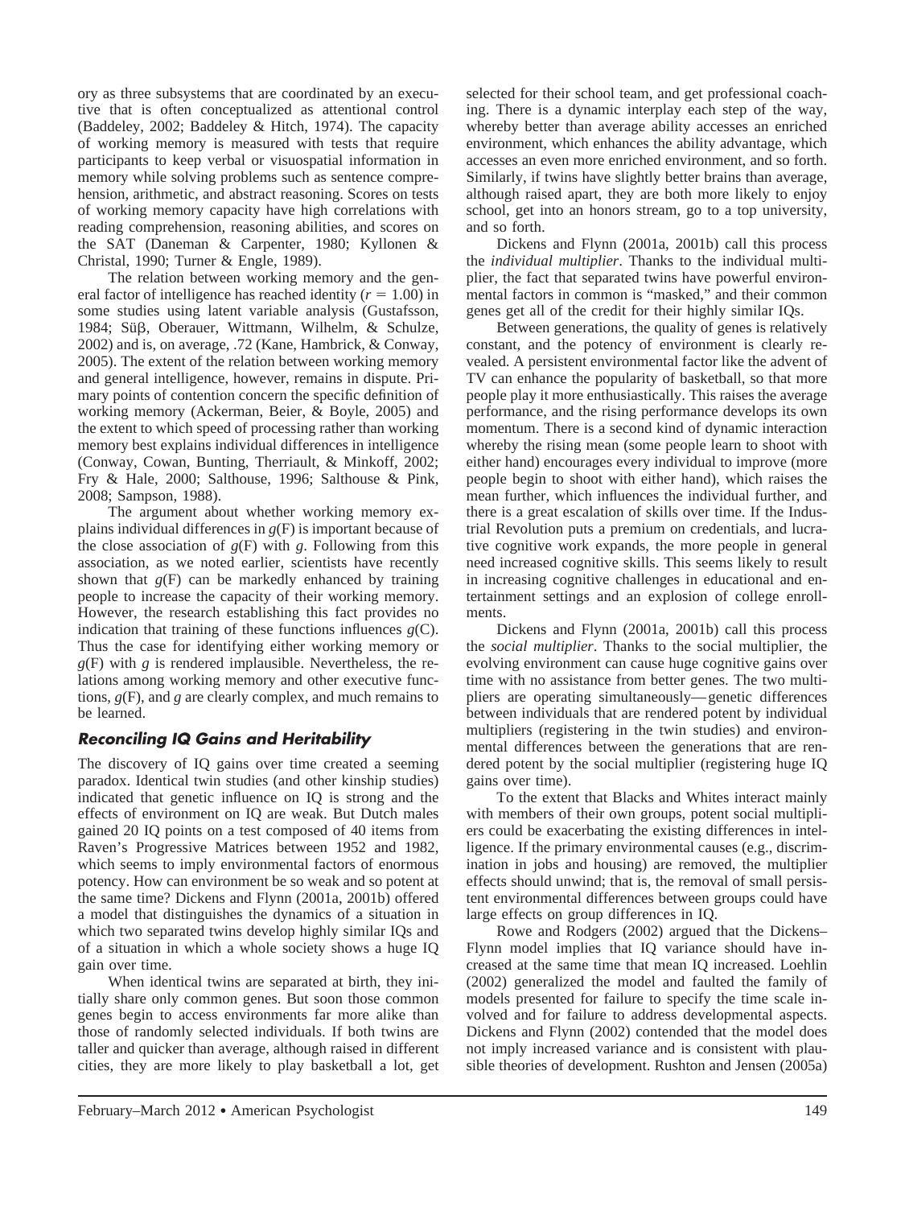ory as three subsystems that are coordinated by an executive that is often conceptualized as attentional control (Baddeley, 2002; Baddeley & Hitch, 1974). The capacity of working memory is measured with tests that require participants to keep verbal or visuospatial information in memory while solving problems such as sentence comprehension, arithmetic, and abstract reasoning. Scores on tests of working memory capacity have high correlations with reading comprehension, reasoning abilities, and scores on the SAT (Daneman & Carpenter, 1980; Kyllonen & Christal, 1990; Turner & Engle, 1989).

The relation between working memory and the general factor of intelligence has reached identity ($r = 1.00$) in some studies using latent variable analysis (Gustafsson, 1984; Süβ, Oberauer, Wittmann, Wilhelm, & Schulze, 2002) and is, on average, .72 (Kane, Hambrick, & Conway, 2005). The extent of the relation between working memory and general intelligence, however, remains in dispute. Primary points of contention concern the specific definition of working memory (Ackerman, Beier, & Boyle, 2005) and the extent to which speed of processing rather than working memory best explains individual differences in intelligence (Conway, Cowan, Bunting, Therriault, & Minkoff, 2002; Fry & Hale, 2000; Salthouse, 1996; Salthouse & Pink, 2008; Sampson, 1988).

The argument about whether working memory explains individual differences in *g*(F) is important because of the close association of *g*(F) with *g*. Following from this association, as we noted earlier, scientists have recently shown that *g*(F) can be markedly enhanced by training people to increase the capacity of their working memory. However, the research establishing this fact provides no indication that training of these functions influences *g*(C). Thus the case for identifying either working memory or *g*(F) with *g* is rendered implausible. Nevertheless, the relations among working memory and other executive functions, *g*(F), and *g* are clearly complex, and much remains to be learned.

## Reconciling IQ Gains and Heritability

The discovery of IQ gains over time created a seeming paradox. Identical twin studies (and other kinship studies) indicated that genetic influence on IQ is strong and the effects of environment on IQ are weak. But Dutch males gained 20 IQ points on a test composed of 40 items from Raven's Progressive Matrices between 1952 and 1982, which seems to imply environmental factors of enormous potency. How can environment be so weak and so potent at the same time? Dickens and Flynn (2001a, 2001b) offered a model that distinguishes the dynamics of a situation in which two separated twins develop highly similar IQs and of a situation in which a whole society shows a huge IQ gain over time.

When identical twins are separated at birth, they initially share only common genes. But soon those common genes begin to access environments far more alike than those of randomly selected individuals. If both twins are taller and quicker than average, although raised in different cities, they are more likely to play basketball a lot, get selected for their school team, and get professional coaching. There is a dynamic interplay each step of the way, whereby better than average ability accesses an enriched environment, which enhances the ability advantage, which accesses an even more enriched environment, and so forth. Similarly, if twins have slightly better brains than average, although raised apart, they are both more likely to enjoy school, get into an honors stream, go to a top university, and so forth.

Dickens and Flynn (2001a, 2001b) call this process the *individual multiplier*. Thanks to the individual multiplier, the fact that separated twins have powerful environmental factors in common is "masked," and their common genes get all of the credit for their highly similar IQs.

Between generations, the quality of genes is relatively constant, and the potency of environment is clearly revealed. A persistent environmental factor like the advent of TV can enhance the popularity of basketball, so that more people play it more enthusiastically. This raises the average performance, and the rising performance develops its own momentum. There is a second kind of dynamic interaction whereby the rising mean (some people learn to shoot with either hand) encourages every individual to improve (more people begin to shoot with either hand), which raises the mean further, which influences the individual further, and there is a great escalation of skills over time. If the Industrial Revolution puts a premium on credentials, and lucrative cognitive work expands, the more people in general need increased cognitive skills. This seems likely to result in increasing cognitive challenges in educational and entertainment settings and an explosion of college enrollments.

Dickens and Flynn (2001a, 2001b) call this process the *social multiplier*. Thanks to the social multiplier, the evolving environment can cause huge cognitive gains over time with no assistance from better genes. The two multipliers are operating simultaneously—genetic differences between individuals that are rendered potent by individual multipliers (registering in the twin studies) and environmental differences between the generations that are rendered potent by the social multiplier (registering huge IQ gains over time).

To the extent that Blacks and Whites interact mainly with members of their own groups, potent social multipliers could be exacerbating the existing differences in intelligence. If the primary environmental causes (e.g., discrimination in jobs and housing) are removed, the multiplier effects should unwind; that is, the removal of small persistent environmental differences between groups could have large effects on group differences in IQ.

Rowe and Rodgers (2002) argued that the Dickens–Flynn model implies that IQ variance should have increased at the same time that mean IQ increased. Loehlin (2002) generalized the model and faulted the family of models presented for failure to specify the time scale involved and for failure to address developmental aspects. Dickens and Flynn (2002) contended that the model does not imply increased variance and is consistent with plausible theories of development. Rushton and Jensen (2005a)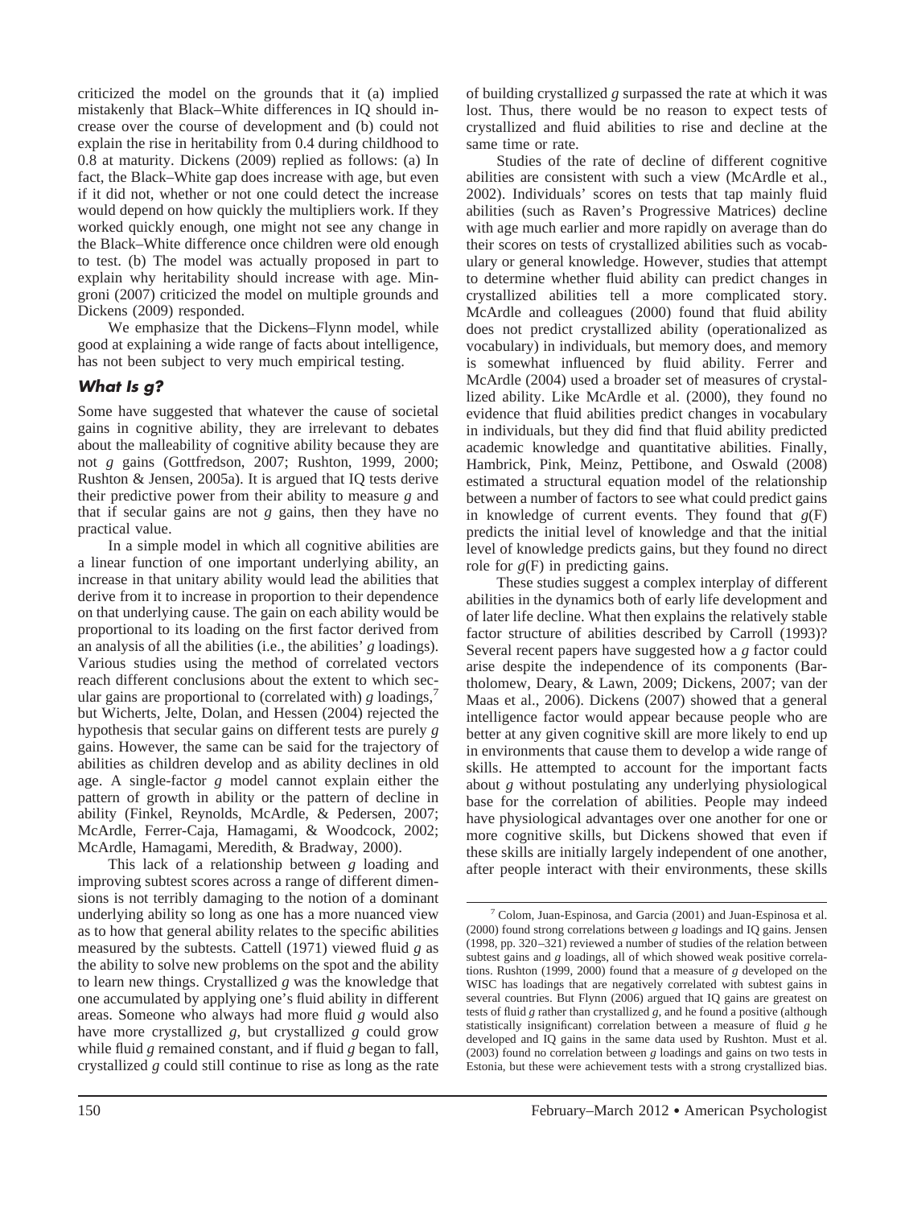criticized the model on the grounds that it (a) implied mistakenly that Black–White differences in IQ should increase over the course of development and (b) could not explain the rise in heritability from 0.4 during childhood to 0.8 at maturity. Dickens (2009) replied as follows: (a) In fact, the Black–White gap does increase with age, but even if it did not, whether or not one could detect the increase would depend on how quickly the multipliers work. If they worked quickly enough, one might not see any change in the Black–White difference once children were old enough to test. (b) The model was actually proposed in part to explain why heritability should increase with age. Mingroni (2007) criticized the model on multiple grounds and Dickens (2009) responded.

We emphasize that the Dickens–Flynn model, while good at explaining a wide range of facts about intelligence, has not been subject to very much empirical testing.

### What Is *g*?

Some have suggested that whatever the cause of societal gains in cognitive ability, they are irrelevant to debates about the malleability of cognitive ability because they are not *g* gains (Gottfredson, 2007; Rushton, 1999, 2000; Rushton & Jensen, 2005a). It is argued that IQ tests derive their predictive power from their ability to measure *g* and that if secular gains are not *g* gains, then they have no practical value.

In a simple model in which all cognitive abilities are a linear function of one important underlying ability, an increase in that unitary ability would lead the abilities that derive from it to increase in proportion to their dependence on that underlying cause. The gain on each ability would be proportional to its loading on the first factor derived from an analysis of all the abilities (i.e., the abilities' *g* loadings). Various studies using the method of correlated vectors reach different conclusions about the extent to which secular gains are proportional to (correlated with) *g* loadings,[7] but Wicherts, Jelte, Dolan, and Hessen (2004) rejected the hypothesis that secular gains on different tests are purely *g* gains. However, the same can be said for the trajectory of abilities as children develop and as ability declines in old age. A single-factor *g* model cannot explain either the pattern of growth in ability or the pattern of decline in ability (Finkel, Reynolds, McArdle, & Pedersen, 2007; McArdle, Ferrer-Caja, Hamagami, & Woodcock, 2002; McArdle, Hamagami, Meredith, & Bradway, 2000).

This lack of a relationship between *g* loading and improving subtest scores across a range of different dimensions is not terribly damaging to the notion of a dominant underlying ability so long as one has a more nuanced view as to how that general ability relates to the specific abilities measured by the subtests. Cattell (1971) viewed fluid *g* as the ability to solve new problems on the spot and the ability to learn new things. Crystallized *g* was the knowledge that one accumulated by applying one's fluid ability in different areas. Someone who always had more fluid *g* would also have more crystallized *g*, but crystallized *g* could grow while fluid *g* remained constant, and if fluid *g* began to fall, crystallized *g* could still continue to rise as long as the rate of building crystallized *g* surpassed the rate at which it was lost. Thus, there would be no reason to expect tests of crystallized and fluid abilities to rise and decline at the same time or rate.

Studies of the rate of decline of different cognitive abilities are consistent with such a view (McArdle et al., 2002). Individuals' scores on tests that tap mainly fluid abilities (such as Raven's Progressive Matrices) decline with age much earlier and more rapidly on average than do their scores on tests of crystallized abilities such as vocabulary or general knowledge. However, studies that attempt to determine whether fluid ability can predict changes in crystallized abilities tell a more complicated story. McArdle and colleagues (2000) found that fluid ability does not predict crystallized ability (operationalized as vocabulary) in individuals, but memory does, and memory is somewhat influenced by fluid ability. Ferrer and McArdle (2004) used a broader set of measures of crystallized ability. Like McArdle et al. (2000), they found no evidence that fluid abilities predict changes in vocabulary in individuals, but they did find that fluid ability predicted academic knowledge and quantitative abilities. Finally, Hambrick, Pink, Meinz, Pettibone, and Oswald (2008) estimated a structural equation model of the relationship between a number of factors to see what could predict gains in knowledge of current events. They found that *g*(F) predicts the initial level of knowledge and that the initial level of knowledge predicts gains, but they found no direct role for *g*(F) in predicting gains.

These studies suggest a complex interplay of different abilities in the dynamics both of early life development and of later life decline. What then explains the relatively stable factor structure of abilities described by Carroll (1993)? Several recent papers have suggested how a *g* factor could arise despite the independence of its components (Bartholomew, Deary, & Lawn, 2009; Dickens, 2007; van der Maas et al., 2006). Dickens (2007) showed that a general intelligence factor would appear because people who are better at any given cognitive skill are more likely to end up in environments that cause them to develop a wide range of skills. He attempted to account for the important facts about *g* without postulating any underlying physiological base for the correlation of abilities. People may indeed have physiological advantages over one another for one or more cognitive skills, but Dickens showed that even if these skills are initially largely independent of one another, after people interact with their environments, these skills

---

[7] Colom, Juan-Espinosa, and Garcia (2001) and Juan-Espinosa et al. (2000) found strong correlations between *g* loadings and IQ gains. Jensen (1998, pp. 320–321) reviewed a number of studies of the relation between subtest gains and *g* loadings, all of which showed weak positive correlations. Rushton (1999, 2000) found that a measure of *g* developed on the WISC has loadings that are negatively correlated with subtest gains in several countries. But Flynn (2006) argued that IQ gains are greatest on tests of fluid *g* rather than crystallized *g*, and he found a positive (although statistically insignificant) correlation between a measure of fluid *g* he developed and IQ gains in the same data used by Rushton. Must et al. (2003) found no correlation between *g* loadings and gains on two tests in Estonia, but these were achievement tests with a strong crystallized bias.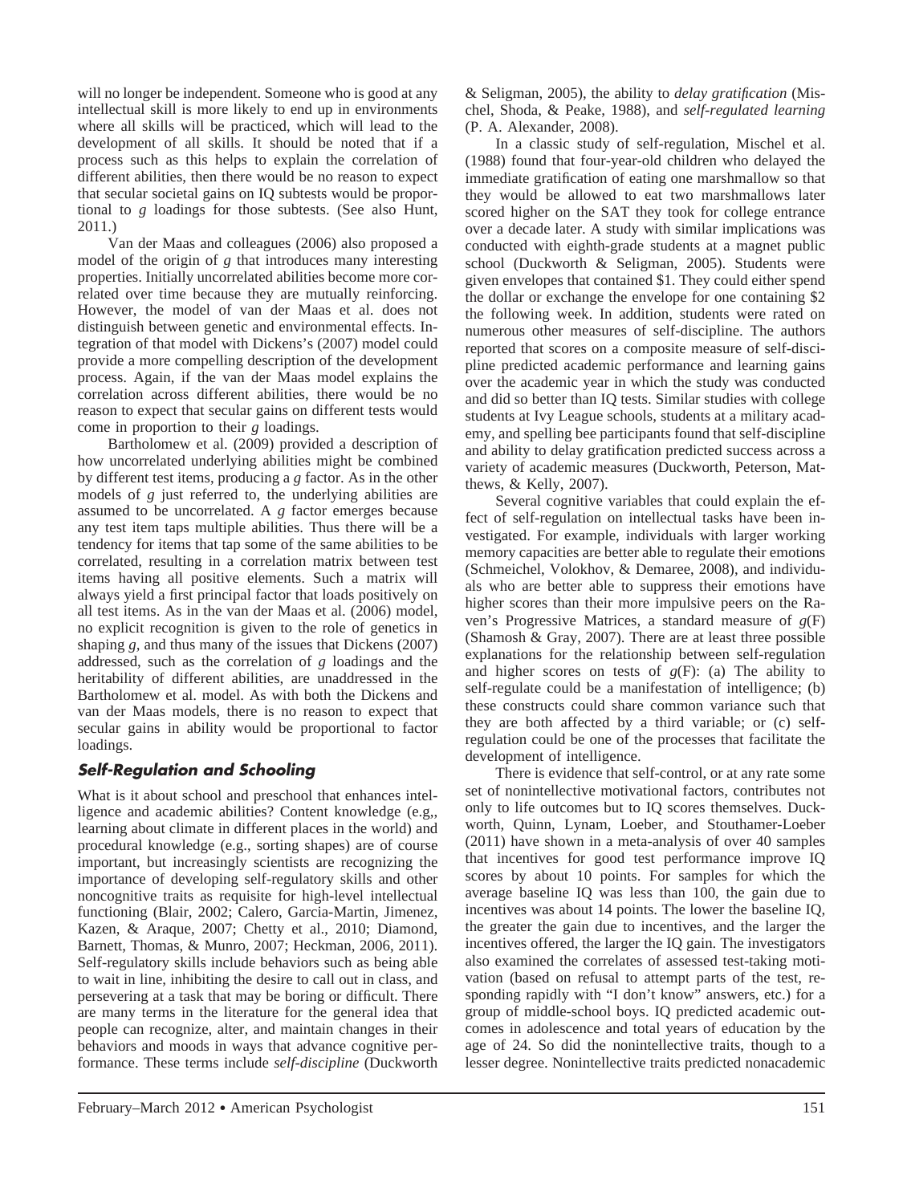will no longer be independent. Someone who is good at any intellectual skill is more likely to end up in environments where all skills will be practiced, which will lead to the development of all skills. It should be noted that if a process such as this helps to explain the correlation of different abilities, then there would be no reason to expect that secular societal gains on IQ subtests would be proportional to *g* loadings for those subtests. (See also Hunt, 2011.)

Van der Maas and colleagues (2006) also proposed a model of the origin of *g* that introduces many interesting properties. Initially uncorrelated abilities become more correlated over time because they are mutually reinforcing. However, the model of van der Maas et al. does not distinguish between genetic and environmental effects. Integration of that model with Dickens's (2007) model could provide a more compelling description of the development process. Again, if the van der Maas model explains the correlation across different abilities, there would be no reason to expect that secular gains on different tests would come in proportion to their *g* loadings.

Bartholomew et al. (2009) provided a description of how uncorrelated underlying abilities might be combined by different test items, producing a *g* factor. As in the other models of *g* just referred to, the underlying abilities are assumed to be uncorrelated. A *g* factor emerges because any test item taps multiple abilities. Thus there will be a tendency for items that tap some of the same abilities to be correlated, resulting in a correlation matrix between test items having all positive elements. Such a matrix will always yield a first principal factor that loads positively on all test items. As in the van der Maas et al. (2006) model, no explicit recognition is given to the role of genetics in shaping *g*, and thus many of the issues that Dickens (2007) addressed, such as the correlation of *g* loadings and the heritability of different abilities, are unaddressed in the Bartholomew et al. model. As with both the Dickens and van der Maas models, there is no reason to expect that secular gains in ability would be proportional to factor loadings.

## Self-Regulation and Schooling

What is it about school and preschool that enhances intelligence and academic abilities? Content knowledge (e.g,, learning about climate in different places in the world) and procedural knowledge (e.g., sorting shapes) are of course important, but increasingly scientists are recognizing the importance of developing self-regulatory skills and other noncognitive traits as requisite for high-level intellectual functioning (Blair, 2002; Calero, Garcia-Martin, Jimenez, Kazen, & Araque, 2007; Chetty et al., 2010; Diamond, Barnett, Thomas, & Munro, 2007; Heckman, 2006, 2011). Self-regulatory skills include behaviors such as being able to wait in line, inhibiting the desire to call out in class, and persevering at a task that may be boring or difficult. There are many terms in the literature for the general idea that people can recognize, alter, and maintain changes in their behaviors and moods in ways that advance cognitive performance. These terms include *self-discipline* (Duckworth & Seligman, 2005), the ability to *delay gratification* (Mischel, Shoda, & Peake, 1988), and *self-regulated learning* (P. A. Alexander, 2008).

In a classic study of self-regulation, Mischel et al. (1988) found that four-year-old children who delayed the immediate gratification of eating one marshmallow so that they would be allowed to eat two marshmallows later scored higher on the SAT they took for college entrance over a decade later. A study with similar implications was conducted with eighth-grade students at a magnet public school (Duckworth & Seligman, 2005). Students were given envelopes that contained $1. They could either spend the dollar or exchange the envelope for one containing $2 the following week. In addition, students were rated on numerous other measures of self-discipline. The authors reported that scores on a composite measure of self-discipline predicted academic performance and learning gains over the academic year in which the study was conducted and did so better than IQ tests. Similar studies with college students at Ivy League schools, students at a military academy, and spelling bee participants found that self-discipline and ability to delay gratification predicted success across a variety of academic measures (Duckworth, Peterson, Matthews, & Kelly, 2007).

Several cognitive variables that could explain the effect of self-regulation on intellectual tasks have been investigated. For example, individuals with larger working memory capacities are better able to regulate their emotions (Schmeichel, Volokhov, & Demaree, 2008), and individuals who are better able to suppress their emotions have higher scores than their more impulsive peers on the Raven's Progressive Matrices, a standard measure of *g*(F) (Shamosh & Gray, 2007). There are at least three possible explanations for the relationship between self-regulation and higher scores on tests of *g*(F): (a) The ability to self-regulate could be a manifestation of intelligence; (b) these constructs could share common variance such that they are both affected by a third variable; or (c) self-regulation could be one of the processes that facilitate the development of intelligence.

There is evidence that self-control, or at any rate some set of nonintellective motivational factors, contributes not only to life outcomes but to IQ scores themselves. Duckworth, Quinn, Lynam, Loeber, and Stouthamer-Loeber (2011) have shown in a meta-analysis of over 40 samples that incentives for good test performance improve IQ scores by about 10 points. For samples for which the average baseline IQ was less than 100, the gain due to incentives was about 14 points. The lower the baseline IQ, the greater the gain due to incentives, and the larger the incentives offered, the larger the IQ gain. The investigators also examined the correlates of assessed test-taking motivation (based on refusal to attempt parts of the test, responding rapidly with "I don't know" answers, etc.) for a group of middle-school boys. IQ predicted academic outcomes in adolescence and total years of education by the age of 24. So did the nonintellective traits, though to a lesser degree. Nonintellective traits predicted nonacademic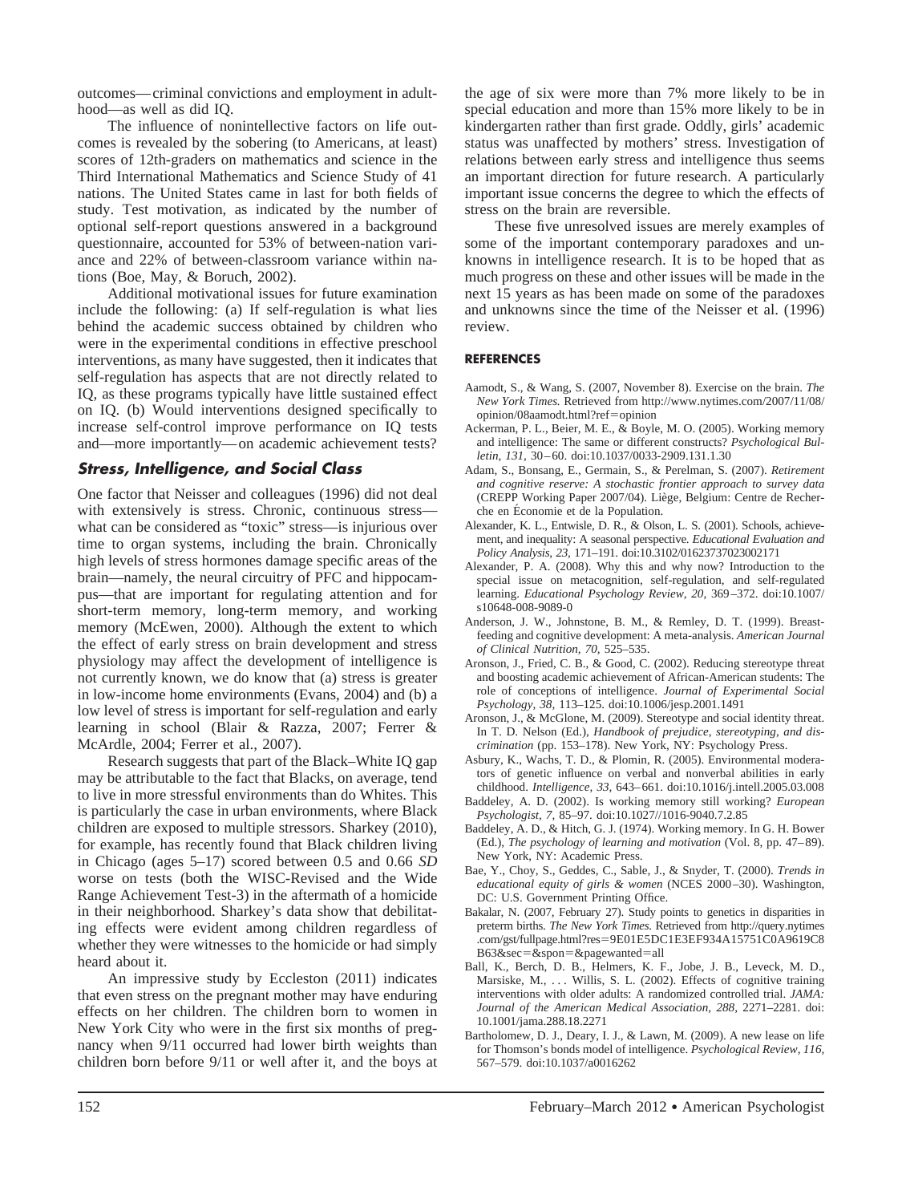outcomes—criminal convictions and employment in adulthood—as well as did IQ.

The influence of nonintellective factors on life outcomes is revealed by the sobering (to Americans, at least) scores of 12th-graders on mathematics and science in the Third International Mathematics and Science Study of 41 nations. The United States came in last for both fields of study. Test motivation, as indicated by the number of optional self-report questions answered in a background questionnaire, accounted for 53% of between-nation variance and 22% of between-classroom variance within nations (Boe, May, & Boruch, 2002).

Additional motivational issues for future examination include the following: (a) If self-regulation is what lies behind the academic success obtained by children who were in the experimental conditions in effective preschool interventions, as many have suggested, then it indicates that self-regulation has aspects that are not directly related to IQ, as these programs typically have little sustained effect on IQ. (b) Would interventions designed specifically to increase self-control improve performance on IQ tests and—more importantly—on academic achievement tests?

### Stress, Intelligence, and Social Class

One factor that Neisser and colleagues (1996) did not deal with extensively is stress. Chronic, continuous stress—what can be considered as "toxic" stress—is injurious over time to organ systems, including the brain. Chronically high levels of stress hormones damage specific areas of the brain—namely, the neural circuitry of PFC and hippocampus—that are important for regulating attention and for short-term memory, long-term memory, and working memory (McEwen, 2000). Although the extent to which the effect of early stress on brain development and stress physiology may affect the development of intelligence is not currently known, we do know that (a) stress is greater in low-income home environments (Evans, 2004) and (b) a low level of stress is important for self-regulation and early learning in school (Blair & Razza, 2007; Ferrer & McArdle, 2004; Ferrer et al., 2007).

Research suggests that part of the Black–White IQ gap may be attributable to the fact that Blacks, on average, tend to live in more stressful environments than do Whites. This is particularly the case in urban environments, where Black children are exposed to multiple stressors. Sharkey (2010), for example, has recently found that Black children living in Chicago (ages 5–17) scored between 0.5 and 0.66 *SD* worse on tests (both the WISC-Revised and the Wide Range Achievement Test-3) in the aftermath of a homicide in their neighborhood. Sharkey's data show that debilitating effects were evident among children regardless of whether they were witnesses to the homicide or had simply heard about it.

An impressive study by Eccleston (2011) indicates that even stress on the pregnant mother may have enduring effects on her children. The children born to women in New York City who were in the first six months of pregnancy when 9/11 occurred had lower birth weights than children born before 9/11 or well after it, and the boys at the age of six were more than 7% more likely to be in special education and more than 15% more likely to be in kindergarten rather than first grade. Oddly, girls' academic status was unaffected by mothers' stress. Investigation of relations between early stress and intelligence thus seems an important direction for future research. A particularly important issue concerns the degree to which the effects of stress on the brain are reversible.

These five unresolved issues are merely examples of some of the important contemporary paradoxes and unknowns in intelligence research. It is to be hoped that as much progress on these and other issues will be made in the next 15 years as has been made on some of the paradoxes and unknowns since the time of the Neisser et al. (1996) review.

## REFERENCES

Aamodt, S., & Wang, S. (2007, November 8). Exercise on the brain. *The New York Times.* Retrieved from http://www.nytimes.com/2007/11/08/opinion/08aamodt.html?ref=opinion

Ackerman, P. L., Beier, M. E., & Boyle, M. O. (2005). Working memory and intelligence: The same or different constructs? *Psychological Bulletin, 131,* 30–60. doi:10.1037/0033-2909.131.1.30

Adam, S., Bonsang, E., Germain, S., & Perelman, S. (2007). *Retirement and cognitive reserve: A stochastic frontier approach to survey data* (CREPP Working Paper 2007/04). Liège, Belgium: Centre de Recherche en Économie et de la Population.

Alexander, K. L., Entwisle, D. R., & Olson, L. S. (2001). Schools, achievement, and inequality: A seasonal perspective. *Educational Evaluation and Policy Analysis, 23,* 171–191. doi:10.3102/01623737023002171

Alexander, P. A. (2008). Why this and why now? Introduction to the special issue on metacognition, self-regulation, and self-regulated learning. *Educational Psychology Review, 20,* 369–372. doi:10.1007/s10648-008-9089-0

Anderson, J. W., Johnstone, B. M., & Remley, D. T. (1999). Breast-feeding and cognitive development: A meta-analysis. *American Journal of Clinical Nutrition, 70,* 525–535.

Aronson, J., Fried, C. B., & Good, C. (2002). Reducing stereotype threat and boosting academic achievement of African-American students: The role of conceptions of intelligence. *Journal of Experimental Social Psychology, 38,* 113–125. doi:10.1006/jesp.2001.1491

Aronson, J., & McGlone, M. (2009). Stereotype and social identity threat. In T. D. Nelson (Ed.), *Handbook of prejudice, stereotyping, and discrimination* (pp. 153–178). New York, NY: Psychology Press.

Asbury, K., Wachs, T. D., & Plomin, R. (2005). Environmental moderators of genetic influence on verbal and nonverbal abilities in early childhood. *Intelligence, 33,* 643–661. doi:10.1016/j.intell.2005.03.008

Baddeley, A. D. (2002). Is working memory still working? *European Psychologist, 7,* 85–97. doi:10.1027//1016-9040.7.2.85

Baddeley, A. D., & Hitch, G. J. (1974). Working memory. In G. H. Bower (Ed.), *The psychology of learning and motivation* (Vol. 8, pp. 47–89). New York, NY: Academic Press.

Bae, Y., Choy, S., Geddes, C., Sable, J., & Snyder, T. (2000). *Trends in educational equity of girls & women* (NCES 2000–30). Washington, DC: U.S. Government Printing Office.

Bakalar, N. (2007, February 27). Study points to genetics in disparities in preterm births. *The New York Times.* Retrieved from http://query.nytimes.com/gst/fullpage.html?res=9E01E5DC1E3EF934A15751C0A9619C8B63&sec=&spon=&pagewanted=all

Ball, K., Berch, D. B., Helmers, K. F., Jobe, J. B., Leveck, M. D., Marsiske, M., . . . Willis, S. L. (2002). Effects of cognitive training interventions with older adults: A randomized controlled trial. *JAMA: Journal of the American Medical Association, 288,* 2271–2281. doi:10.1001/jama.288.18.2271

Bartholomew, D. J., Deary, I. J., & Lawn, M. (2009). A new lease on life for Thomson's bonds model of intelligence. *Psychological Review, 116,* 567–579. doi:10.1037/a0016262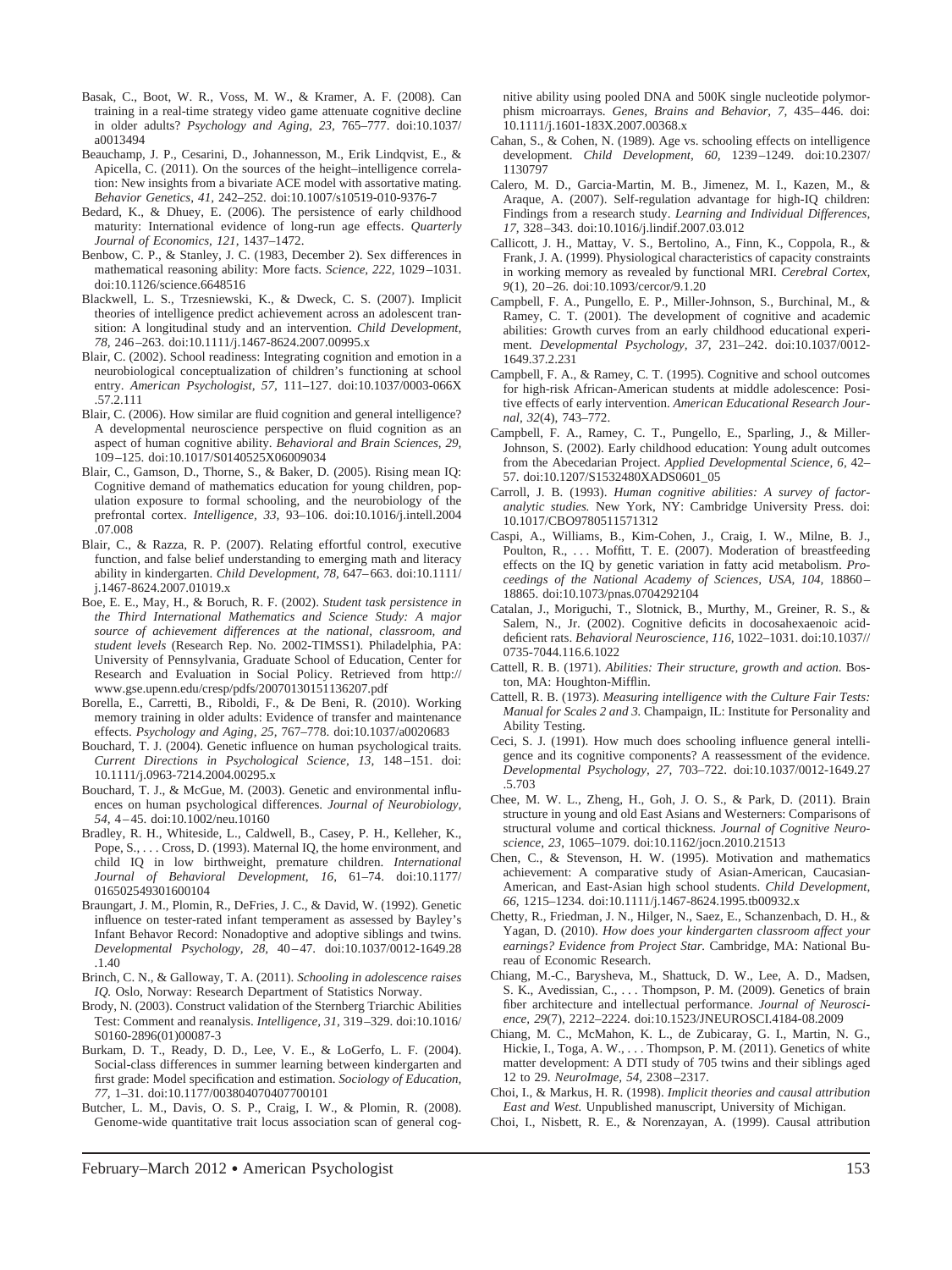Basak, C., Boot, W. R., Voss, M. W., & Kramer, A. F. (2008). Can training in a real-time strategy video game attenuate cognitive decline in older adults? *Psychology and Aging, 23,* 765–777. doi:10.1037/a0013494

Beauchamp, J. P., Cesarini, D., Johannesson, M., Erik Lindqvist, E., & Apicella, C. (2011). On the sources of the height–intelligence correlation: New insights from a bivariate ACE model with assortative mating. *Behavior Genetics, 41,* 242–252. doi:10.1007/s10519-010-9376-7

Bedard, K., & Dhuey, E. (2006). The persistence of early childhood maturity: International evidence of long-run age effects. *Quarterly Journal of Economics, 121,* 1437–1472.

Benbow, C. P., & Stanley, J. C. (1983, December 2). Sex differences in mathematical reasoning ability: More facts. *Science, 222,* 1029–1031. doi:10.1126/science.6648516

Blackwell, L. S., Trzesniewski, K., & Dweck, C. S. (2007). Implicit theories of intelligence predict achievement across an adolescent transition: A longitudinal study and an intervention. *Child Development, 78,* 246–263. doi:10.1111/j.1467-8624.2007.00995.x

Blair, C. (2002). School readiness: Integrating cognition and emotion in a neurobiological conceptualization of children's functioning at school entry. *American Psychologist, 57,* 111–127. doi:10.1037/0003-066X.57.2.111

Blair, C. (2006). How similar are fluid cognition and general intelligence? A developmental neuroscience perspective on fluid cognition as an aspect of human cognitive ability. *Behavioral and Brain Sciences, 29,* 109–125. doi:10.1017/S0140525X06009034

Blair, C., Gamson, D., Thorne, S., & Baker, D. (2005). Rising mean IQ: Cognitive demand of mathematics education for young children, population exposure to formal schooling, and the neurobiology of the prefrontal cortex. *Intelligence, 33,* 93–106. doi:10.1016/j.intell.2004.07.008

Blair, C., & Razza, R. P. (2007). Relating effortful control, executive function, and false belief understanding to emerging math and literacy ability in kindergarten. *Child Development, 78,* 647–663. doi:10.1111/j.1467-8624.2007.01019.x

Boe, E. E., May, H., & Boruch, R. F. (2002). *Student task persistence in the Third International Mathematics and Science Study: A major source of achievement differences at the national, classroom, and student levels* (Research Rep. No. 2002-TIMSS1). Philadelphia, PA: University of Pennsylvania, Graduate School of Education, Center for Research and Evaluation in Social Policy. Retrieved from http://www.gse.upenn.edu/cresp/pdfs/20070130151136207.pdf

Borella, E., Carretti, B., Riboldi, F., & De Beni, R. (2010). Working memory training in older adults: Evidence of transfer and maintenance effects. *Psychology and Aging, 25,* 767–778. doi:10.1037/a0020683

Bouchard, T. J. (2004). Genetic influence on human psychological traits. *Current Directions in Psychological Science, 13,* 148–151. doi:10.1111/j.0963-7214.2004.00295.x

Bouchard, T. J., & McGue, M. (2003). Genetic and environmental influences on human psychological differences. *Journal of Neurobiology, 54,* 4–45. doi:10.1002/neu.10160

Bradley, R. H., Whiteside, L., Caldwell, B., Casey, P. H., Kelleher, K., Pope, S., . . . Cross, D. (1993). Maternal IQ, the home environment, and child IQ in low birthweight, premature children. *International Journal of Behavioral Development, 16,* 61–74. doi:10.1177/016502549301600104

Braungart, J. M., Plomin, R., DeFries, J. C., & David, W. (1992). Genetic influence on tester-rated infant temperament as assessed by Bayley's Infant Behavor Record: Nonadoptive and adoptive siblings and twins. *Developmental Psychology, 28,* 40–47. doi:10.1037/0012-1649.28.1.40

Brinch, C. N., & Galloway, T. A. (2011). *Schooling in adolescence raises IQ.* Oslo, Norway: Research Department of Statistics Norway.

Brody, N. (2003). Construct validation of the Sternberg Triarchic Abilities Test: Comment and reanalysis. *Intelligence, 31,* 319–329. doi:10.1016/S0160-2896(01)00087-3

Burkam, D. T., Ready, D. D., Lee, V. E., & LoGerfo, L. F. (2004). Social-class differences in summer learning between kindergarten and first grade: Model specification and estimation. *Sociology of Education, 77,* 1–31. doi:10.1177/003804070407700101

Butcher, L. M., Davis, O. S. P., Craig, I. W., & Plomin, R. (2008). Genome-wide quantitative trait locus association scan of general cognitive ability using pooled DNA and 500K single nucleotide polymorphism microarrays. *Genes, Brains and Behavior, 7,* 435–446. doi:10.1111/j.1601-183X.2007.00368.x

Cahan, S., & Cohen, N. (1989). Age vs. schooling effects on intelligence development. *Child Development, 60,* 1239–1249. doi:10.2307/1130797

Calero, M. D., Garcia-Martin, M. B., Jimenez, M. I., Kazen, M., & Araque, A. (2007). Self-regulation advantage for high-IQ children: Findings from a research study. *Learning and Individual Differences, 17,* 328–343. doi:10.1016/j.lindif.2007.03.012

Callicott, J. H., Mattay, V. S., Bertolino, A., Finn, K., Coppola, R., & Frank, J. A. (1999). Physiological characteristics of capacity constraints in working memory as revealed by functional MRI. *Cerebral Cortex, 9*(1), 20–26. doi:10.1093/cercor/9.1.20

Campbell, F. A., Pungello, E. P., Miller-Johnson, S., Burchinal, M., & Ramey, C. T. (2001). The development of cognitive and academic abilities: Growth curves from an early childhood educational experiment. *Developmental Psychology, 37,* 231–242. doi:10.1037/0012-1649.37.2.231

Campbell, F. A., & Ramey, C. T. (1995). Cognitive and school outcomes for high-risk African-American students at middle adolescence: Positive effects of early intervention. *American Educational Research Journal, 32*(4), 743–772.

Campbell, F. A., Ramey, C. T., Pungello, E., Sparling, J., & Miller-Johnson, S. (2002). Early childhood education: Young adult outcomes from the Abecedarian Project. *Applied Developmental Science, 6,* 42–57. doi:10.1207/S1532480XADS0601_05

Carroll, J. B. (1993). *Human cognitive abilities: A survey of factor-analytic studies.* New York, NY: Cambridge University Press. doi:10.1017/CBO9780511571312

Caspi, A., Williams, B., Kim-Cohen, J., Craig, I. W., Milne, B. J., Poulton, R., . . . Moffitt, T. E. (2007). Moderation of breastfeeding effects on the IQ by genetic variation in fatty acid metabolism. *Proceedings of the National Academy of Sciences, USA, 104,* 18860–18865. doi:10.1073/pnas.0704292104

Catalan, J., Moriguchi, T., Slotnick, B., Murthy, M., Greiner, R. S., & Salem, N., Jr. (2002). Cognitive deficits in docosahexaenoic acid-deficient rats. *Behavioral Neuroscience, 116,* 1022–1031. doi:10.1037//0735-7044.116.6.1022

Cattell, R. B. (1971). *Abilities: Their structure, growth and action.* Boston, MA: Houghton-Mifflin.

Cattell, R. B. (1973). *Measuring intelligence with the Culture Fair Tests: Manual for Scales 2 and 3.* Champaign, IL: Institute for Personality and Ability Testing.

Ceci, S. J. (1991). How much does schooling influence general intelligence and its cognitive components? A reassessment of the evidence. *Developmental Psychology, 27,* 703–722. doi:10.1037/0012-1649.27.5.703

Chee, M. W. L., Zheng, H., Goh, J. O. S., & Park, D. (2011). Brain structure in young and old East Asians and Westerners: Comparisons of structural volume and cortical thickness. *Journal of Cognitive Neuroscience, 23,* 1065–1079. doi:10.1162/jocn.2010.21513

Chen, C., & Stevenson, H. W. (1995). Motivation and mathematics achievement: A comparative study of Asian-American, Caucasian-American, and East-Asian high school students. *Child Development, 66,* 1215–1234. doi:10.1111/j.1467-8624.1995.tb00932.x

Chetty, R., Friedman, J. N., Hilger, N., Saez, E., Schanzenbach, D. H., & Yagan, D. (2010). *How does your kindergarten classroom affect your earnings? Evidence from Project Star.* Cambridge, MA: National Bureau of Economic Research.

Chiang, M.-C., Barysheva, M., Shattuck, D. W., Lee, A. D., Madsen, S. K., Avedissian, C., . . . Thompson, P. M. (2009). Genetics of brain fiber architecture and intellectual performance. *Journal of Neuroscience, 29*(7), 2212–2224. doi:10.1523/JNEUROSCI.4184-08.2009

Chiang, M. C., McMahon, K. L., de Zubicaray, G. I., Martin, N. G., Hickie, I., Toga, A. W., . . . Thompson, P. M. (2011). Genetics of white matter development: A DTI study of 705 twins and their siblings aged 12 to 29. *NeuroImage, 54,* 2308–2317.

Choi, I., & Markus, H. R. (1998). *Implicit theories and causal attribution East and West.* Unpublished manuscript, University of Michigan.

Choi, I., Nisbett, R. E., & Norenzayan, A. (1999). Causal attribution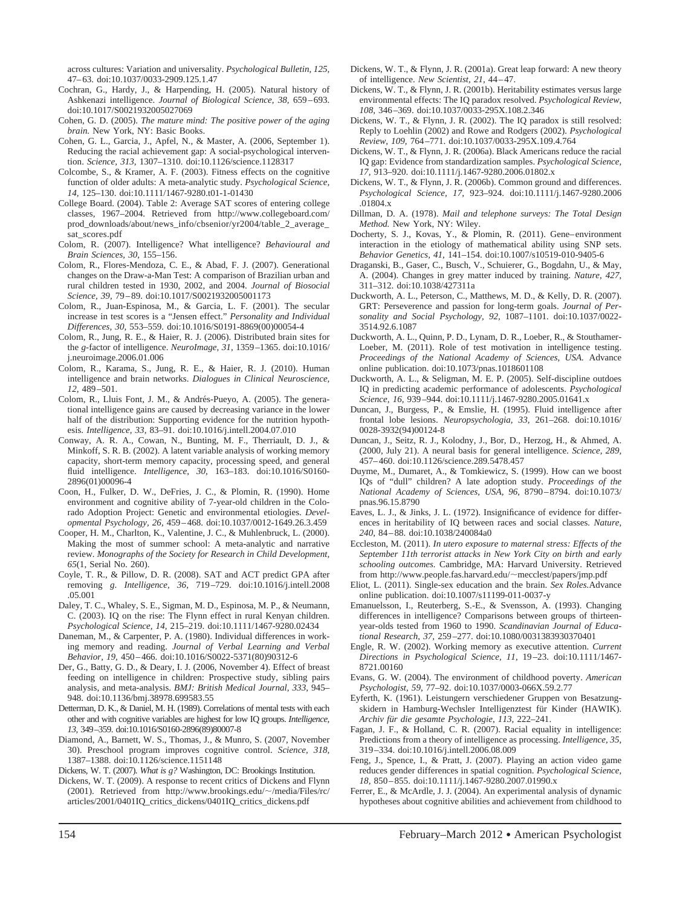across cultures: Variation and universality. *Psychological Bulletin, 125,* 47–63. doi:10.1037/0033-2909.125.1.47

Cochran, G., Hardy, J., & Harpending, H. (2005). Natural history of Ashkenazi intelligence. *Journal of Biological Science, 38,* 659–693. doi:10.1017/S0021932005027069

Cohen, G. D. (2005). *The mature mind: The positive power of the aging brain.* New York, NY: Basic Books.

Cohen, G. L., Garcia, J., Apfel, N., & Master, A. (2006, September 1). Reducing the racial achievement gap: A social-psychological intervention. *Science, 313,* 1307–1310. doi:10.1126/science.1128317

Colcombe, S., & Kramer, A. F. (2003). Fitness effects on the cognitive function of older adults: A meta-analytic study. *Psychological Science, 14,* 125–130. doi:10.1111/1467-9280.t01-1-01430

College Board. (2004). Table 2: Average SAT scores of entering college classes, 1967–2004. Retrieved from http://www.collegeboard.com/prod_downloads/about/news_info/cbsenior/yr2004/table_2_average_sat_scores.pdf

Colom, R. (2007). Intelligence? What intelligence? *Behavioural and Brain Sciences, 30,* 155–156.

Colom, R., Flores-Mendoza, C. E., & Abad, F. J. (2007). Generational changes on the Draw-a-Man Test: A comparison of Brazilian urban and rural children tested in 1930, 2002, and 2004. *Journal of Biosocial Science, 39,* 79–89. doi:10.1017/S0021932005001173

Colom, R., Juan-Espinosa, M., & Garcia, L. F. (2001). The secular increase in test scores is a "Jensen effect." *Personality and Individual Differences, 30,* 553–559. doi:10.1016/S0191-8869(00)00054-4

Colom, R., Jung, R. E., & Haier, R. J. (2006). Distributed brain sites for the *g*-factor of intelligence. *NeuroImage, 31,* 1359–1365. doi:10.1016/j.neuroimage.2006.01.006

Colom, R., Karama, S., Jung, R. E., & Haier, R. J. (2010). Human intelligence and brain networks. *Dialogues in Clinical Neuroscience, 12,* 489–501.

Colom, R., Lluis Font, J. M., & Andrés-Pueyo, A. (2005). The generational intelligence gains are caused by decreasing variance in the lower half of the distribution: Supporting evidence for the nutrition hypothesis. *Intelligence, 33,* 83–91. doi:10.1016/j.intell.2004.07.010

Conway, A. R. A., Cowan, N., Bunting, M. F., Therriault, D. J., & Minkoff, S. R. B. (2002). A latent variable analysis of working memory capacity, short-term memory capacity, processing speed, and general fluid intelligence. *Intelligence, 30,* 163–183. doi:10.1016/S0160-2896(01)00096-4

Coon, H., Fulker, D. W., DeFries, J. C., & Plomin, R. (1990). Home environment and cognitive ability of 7-year-old children in the Colorado Adoption Project: Genetic and environmental etiologies. *Developmental Psychology, 26,* 459–468. doi:10.1037/0012-1649.26.3.459

Cooper, H. M., Charlton, K., Valentine, J. C., & Muhlenbruck, L. (2000). Making the most of summer school: A meta-analytic and narrative review. *Monographs of the Society for Research in Child Development, 65*(1, Serial No. 260).

Coyle, T. R., & Pillow, D. R. (2008). SAT and ACT predict GPA after removing *g*. *Intelligence, 36,* 719–729. doi:10.1016/j.intell.2008.05.001

Daley, T. C., Whaley, S. E., Sigman, M. D., Espinosa, M. P., & Neumann, C. (2003). IQ on the rise: The Flynn effect in rural Kenyan children. *Psychological Science, 14,* 215–219. doi:10.1111/1467-9280.02434

Daneman, M., & Carpenter, P. A. (1980). Individual differences in working memory and reading. *Journal of Verbal Learning and Verbal Behavior, 19,* 450–466. doi:10.1016/S0022-5371(80)90312-6

Der, G., Batty, G. D., & Deary, I. J. (2006, November 4). Effect of breast feeding on intelligence in children: Prospective study, sibling pairs analysis, and meta-analysis. *BMJ: British Medical Journal, 333,* 945–948. doi:10.1136/bmj.38978.699583.55

Detterman, D. K., & Daniel, M. H. (1989). Correlations of mental tests with each other and with cognitive variables are highest for low IQ groups. *Intelligence, 13,* 349–359. doi:10.1016/S0160-2896(89)80007-8

Diamond, A., Barnett, W. S., Thomas, J., & Munro, S. (2007, November 30). Preschool program improves cognitive control. *Science, 318,* 1387–1388. doi:10.1126/science.1151148

Dickens, W. T. (2007). *What is g?* Washington, DC: Brookings Institution.

Dickens, W. T. (2009). A response to recent critics of Dickens and Flynn (2001). Retrieved from http://www.brookings.edu/~/media/Files/rc/articles/2001/0401IQ_critics_dickens/0401IQ_critics_dickens.pdf

Dickens, W. T., & Flynn, J. R. (2001a). Great leap forward: A new theory of intelligence. *New Scientist, 21,* 44–47.

Dickens, W. T., & Flynn, J. R. (2001b). Heritability estimates versus large environmental effects: The IQ paradox resolved. *Psychological Review, 108,* 346–369. doi:10.1037/0033-295X.108.2.346

Dickens, W. T., & Flynn, J. R. (2002). The IQ paradox is still resolved: Reply to Loehlin (2002) and Rowe and Rodgers (2002). *Psychological Review, 109,* 764–771. doi:10.1037/0033-295X.109.4.764

Dickens, W. T., & Flynn, J. R. (2006a). Black Americans reduce the racial IQ gap: Evidence from standardization samples. *Psychological Science, 17,* 913–920. doi:10.1111/j.1467-9280.2006.01802.x

Dickens, W. T., & Flynn, J. R. (2006b). Common ground and differences. *Psychological Science, 17,* 923–924. doi:10.1111/j.1467-9280.2006.01804.x

Dillman, D. A. (1978). *Mail and telephone surveys: The Total Design Method.* New York, NY: Wiley.

Docherty, S. J., Kovas, Y., & Plomin, R. (2011). Gene–environment interaction in the etiology of mathematical ability using SNP sets. *Behavior Genetics, 41,* 141–154. doi:10.1007/s10519-010-9405-6

Draganski, B., Gaser, C., Busch, V., Schuierer, G., Bogdahn, U., & May, A. (2004). Changes in grey matter induced by training. *Nature, 427,* 311–312. doi:10.1038/427311a

Duckworth, A. L., Peterson, C., Matthews, M. D., & Kelly, D. R. (2007). GRT: Perseverence and passion for long-term goals. *Journal of Personality and Social Psychology, 92,* 1087–1101. doi:10.1037/0022-3514.92.6.1087

Duckworth, A. L., Quinn, P. D., Lynam, D. R., Loeber, R., & Stouthamer-Loeber, M. (2011). Role of test motivation in intelligence testing. *Proceedings of the National Academy of Sciences, USA.* Advance online publication. doi:10.1073/pnas.1018601108

Duckworth, A. L., & Seligman, M. E. P. (2005). Self-discipline outdoes IQ in predicting academic performance of adolescents. *Psychological Science, 16,* 939–944. doi:10.1111/j.1467-9280.2005.01641.x

Duncan, J., Burgess, P., & Emslie, H. (1995). Fluid intelligence after frontal lobe lesions. *Neuropsychologia, 33,* 261–268. doi:10.1016/0028-3932(94)00124-8

Duncan, J., Seitz, R. J., Kolodny, J., Bor, D., Herzog, H., & Ahmed, A. (2000, July 21). A neural basis for general intelligence. *Science, 289,* 457–460. doi:10.1126/science.289.5478.457

Duyme, M., Dumaret, A., & Tomkiewicz, S. (1999). How can we boost IQs of "dull" children? A late adoption study. *Proceedings of the National Academy of Sciences, USA, 96,* 8790–8794. doi:10.1073/pnas.96.15.8790

Eaves, L. J., & Jinks, J. L. (1972). Insignificance of evidence for differences in heritability of IQ between races and social classes. *Nature, 240,* 84–88. doi:10.1038/240084a0

Eccleston, M. (2011). *In utero exposure to maternal stress: Effects of the September 11th terrorist attacks in New York City on birth and early schooling outcomes.* Cambridge, MA: Harvard University. Retrieved from http://www.people.fas.harvard.edu/~mecclest/papers/jmp.pdf

Eliot, L. (2011). Single-sex education and the brain. *Sex Roles.*Advance online publication. doi:10.1007/s11199-011-0037-y

Emanuelsson, I., Reuterberg, S.-E., & Svensson, A. (1993). Changing differences in intelligence? Comparisons between groups of thirteen-year-olds tested from 1960 to 1990. *Scandinavian Journal of Educational Research, 37,* 259–277. doi:10.1080/0031383930370401

Engle, R. W. (2002). Working memory as executive attention. *Current Directions in Psychological Science, 11,* 19–23. doi:10.1111/1467-8721.00160

Evans, G. W. (2004). The environment of childhood poverty. *American Psychologist, 59,* 77–92. doi:10.1037/0003-066X.59.2.77

Eyferth, K. (1961). Leistungern verschiedener Gruppen von Besatzungskidern in Hamburg-Wechsler Intelligenztest für Kinder (HAWIK). *Archiv für die gesamte Psychologie, 113,* 222–241.

Fagan, J. F., & Holland, C. R. (2007). Racial equality in intelligence: Predictions from a theory of intelligence as processing. *Intelligence, 35,* 319–334. doi:10.1016/j.intell.2006.08.009

Feng, J., Spence, I., & Pratt, J. (2007). Playing an action video game reduces gender differences in spatial cognition. *Psychological Science, 18,* 850–855. doi:10.1111/j.1467-9280.2007.01990.x

Ferrer, E., & McArdle, J. J. (2004). An experimental analysis of dynamic hypotheses about cognitive abilities and achievement from childhood to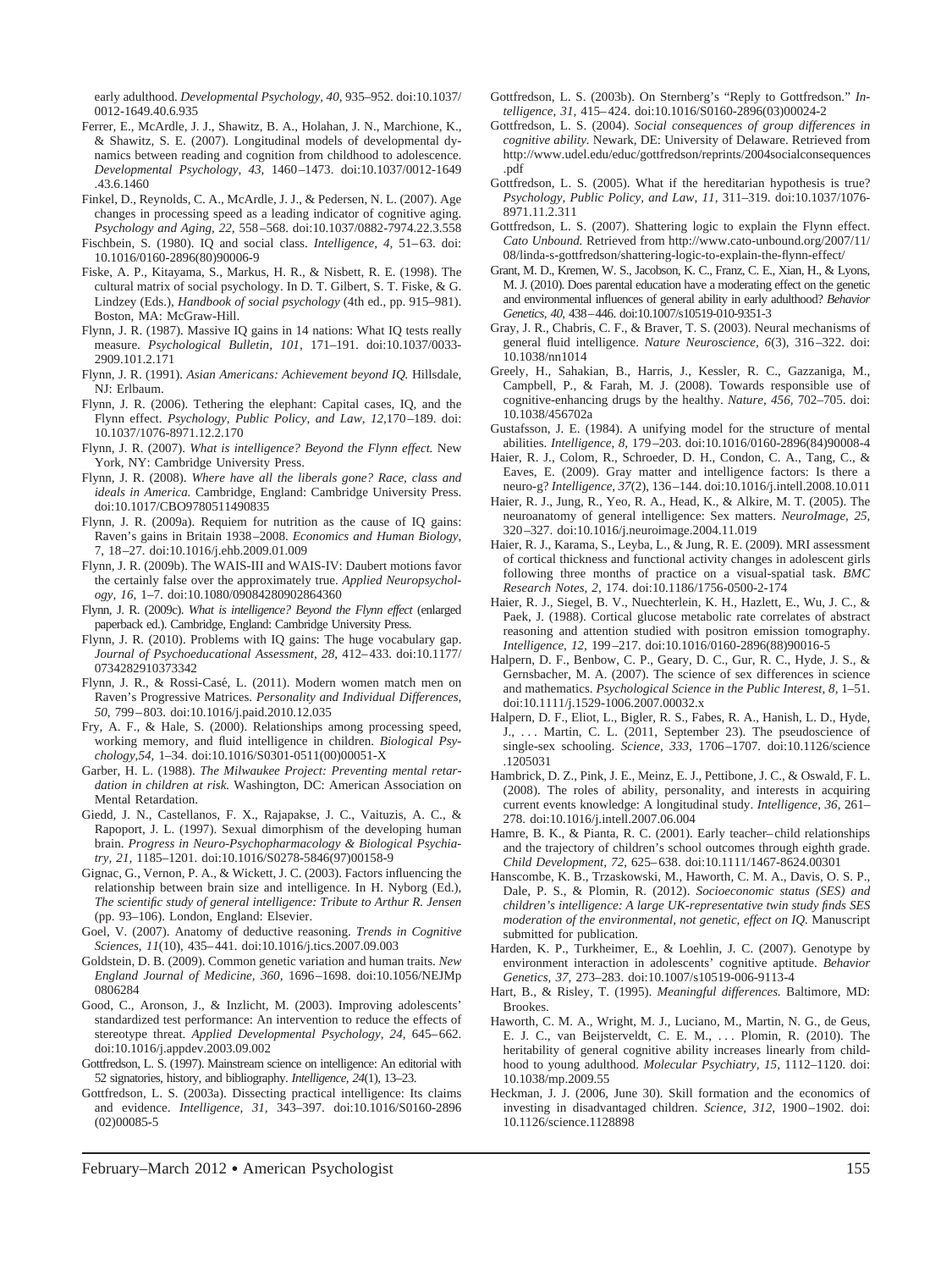early adulthood. *Developmental Psychology, 40,* 935–952. doi:10.1037/0012-1649.40.6.935

Ferrer, E., McArdle, J. J., Shawitz, B. A., Holahan, J. N., Marchione, K., & Shawitz, S. E. (2007). Longitudinal models of developmental dynamics between reading and cognition from childhood to adolescence. *Developmental Psychology, 43,* 1460–1473. doi:10.1037/0012-1649.43.6.1460

Finkel, D., Reynolds, C. A., McArdle, J. J., & Pedersen, N. L. (2007). Age changes in processing speed as a leading indicator of cognitive aging. *Psychology and Aging, 22,* 558–568. doi:10.1037/0882-7974.22.3.558

Fischbein, S. (1980). IQ and social class. *Intelligence, 4,* 51–63. doi:10.1016/0160-2896(80)90006-9

Fiske, A. P., Kitayama, S., Markus, H. R., & Nisbett, R. E. (1998). The cultural matrix of social psychology. In D. T. Gilbert, S. T. Fiske, & G. Lindzey (Eds.), *Handbook of social psychology* (4th ed., pp. 915–981). Boston, MA: McGraw-Hill.

Flynn, J. R. (1987). Massive IQ gains in 14 nations: What IQ tests really measure. *Psychological Bulletin, 101,* 171–191. doi:10.1037/0033-2909.101.2.171

Flynn, J. R. (1991). *Asian Americans: Achievement beyond IQ.* Hillsdale, NJ: Erlbaum.

Flynn, J. R. (2006). Tethering the elephant: Capital cases, IQ, and the Flynn effect. *Psychology, Public Policy, and Law, 12,*170–189. doi:10.1037/1076-8971.12.2.170

Flynn, J. R. (2007). *What is intelligence? Beyond the Flynn effect.* New York, NY: Cambridge University Press.

Flynn, J. R. (2008). *Where have all the liberals gone? Race, class and ideals in America.* Cambridge, England: Cambridge University Press. doi:10.1017/CBO9780511490835

Flynn, J. R. (2009a). Requiem for nutrition as the cause of IQ gains: Raven's gains in Britain 1938–2008. *Economics and Human Biology, 7,* 18–27. doi:10.1016/j.ehb.2009.01.009

Flynn, J. R. (2009b). The WAIS-III and WAIS-IV: Daubert motions favor the certainly false over the approximately true. *Applied Neuropsychology, 16,* 1–7. doi:10.1080/09084280902864360

Flynn, J. R. (2009c). *What is intelligence? Beyond the Flynn effect* (enlarged paperback ed.). Cambridge, England: Cambridge University Press.

Flynn, J. R. (2010). Problems with IQ gains: The huge vocabulary gap. *Journal of Psychoeducational Assessment, 28,* 412–433. doi:10.1177/0734282910373342

Flynn, J. R., & Rossi-Casé, L. (2011). Modern women match men on Raven's Progressive Matrices. *Personality and Individual Differences, 50,* 799–803. doi:10.1016/j.paid.2010.12.035

Fry, A. F., & Hale, S. (2000). Relationships among processing speed, working memory, and fluid intelligence in children. *Biological Psychology,54,* 1–34. doi:10.1016/S0301-0511(00)00051-X

Garber, H. L. (1988). *The Milwaukee Project: Preventing mental retardation in children at risk.* Washington, DC: American Association on Mental Retardation.

Giedd, J. N., Castellanos, F. X., Rajapakse, J. C., Vaituzis, A. C., & Rapoport, J. L. (1997). Sexual dimorphism of the developing human brain. *Progress in Neuro-Psychopharmacology & Biological Psychiatry, 21,* 1185–1201. doi:10.1016/S0278-5846(97)00158-9

Gignac, G., Vernon, P. A., & Wickett, J. C. (2003). Factors influencing the relationship between brain size and intelligence. In H. Nyborg (Ed.), *The scientific study of general intelligence: Tribute to Arthur R. Jensen* (pp. 93–106). London, England: Elsevier.

Goel, V. (2007). Anatomy of deductive reasoning. *Trends in Cognitive Sciences, 11*(10), 435–441. doi:10.1016/j.tics.2007.09.003

Goldstein, D. B. (2009). Common genetic variation and human traits. *New England Journal of Medicine, 360,* 1696–1698. doi:10.1056/NEJMp0806284

Good, C., Aronson, J., & Inzlicht, M. (2003). Improving adolescents' standardized test performance: An intervention to reduce the effects of stereotype threat. *Applied Developmental Psychology, 24,* 645–662. doi:10.1016/j.appdev.2003.09.002

Gottfredson, L. S. (1997). Mainstream science on intelligence: An editorial with 52 signatories, history, and bibliography. *Intelligence, 24*(1), 13–23.

Gottfredson, L. S. (2003a). Dissecting practical intelligence: Its claims and evidence. *Intelligence, 31,* 343–397. doi:10.1016/S0160-2896(02)00085-5

Gottfredson, L. S. (2003b). On Sternberg's "Reply to Gottfredson." *Intelligence, 31,* 415–424. doi:10.1016/S0160-2896(03)00024-2

Gottfredson, L. S. (2004). *Social consequences of group differences in cognitive ability.* Newark, DE: University of Delaware. Retrieved from http://www.udel.edu/educ/gottfredson/reprints/2004socialconsequences.pdf

Gottfredson, L. S. (2005). What if the hereditarian hypothesis is true? *Psychology, Public Policy, and Law, 11,* 311–319. doi:10.1037/1076-8971.11.2.311

Gottfredson, L. S. (2007). Shattering logic to explain the Flynn effect. *Cato Unbound.* Retrieved from http://www.cato-unbound.org/2007/11/08/linda-s-gottfredson/shattering-logic-to-explain-the-flynn-effect/

Grant, M. D., Kremen, W. S., Jacobson, K. C., Franz, C. E., Xian, H., & Lyons, M. J. (2010). Does parental education have a moderating effect on the genetic and environmental influences of general ability in early adulthood? *Behavior Genetics, 40,* 438–446. doi:10.1007/s10519-010-9351-3

Gray, J. R., Chabris, C. F., & Braver, T. S. (2003). Neural mechanisms of general fluid intelligence. *Nature Neuroscience, 6*(3), 316–322. doi:10.1038/nn1014

Greely, H., Sahakian, B., Harris, J., Kessler, R. C., Gazzaniga, M., Campbell, P., & Farah, M. J. (2008). Towards responsible use of cognitive-enhancing drugs by the healthy. *Nature, 456,* 702–705. doi:10.1038/456702a

Gustafsson, J. E. (1984). A unifying model for the structure of mental abilities. *Intelligence, 8,* 179–203. doi:10.1016/0160-2896(84)90008-4

Haier, R. J., Colom, R., Schroeder, D. H., Condon, C. A., Tang, C., & Eaves, E. (2009). Gray matter and intelligence factors: Is there a neuro-g? *Intelligence, 37*(2), 136–144. doi:10.1016/j.intell.2008.10.011

Haier, R. J., Jung, R., Yeo, R. A., Head, K., & Alkire, M. T. (2005). The neuroanatomy of general intelligence: Sex matters. *NeuroImage, 25,* 320–327. doi:10.1016/j.neuroimage.2004.11.019

Haier, R. J., Karama, S., Leyba, L., & Jung, R. E. (2009). MRI assessment of cortical thickness and functional activity changes in adolescent girls following three months of practice on a visual-spatial task. *BMC Research Notes, 2,* 174. doi:10.1186/1756-0500-2-174

Haier, R. J., Siegel, B. V., Nuechterlein, K. H., Hazlett, E., Wu, J. C., & Paek, J. (1988). Cortical glucose metabolic rate correlates of abstract reasoning and attention studied with positron emission tomography. *Intelligence, 12,* 199–217. doi:10.1016/0160-2896(88)90016-5

Halpern, D. F., Benbow, C. P., Geary, D. C., Gur, R. C., Hyde, J. S., & Gernsbacher, M. A. (2007). The science of sex differences in science and mathematics. *Psychological Science in the Public Interest, 8,* 1–51. doi:10.1111/j.1529-1006.2007.00032.x

Halpern, D. F., Eliot, L., Bigler, R. S., Fabes, R. A., Hanish, L. D., Hyde, J., . . . Martin, C. L. (2011, September 23). The pseudoscience of single-sex schooling. *Science, 333,* 1706–1707. doi:10.1126/science.1205031

Hambrick, D. Z., Pink, J. E., Meinz, E. J., Pettibone, J. C., & Oswald, F. L. (2008). The roles of ability, personality, and interests in acquiring current events knowledge: A longitudinal study. *Intelligence, 36,* 261–278. doi:10.1016/j.intell.2007.06.004

Hamre, B. K., & Pianta, R. C. (2001). Early teacher–child relationships and the trajectory of children's school outcomes through eighth grade. *Child Development, 72,* 625–638. doi:10.1111/1467-8624.00301

Hanscombe, K. B., Trzaskowski, M., Haworth, C. M. A., Davis, O. S. P., Dale, P. S., & Plomin, R. (2012). *Socioeconomic status (SES) and children's intelligence: A large UK-representative twin study finds SES moderation of the environmental, not genetic, effect on IQ.* Manuscript submitted for publication.

Harden, K. P., Turkheimer, E., & Loehlin, J. C. (2007). Genotype by environment interaction in adolescents' cognitive aptitude. *Behavior Genetics, 37,* 273–283. doi:10.1007/s10519-006-9113-4

Hart, B., & Risley, T. (1995). *Meaningful differences.* Baltimore, MD: Brookes.

Haworth, C. M. A., Wright, M. J., Luciano, M., Martin, N. G., de Geus, E. J. C., van Beijsterveldt, C. E. M., . . . Plomin, R. (2010). The heritability of general cognitive ability increases linearly from childhood to young adulthood. *Molecular Psychiatry, 15,* 1112–1120. doi:10.1038/mp.2009.55

Heckman, J. J. (2006, June 30). Skill formation and the economics of investing in disadvantaged children. *Science, 312,* 1900–1902. doi:10.1126/science.1128898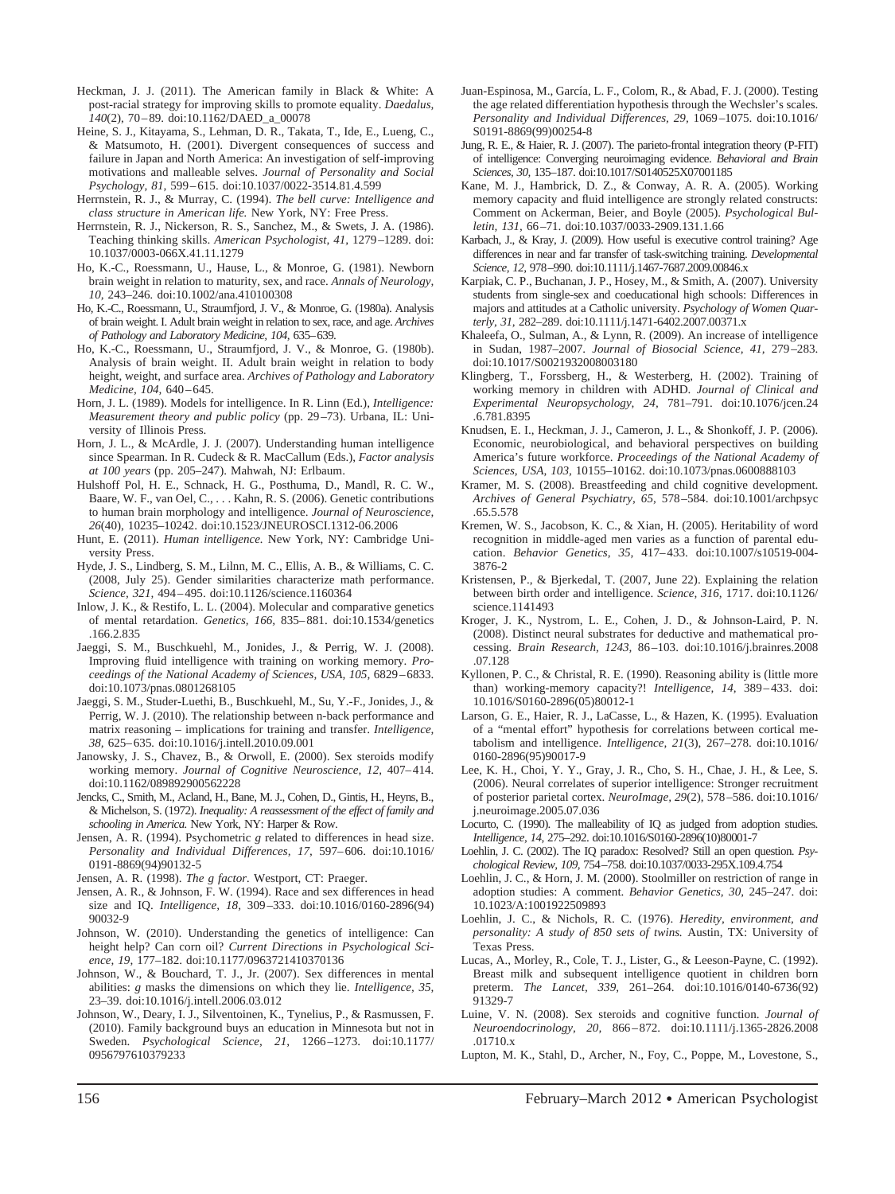Heckman, J. J. (2011). The American family in Black & White: A post-racial strategy for improving skills to promote equality. *Daedalus, 140*(2), 70–89. doi:10.1162/DAED_a_00078

Heine, S. J., Kitayama, S., Lehman, D. R., Takata, T., Ide, E., Lueng, C., & Matsumoto, H. (2001). Divergent consequences of success and failure in Japan and North America: An investigation of self-improving motivations and malleable selves. *Journal of Personality and Social Psychology, 81,* 599–615. doi:10.1037/0022-3514.81.4.599

Herrnstein, R. J., & Murray, C. (1994). *The bell curve: Intelligence and class structure in American life.* New York, NY: Free Press.

Herrnstein, R. J., Nickerson, R. S., Sanchez, M., & Swets, J. A. (1986). Teaching thinking skills. *American Psychologist, 41,* 1279–1289. doi:10.1037/0003-066X.41.11.1279

Ho, K.-C., Roessmann, U., Hause, L., & Monroe, G. (1981). Newborn brain weight in relation to maturity, sex, and race. *Annals of Neurology, 10,* 243–246. doi:10.1002/ana.410100308

Ho, K.-C., Roessmann, U., Straumfjord, J. V., & Monroe, G. (1980a). Analysis of brain weight. I. Adult brain weight in relation to sex, race, and age. *Archives of Pathology and Laboratory Medicine, 104,* 635–639.

Ho, K.-C., Roessmann, U., Straumfjord, J. V., & Monroe, G. (1980b). Analysis of brain weight. II. Adult brain weight in relation to body height, weight, and surface area. *Archives of Pathology and Laboratory Medicine, 104,* 640–645.

Horn, J. L. (1989). Models for intelligence. In R. Linn (Ed.), *Intelligence: Measurement theory and public policy* (pp. 29–73). Urbana, IL: University of Illinois Press.

Horn, J. L., & McArdle, J. J. (2007). Understanding human intelligence since Spearman. In R. Cudeck & R. MacCallum (Eds.), *Factor analysis at 100 years* (pp. 205–247). Mahwah, NJ: Erlbaum.

Hulshoff Pol, H. E., Schnack, H. G., Posthuma, D., Mandl, R. C. W., Baare, W. F., van Oel, C., . . . Kahn, R. S. (2006). Genetic contributions to human brain morphology and intelligence. *Journal of Neuroscience, 26*(40), 10235–10242. doi:10.1523/JNEUROSCI.1312-06.2006

Hunt, E. (2011). *Human intelligence.* New York, NY: Cambridge University Press.

Hyde, J. S., Lindberg, S. M., Lilnn, M. C., Ellis, A. B., & Williams, C. C. (2008, July 25). Gender similarities characterize math performance. *Science, 321,* 494–495. doi:10.1126/science.1160364

Inlow, J. K., & Restifo, L. L. (2004). Molecular and comparative genetics of mental retardation. *Genetics, 166,* 835–881. doi:10.1534/genetics.166.2.835

Jaeggi, S. M., Buschkuehl, M., Jonides, J., & Perrig, W. J. (2008). Improving fluid intelligence with training on working memory. *Proceedings of the National Academy of Sciences, USA, 105,* 6829–6833. doi:10.1073/pnas.0801268105

Jaeggi, S. M., Studer-Luethi, B., Buschkuehl, M., Su, Y.-F., Jonides, J., & Perrig, W. J. (2010). The relationship between n-back performance and matrix reasoning – implications for training and transfer. *Intelligence, 38,* 625–635. doi:10.1016/j.intell.2010.09.001

Janowsky, J. S., Chavez, B., & Orwoll, E. (2000). Sex steroids modify working memory. *Journal of Cognitive Neuroscience, 12,* 407–414. doi:10.1162/089892900562228

Jencks, C., Smith, M., Acland, H., Bane, M. J., Cohen, D., Gintis, H., Heyns, B., & Michelson, S. (1972). *Inequality: A reassessment of the effect of family and schooling in America.* New York, NY: Harper & Row.

Jensen, A. R. (1994). Psychometric *g* related to differences in head size. *Personality and Individual Differences, 17,* 597–606. doi:10.1016/0191-8869(94)90132-5

Jensen, A. R. (1998). *The g factor.* Westport, CT: Praeger.

Jensen, A. R., & Johnson, F. W. (1994). Race and sex differences in head size and IQ. *Intelligence, 18,* 309–333. doi:10.1016/0160-2896(94)90032-9

Johnson, W. (2010). Understanding the genetics of intelligence: Can height help? Can corn oil? *Current Directions in Psychological Science, 19,* 177–182. doi:10.1177/0963721410370136

Johnson, W., & Bouchard, T. J., Jr. (2007). Sex differences in mental abilities: *g* masks the dimensions on which they lie. *Intelligence, 35,* 23–39. doi:10.1016/j.intell.2006.03.012

Johnson, W., Deary, I. J., Silventoinen, K., Tynelius, P., & Rasmussen, F. (2010). Family background buys an education in Minnesota but not in Sweden. *Psychological Science, 21,* 1266–1273. doi:10.1177/0956797610379233

Juan-Espinosa, M., García, L. F., Colom, R., & Abad, F. J. (2000). Testing the age related differentiation hypothesis through the Wechsler's scales. *Personality and Individual Differences, 29,* 1069–1075. doi:10.1016/S0191-8869(99)00254-8

Jung, R. E., & Haier, R. J. (2007). The parieto-frontal integration theory (P-FIT) of intelligence: Converging neuroimaging evidence. *Behavioral and Brain Sciences, 30,* 135–187. doi:10.1017/S0140525X07001185

Kane, M. J., Hambrick, D. Z., & Conway, A. R. A. (2005). Working memory capacity and fluid intelligence are strongly related constructs: Comment on Ackerman, Beier, and Boyle (2005). *Psychological Bulletin, 131,* 66–71. doi:10.1037/0033-2909.131.1.66

Karbach, J., & Kray, J. (2009). How useful is executive control training? Age differences in near and far transfer of task-switching training. *Developmental Science, 12,* 978–990. doi:10.1111/j.1467-7687.2009.00846.x

Karpiak, C. P., Buchanan, J. P., Hosey, M., & Smith, A. (2007). University students from single-sex and coeducational high schools: Differences in majors and attitudes at a Catholic university. *Psychology of Women Quarterly, 31,* 282–289. doi:10.1111/j.1471-6402.2007.00371.x

Khaleefa, O., Sulman, A., & Lynn, R. (2009). An increase of intelligence in Sudan, 1987–2007. *Journal of Biosocial Science, 41,* 279–283. doi:10.1017/S0021932008003180

Klingberg, T., Forssberg, H., & Westerberg, H. (2002). Training of working memory in children with ADHD. *Journal of Clinical and Experimental Neuropsychology, 24,* 781–791. doi:10.1076/jcen.24.6.781.8395

Knudsen, E. I., Heckman, J. J., Cameron, J. L., & Shonkoff, J. P. (2006). Economic, neurobiological, and behavioral perspectives on building America's future workforce. *Proceedings of the National Academy of Sciences, USA, 103,* 10155–10162. doi:10.1073/pnas.0600888103

Kramer, M. S. (2008). Breastfeeding and child cognitive development. *Archives of General Psychiatry, 65,* 578–584. doi:10.1001/archpsyc.65.5.578

Kremen, W. S., Jacobson, K. C., & Xian, H. (2005). Heritability of word recognition in middle-aged men varies as a function of parental education. *Behavior Genetics, 35,* 417–433. doi:10.1007/s10519-004-3876-2

Kristensen, P., & Bjerkedal, T. (2007, June 22). Explaining the relation between birth order and intelligence. *Science, 316,* 1717. doi:10.1126/science.1141493

Kroger, J. K., Nystrom, L. E., Cohen, J. D., & Johnson-Laird, P. N. (2008). Distinct neural substrates for deductive and mathematical processing. *Brain Research, 1243,* 86–103. doi:10.1016/j.brainres.2008.07.128

Kyllonen, P. C., & Christal, R. E. (1990). Reasoning ability is (little more than) working-memory capacity?! *Intelligence, 14,* 389–433. doi:10.1016/S0160-2896(05)80012-1

Larson, G. E., Haier, R. J., LaCasse, L., & Hazen, K. (1995). Evaluation of a "mental effort" hypothesis for correlations between cortical metabolism and intelligence. *Intelligence, 21*(3), 267–278. doi:10.1016/0160-2896(95)90017-9

Lee, K. H., Choi, Y. Y., Gray, J. R., Cho, S. H., Chae, J. H., & Lee, S. (2006). Neural correlates of superior intelligence: Stronger recruitment of posterior parietal cortex. *NeuroImage, 29*(2), 578–586. doi:10.1016/j.neuroimage.2005.07.036

Locurto, C. (1990). The malleability of IQ as judged from adoption studies. *Intelligence, 14,* 275–292. doi:10.1016/S0160-2896(10)80001-7

Loehlin, J. C. (2002). The IQ paradox: Resolved? Still an open question. *Psychological Review, 109,* 754–758. doi:10.1037/0033-295X.109.4.754

Loehlin, J. C., & Horn, J. M. (2000). Stoolmiller on restriction of range in adoption studies: A comment. *Behavior Genetics, 30,* 245–247. doi:10.1023/A:1001922509893

Loehlin, J. C., & Nichols, R. C. (1976). *Heredity, environment, and personality: A study of 850 sets of twins.* Austin, TX: University of Texas Press.

Lucas, A., Morley, R., Cole, T. J., Lister, G., & Leeson-Payne, C. (1992). Breast milk and subsequent intelligence quotient in children born preterm. *The Lancet, 339,* 261–264. doi:10.1016/0140-6736(92)91329-7

Luine, V. N. (2008). Sex steroids and cognitive function. *Journal of Neuroendocrinology, 20,* 866–872. doi:10.1111/j.1365-2826.2008.01710.x

Lupton, M. K., Stahl, D., Archer, N., Foy, C., Poppe, M., Lovestone, S.,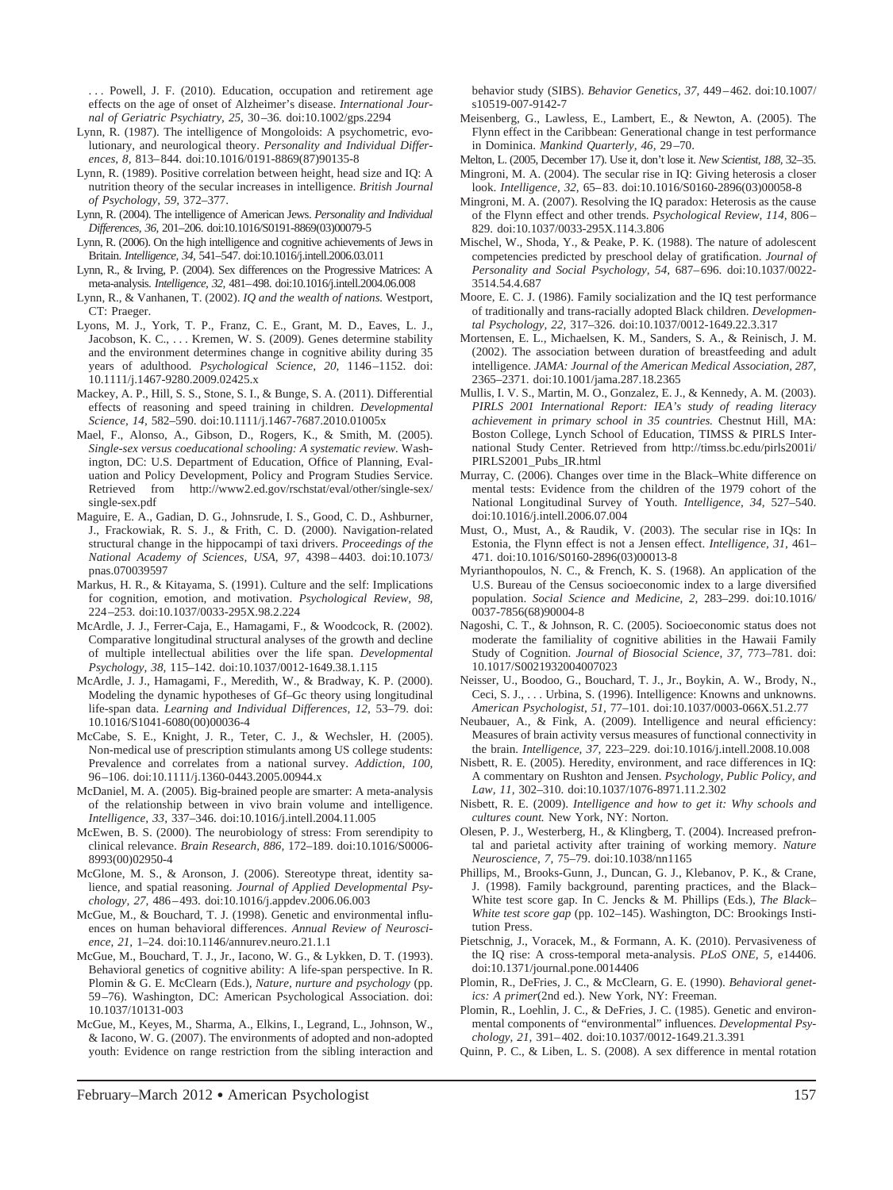. . . Powell, J. F. (2010). Education, occupation and retirement age effects on the age of onset of Alzheimer's disease. *International Journal of Geriatric Psychiatry, 25,* 30–36. doi:10.1002/gps.2294

Lynn, R. (1987). The intelligence of Mongoloids: A psychometric, evolutionary, and neurological theory. *Personality and Individual Differences, 8,* 813–844. doi:10.1016/0191-8869(87)90135-8

Lynn, R. (1989). Positive correlation between height, head size and IQ: A nutrition theory of the secular increases in intelligence. *British Journal of Psychology, 59,* 372–377.

Lynn, R. (2004). The intelligence of American Jews. *Personality and Individual Differences, 36,* 201–206. doi:10.1016/S0191-8869(03)00079-5

Lynn, R. (2006). On the high intelligence and cognitive achievements of Jews in Britain. *Intelligence, 34,* 541–547. doi:10.1016/j.intell.2006.03.011

Lynn, R., & Irving, P. (2004). Sex differences on the Progressive Matrices: A meta-analysis. *Intelligence, 32,* 481–498. doi:10.1016/j.intell.2004.06.008

Lynn, R., & Vanhanen, T. (2002). *IQ and the wealth of nations.* Westport, CT: Praeger.

Lyons, M. J., York, T. P., Franz, C. E., Grant, M. D., Eaves, L. J., Jacobson, K. C., . . . Kremen, W. S. (2009). Genes determine stability and the environment determines change in cognitive ability during 35 years of adulthood. *Psychological Science, 20,* 1146–1152. doi:10.1111/j.1467-9280.2009.02425.x

Mackey, A. P., Hill, S. S., Stone, S. I., & Bunge, S. A. (2011). Differential effects of reasoning and speed training in children. *Developmental Science, 14,* 582–590. doi:10.1111/j.1467-7687.2010.01005x

Mael, F., Alonso, A., Gibson, D., Rogers, K., & Smith, M. (2005). *Single-sex versus coeducational schooling: A systematic review.* Washington, DC: U.S. Department of Education, Office of Planning, Evaluation and Policy Development, Policy and Program Studies Service. Retrieved from http://www2.ed.gov/rschstat/eval/other/single-sex/single-sex.pdf

Maguire, E. A., Gadian, D. G., Johnsrude, I. S., Good, C. D., Ashburner, J., Frackowiak, R. S. J., & Frith, C. D. (2000). Navigation-related structural change in the hippocampi of taxi drivers. *Proceedings of the National Academy of Sciences, USA, 97,* 4398–4403. doi:10.1073/pnas.070039597

Markus, H. R., & Kitayama, S. (1991). Culture and the self: Implications for cognition, emotion, and motivation. *Psychological Review, 98,* 224–253. doi:10.1037/0033-295X.98.2.224

McArdle, J. J., Ferrer-Caja, E., Hamagami, F., & Woodcock, R. (2002). Comparative longitudinal structural analyses of the growth and decline of multiple intellectual abilities over the life span. *Developmental Psychology, 38,* 115–142. doi:10.1037/0012-1649.38.1.115

McArdle, J. J., Hamagami, F., Meredith, W., & Bradway, K. P. (2000). Modeling the dynamic hypotheses of Gf–Gc theory using longitudinal life-span data. *Learning and Individual Differences, 12,* 53–79. doi:10.1016/S1041-6080(00)00036-4

McCabe, S. E., Knight, J. R., Teter, C. J., & Wechsler, H. (2005). Non-medical use of prescription stimulants among US college students: Prevalence and correlates from a national survey. *Addiction, 100,* 96–106. doi:10.1111/j.1360-0443.2005.00944.x

McDaniel, M. A. (2005). Big-brained people are smarter: A meta-analysis of the relationship between in vivo brain volume and intelligence. *Intelligence, 33,* 337–346. doi:10.1016/j.intell.2004.11.005

McEwen, B. S. (2000). The neurobiology of stress: From serendipity to clinical relevance. *Brain Research, 886,* 172–189. doi:10.1016/S0006-8993(00)02950-4

McGlone, M. S., & Aronson, J. (2006). Stereotype threat, identity salience, and spatial reasoning. *Journal of Applied Developmental Psychology, 27,* 486–493. doi:10.1016/j.appdev.2006.06.003

McGue, M., & Bouchard, T. J. (1998). Genetic and environmental influences on human behavioral differences. *Annual Review of Neuroscience, 21,* 1–24. doi:10.1146/annurev.neuro.21.1.1

McGue, M., Bouchard, T. J., Jr., Iacono, W. G., & Lykken, D. T. (1993). Behavioral genetics of cognitive ability: A life-span perspective. In R. Plomin & G. E. McClearn (Eds.), *Nature, nurture and psychology* (pp. 59–76). Washington, DC: American Psychological Association. doi:10.1037/10131-003

McGue, M., Keyes, M., Sharma, A., Elkins, I., Legrand, L., Johnson, W., & Iacono, W. G. (2007). The environments of adopted and non-adopted youth: Evidence on range restriction from the sibling interaction and behavior study (SIBS). *Behavior Genetics, 37,* 449–462. doi:10.1007/s10519-007-9142-7

Meisenberg, G., Lawless, E., Lambert, E., & Newton, A. (2005). The Flynn effect in the Caribbean: Generational change in test performance in Dominica. *Mankind Quarterly, 46,* 29–70.

Melton, L. (2005, December 17). Use it, don't lose it. *New Scientist, 188,* 32–35.

Mingroni, M. A. (2004). The secular rise in IQ: Giving heterosis a closer look. *Intelligence, 32,* 65–83. doi:10.1016/S0160-2896(03)00058-8

Mingroni, M. A. (2007). Resolving the IQ paradox: Heterosis as the cause of the Flynn effect and other trends. *Psychological Review, 114,* 806–829. doi:10.1037/0033-295X.114.3.806

Mischel, W., Shoda, Y., & Peake, P. K. (1988). The nature of adolescent competencies predicted by preschool delay of gratification. *Journal of Personality and Social Psychology, 54,* 687–696. doi:10.1037/0022-3514.54.4.687

Moore, E. C. J. (1986). Family socialization and the IQ test performance of traditionally and trans-racially adopted Black children. *Developmental Psychology, 22,* 317–326. doi:10.1037/0012-1649.22.3.317

Mortensen, E. L., Michaelsen, K. M., Sanders, S. A., & Reinisch, J. M. (2002). The association between duration of breastfeeding and adult intelligence. *JAMA: Journal of the American Medical Association, 287,* 2365–2371. doi:10.1001/jama.287.18.2365

Mullis, I. V. S., Martin, M. O., Gonzalez, E. J., & Kennedy, A. M. (2003). *PIRLS 2001 International Report: IEA's study of reading literacy achievement in primary school in 35 countries.* Chestnut Hill, MA: Boston College, Lynch School of Education, TIMSS & PIRLS International Study Center. Retrieved from http://timss.bc.edu/pirls2001i/PIRLS2001_Pubs_IR.html

Murray, C. (2006). Changes over time in the Black–White difference on mental tests: Evidence from the children of the 1979 cohort of the National Longitudinal Survey of Youth. *Intelligence, 34,* 527–540. doi:10.1016/j.intell.2006.07.004

Must, O., Must, A., & Raudik, V. (2003). The secular rise in IQs: In Estonia, the Flynn effect is not a Jensen effect. *Intelligence, 31,* 461–471. doi:10.1016/S0160-2896(03)00013-8

Myrianthopoulos, N. C., & French, K. S. (1968). An application of the U.S. Bureau of the Census socioeconomic index to a large diversified population. *Social Science and Medicine, 2,* 283–299. doi:10.1016/0037-7856(68)90004-8

Nagoshi, C. T., & Johnson, R. C. (2005). Socioeconomic status does not moderate the familiality of cognitive abilities in the Hawaii Family Study of Cognition. *Journal of Biosocial Science, 37,* 773–781. doi:10.1017/S0021932004007023

Neisser, U., Boodoo, G., Bouchard, T. J., Jr., Boykin, A. W., Brody, N., Ceci, S. J., . . . Urbina, S. (1996). Intelligence: Knowns and unknowns. *American Psychologist, 51,* 77–101. doi:10.1037/0003-066X.51.2.77

Neubauer, A., & Fink, A. (2009). Intelligence and neural efficiency: Measures of brain activity versus measures of functional connectivity in the brain. *Intelligence, 37,* 223–229. doi:10.1016/j.intell.2008.10.008

Nisbett, R. E. (2005). Heredity, environment, and race differences in IQ: A commentary on Rushton and Jensen. *Psychology, Public Policy, and Law, 11,* 302–310. doi:10.1037/1076-8971.11.2.302

Nisbett, R. E. (2009). *Intelligence and how to get it: Why schools and cultures count.* New York, NY: Norton.

Olesen, P. J., Westerberg, H., & Klingberg, T. (2004). Increased prefrontal and parietal activity after training of working memory. *Nature Neuroscience, 7,* 75–79. doi:10.1038/nn1165

Phillips, M., Brooks-Gunn, J., Duncan, G. J., Klebanov, P. K., & Crane, J. (1998). Family background, parenting practices, and the Black–White test score gap. In C. Jencks & M. Phillips (Eds.), *The Black–White test score gap* (pp. 102–145). Washington, DC: Brookings Institution Press.

Pietschnig, J., Voracek, M., & Formann, A. K. (2010). Pervasiveness of the IQ rise: A cross-temporal meta-analysis. *PLoS ONE, 5,* e14406. doi:10.1371/journal.pone.0014406

Plomin, R., DeFries, J. C., & McClearn, G. E. (1990). *Behavioral genetics: A primer*(2nd ed.). New York, NY: Freeman.

Plomin, R., Loehlin, J. C., & DeFries, J. C. (1985). Genetic and environmental components of "environmental" influences. *Developmental Psychology, 21,* 391–402. doi:10.1037/0012-1649.21.3.391

Quinn, P. C., & Liben, L. S. (2008). A sex difference in mental rotation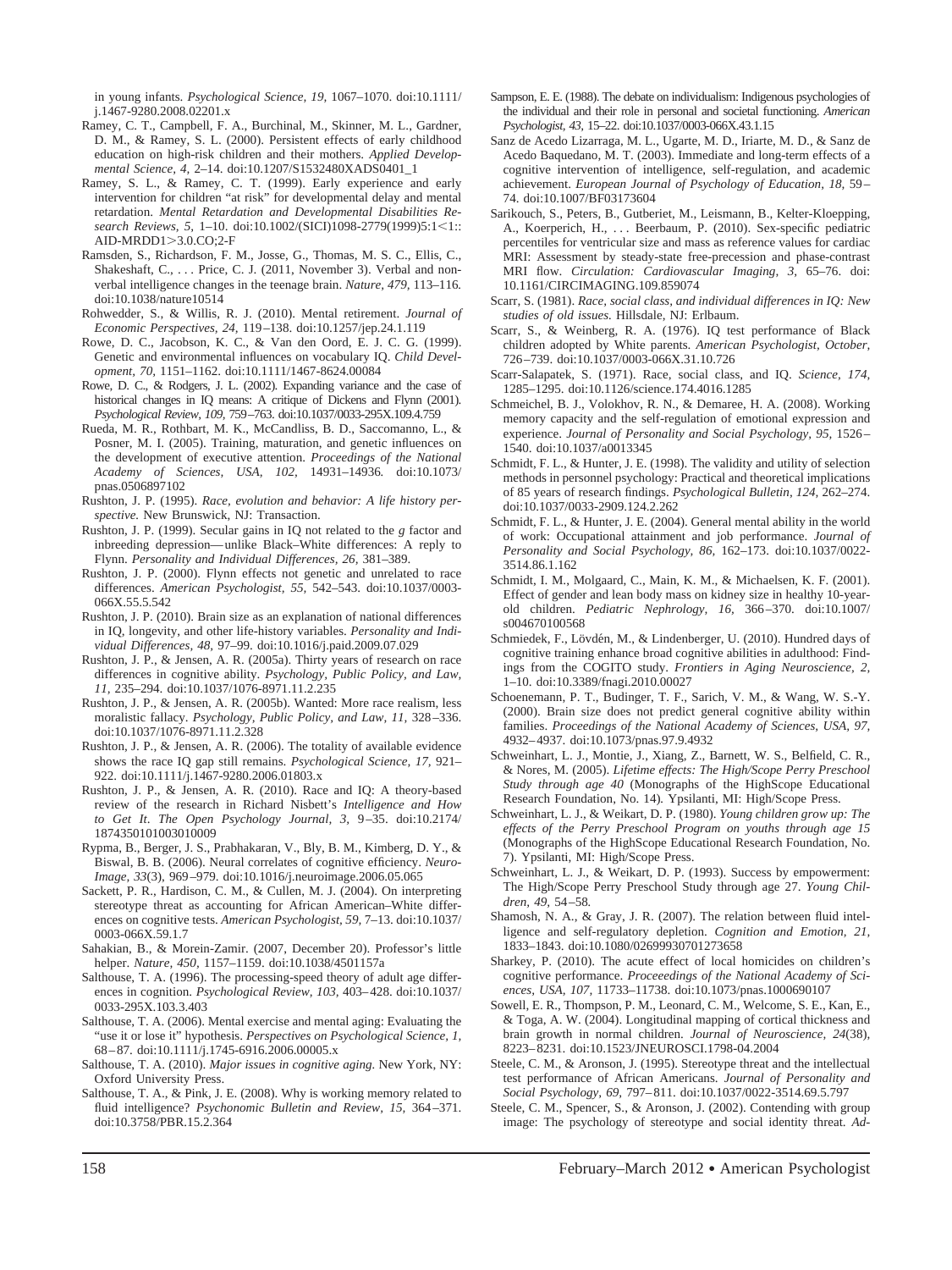in young infants. *Psychological Science, 19,* 1067–1070. doi:10.1111/j.1467-9280.2008.02201.x

Ramey, C. T., Campbell, F. A., Burchinal, M., Skinner, M. L., Gardner, D. M., & Ramey, S. L. (2000). Persistent effects of early childhood education on high-risk children and their mothers. *Applied Developmental Science, 4,* 2–14. doi:10.1207/S1532480XADS0401_1

Ramey, S. L., & Ramey, C. T. (1999). Early experience and early intervention for children "at risk" for developmental delay and mental retardation. *Mental Retardation and Developmental Disabilities Research Reviews, 5,* 1–10. doi:10.1002/(SICI)1098-2779(1999)5:1<1::AID-MRDD1>3.0.CO;2-F

Ramsden, S., Richardson, F. M., Josse, G., Thomas, M. S. C., Ellis, C., Shakeshaft, C., . . . Price, C. J. (2011, November 3). Verbal and nonverbal intelligence changes in the teenage brain. *Nature, 479,* 113–116. doi:10.1038/nature10514

Rohwedder, S., & Willis, R. J. (2010). Mental retirement. *Journal of Economic Perspectives, 24,* 119–138. doi:10.1257/jep.24.1.119

Rowe, D. C., Jacobson, K. C., & Van den Oord, E. J. C. G. (1999). Genetic and environmental influences on vocabulary IQ. *Child Development, 70,* 1151–1162. doi:10.1111/1467-8624.00084

Rowe, D. C., & Rodgers, J. L. (2002). Expanding variance and the case of historical changes in IQ means: A critique of Dickens and Flynn (2001). *Psychological Review, 109,* 759–763. doi:10.1037/0033-295X.109.4.759

Rueda, M. R., Rothbart, M. K., McCandliss, B. D., Saccomanno, L., & Posner, M. I. (2005). Training, maturation, and genetic influences on the development of executive attention. *Proceedings of the National Academy of Sciences, USA, 102,* 14931–14936. doi:10.1073/pnas.0506897102

Rushton, J. P. (1995). *Race, evolution and behavior: A life history perspective.* New Brunswick, NJ: Transaction.

Rushton, J. P. (1999). Secular gains in IQ not related to the *g* factor and inbreeding depression—unlike Black–White differences: A reply to Flynn. *Personality and Individual Differences, 26,* 381–389.

Rushton, J. P. (2000). Flynn effects not genetic and unrelated to race differences. *American Psychologist, 55,* 542–543. doi:10.1037/0003-066X.55.5.542

Rushton, J. P. (2010). Brain size as an explanation of national differences in IQ, longevity, and other life-history variables. *Personality and Individual Differences, 48,* 97–99. doi:10.1016/j.paid.2009.07.029

Rushton, J. P., & Jensen, A. R. (2005a). Thirty years of research on race differences in cognitive ability. *Psychology, Public Policy, and Law, 11,* 235–294. doi:10.1037/1076-8971.11.2.235

Rushton, J. P., & Jensen, A. R. (2005b). Wanted: More race realism, less moralistic fallacy. *Psychology, Public Policy, and Law, 11,* 328–336. doi:10.1037/1076-8971.11.2.328

Rushton, J. P., & Jensen, A. R. (2006). The totality of available evidence shows the race IQ gap still remains. *Psychological Science, 17,* 921–922. doi:10.1111/j.1467-9280.2006.01803.x

Rushton, J. P., & Jensen, A. R. (2010). Race and IQ: A theory-based review of the research in Richard Nisbett's *Intelligence and How to Get It*. *The Open Psychology Journal, 3,* 9–35. doi:10.2174/1874350101003010009

Rypma, B., Berger, J. S., Prabhakaran, V., Bly, B. M., Kimberg, D. Y., & Biswal, B. B. (2006). Neural correlates of cognitive efficiency. *NeuroImage, 33*(3), 969–979. doi:10.1016/j.neuroimage.2006.05.065

Sackett, P. R., Hardison, C. M., & Cullen, M. J. (2004). On interpreting stereotype threat as accounting for African American–White differences on cognitive tests. *American Psychologist, 59,* 7–13. doi:10.1037/0003-066X.59.1.7

Sahakian, B., & Morein-Zamir. (2007, December 20). Professor's little helper. *Nature, 450,* 1157–1159. doi:10.1038/4501157a

Salthouse, T. A. (1996). The processing-speed theory of adult age differences in cognition. *Psychological Review, 103,* 403–428. doi:10.1037/0033-295X.103.3.403

Salthouse, T. A. (2006). Mental exercise and mental aging: Evaluating the "use it or lose it" hypothesis. *Perspectives on Psychological Science, 1,* 68–87. doi:10.1111/j.1745-6916.2006.00005.x

Salthouse, T. A. (2010). *Major issues in cognitive aging.* New York, NY: Oxford University Press.

Salthouse, T. A., & Pink, J. E. (2008). Why is working memory related to fluid intelligence? *Psychonomic Bulletin and Review, 15,* 364–371. doi:10.3758/PBR.15.2.364

Sampson, E. E. (1988). The debate on individualism: Indigenous psychologies of the individual and their role in personal and societal functioning. *American Psychologist, 43,* 15–22. doi:10.1037/0003-066X.43.1.15

Sanz de Acedo Lizarraga, M. L., Ugarte, M. D., Iriarte, M. D., & Sanz de Acedo Baquedano, M. T. (2003). Immediate and long-term effects of a cognitive intervention of intelligence, self-regulation, and academic achievement. *European Journal of Psychology of Education, 18,* 59–74. doi:10.1007/BF03173604

Sarikouch, S., Peters, B., Gutberiet, M., Leismann, B., Kelter-Kloepping, A., Koerperich, H., . . . Beerbaum, P. (2010). Sex-specific pediatric percentiles for ventricular size and mass as reference values for cardiac MRI: Assessment by steady-state free-precession and phase-contrast MRI flow. *Circulation: Cardiovascular Imaging, 3,* 65–76. doi:10.1161/CIRCIMAGING.109.859074

Scarr, S. (1981). *Race, social class, and individual differences in IQ: New studies of old issues.* Hillsdale, NJ: Erlbaum.

Scarr, S., & Weinberg, R. A. (1976). IQ test performance of Black children adopted by White parents. *American Psychologist, October,* 726–739. doi:10.1037/0003-066X.31.10.726

Scarr-Salapatek, S. (1971). Race, social class, and IQ. *Science, 174,* 1285–1295. doi:10.1126/science.174.4016.1285

Schmeichel, B. J., Volokhov, R. N., & Demaree, H. A. (2008). Working memory capacity and the self-regulation of emotional expression and experience. *Journal of Personality and Social Psychology, 95,* 1526–1540. doi:10.1037/a0013345

Schmidt, F. L., & Hunter, J. E. (1998). The validity and utility of selection methods in personnel psychology: Practical and theoretical implications of 85 years of research findings. *Psychological Bulletin, 124,* 262–274. doi:10.1037/0033-2909.124.2.262

Schmidt, F. L., & Hunter, J. E. (2004). General mental ability in the world of work: Occupational attainment and job performance. *Journal of Personality and Social Psychology, 86,* 162–173. doi:10.1037/0022-3514.86.1.162

Schmidt, I. M., Molgaard, C., Main, K. M., & Michaelsen, K. F. (2001). Effect of gender and lean body mass on kidney size in healthy 10-year-old children. *Pediatric Nephrology, 16,* 366–370. doi:10.1007/s004670100568

Schmiedek, F., Lövdén, M., & Lindenberger, U. (2010). Hundred days of cognitive training enhance broad cognitive abilities in adulthood: Findings from the COGITO study. *Frontiers in Aging Neuroscience, 2,* 1–10. doi:10.3389/fnagi.2010.00027

Schoenemann, P. T., Budinger, T. F., Sarich, V. M., & Wang, W. S.-Y. (2000). Brain size does not predict general cognitive ability within families. *Proceedings of the National Academy of Sciences, USA, 97,* 4932–4937. doi:10.1073/pnas.97.9.4932

Schweinhart, L. J., Montie, J., Xiang, Z., Barnett, W. S., Belfield, C. R., & Nores, M. (2005). *Lifetime effects: The High/Scope Perry Preschool Study through age 40* (Monographs of the HighScope Educational Research Foundation, No. 14). Ypsilanti, MI: High/Scope Press.

Schweinhart, L. J., & Weikart, D. P. (1980). *Young children grow up: The effects of the Perry Preschool Program on youths through age 15* (Monographs of the HighScope Educational Research Foundation, No. 7). Ypsilanti, MI: High/Scope Press.

Schweinhart, L. J., & Weikart, D. P. (1993). Success by empowerment: The High/Scope Perry Preschool Study through age 27. *Young Children, 49,* 54–58.

Shamosh, N. A., & Gray, J. R. (2007). The relation between fluid intelligence and self-regulatory depletion. *Cognition and Emotion, 21,* 1833–1843. doi:10.1080/02699930701273658

Sharkey, P. (2010). The acute effect of local homicides on children's cognitive performance. *Proceeedings of the National Academy of Sciences, USA, 107,* 11733–11738. doi:10.1073/pnas.1000690107

Sowell, E. R., Thompson, P. M., Leonard, C. M., Welcome, S. E., Kan, E., & Toga, A. W. (2004). Longitudinal mapping of cortical thickness and brain growth in normal children. *Journal of Neuroscience, 24*(38), 8223–8231. doi:10.1523/JNEUROSCI.1798-04.2004

Steele, C. M., & Aronson, J. (1995). Stereotype threat and the intellectual test performance of African Americans. *Journal of Personality and Social Psychology, 69,* 797–811. doi:10.1037/0022-3514.69.5.797

Steele, C. M., Spencer, S., & Aronson, J. (2002). Contending with group image: The psychology of stereotype and social identity threat. *Ad-*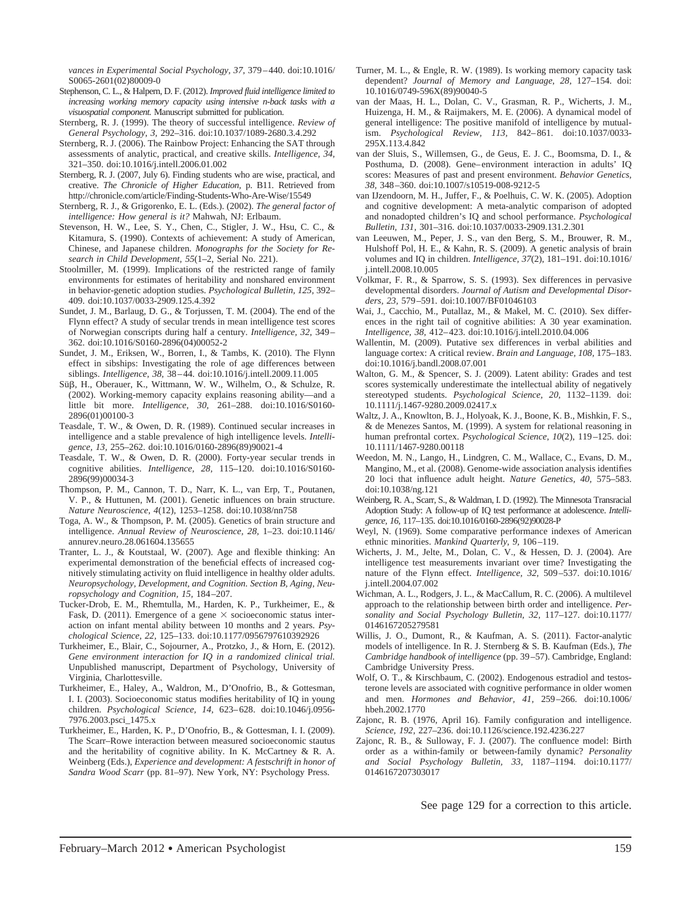*vances in Experimental Social Psychology, 37,* 379–440. doi:10.1016/S0065-2601(02)80009-0

Stephenson, C. L., & Halpern, D. F. (2012). *Improved fluid intelligence limited to increasing working memory capacity using intensive n-back tasks with a visuospatial component.* Manuscript submitted for publication.

Sternberg, R. J. (1999). The theory of successful intelligence. *Review of General Psychology, 3,* 292–316. doi:10.1037/1089-2680.3.4.292

Sternberg, R. J. (2006). The Rainbow Project: Enhancing the SAT through assessments of analytic, practical, and creative skills. *Intelligence, 34,* 321–350. doi:10.1016/j.intell.2006.01.002

Sternberg, R. J. (2007, July 6). Finding students who are wise, practical, and creative. *The Chronicle of Higher Education,* p. B11. Retrieved from http://chronicle.com/article/Finding-Students-Who-Are-Wise/15549

Sternberg, R. J., & Grigorenko, E. L. (Eds.). (2002). *The general factor of intelligence: How general is it?* Mahwah, NJ: Erlbaum.

Stevenson, H. W., Lee, S. Y., Chen, C., Stigler, J. W., Hsu, C. C., & Kitamura, S. (1990). Contexts of achievement: A study of American, Chinese, and Japanese children. *Monographs for the Society for Research in Child Development, 55*(1–2, Serial No. 221).

Stoolmiller, M. (1999). Implications of the restricted range of family environments for estimates of heritability and nonshared environment in behavior-genetic adoption studies. *Psychological Bulletin, 125,* 392–409. doi:10.1037/0033-2909.125.4.392

Sundet, J. M., Barlaug, D. G., & Torjussen, T. M. (2004). The end of the Flynn effect? A study of secular trends in mean intelligence test scores of Norwegian conscripts during half a century. *Intelligence, 32,* 349–362. doi:10.1016/S0160-2896(04)00052-2

Sundet, J. M., Eriksen, W., Borren, I., & Tambs, K. (2010). The Flynn effect in sibships: Investigating the role of age differences between siblings. *Intelligence, 38,* 38–44. doi:10.1016/j.intell.2009.11.005

Süβ, H., Oberauer, K., Wittmann, W. W., Wilhelm, O., & Schulze, R. (2002). Working-memory capacity explains reasoning ability—and a little bit more. *Intelligence, 30,* 261–288. doi:10.1016/S0160-2896(01)00100-3

Teasdale, T. W., & Owen, D. R. (1989). Continued secular increases in intelligence and a stable prevalence of high intelligence levels. *Intelligence, 13,* 255–262. doi:10.1016/0160-2896(89)90021-4

Teasdale, T. W., & Owen, D. R. (2000). Forty-year secular trends in cognitive abilities. *Intelligence, 28,* 115–120. doi:10.1016/S0160-2896(99)00034-3

Thompson, P. M., Cannon, T. D., Narr, K. L., van Erp, T., Poutanen, V. P., & Huttunen, M. (2001). Genetic influences on brain structure. *Nature Neuroscience, 4*(12), 1253–1258. doi:10.1038/nn758

Toga, A. W., & Thompson, P. M. (2005). Genetics of brain structure and intelligence. *Annual Review of Neuroscience, 28,* 1–23. doi:10.1146/annurev.neuro.28.061604.135655

Tranter, L. J., & Koutstaal, W. (2007). Age and flexible thinking: An experimental demonstration of the beneficial effects of increased cognitively stimulating activity on fluid intelligence in healthy older adults. *Neuropsychology, Development, and Cognition. Section B, Aging, Neuropsychology and Cognition, 15,* 184–207.

Tucker-Drob, E. M., Rhemtulla, M., Harden, K. P., Turkheimer, E., & Fask, D. (2011). Emergence of a gene × socioeconomic status interaction on infant mental ability between 10 months and 2 years. *Psychological Science, 22,* 125–133. doi:10.1177/0956797610392926

Turkheimer, E., Blair, C., Sojourner, A., Protzko, J., & Horn, E. (2012). *Gene environment interaction for IQ in a randomized clinical trial.* Unpublished manuscript, Department of Psychology, University of Virginia, Charlottesville.

Turkheimer, E., Haley, A., Waldron, M., D'Onofrio, B., & Gottesman, I. I. (2003). Socioeconomic status modifies heritability of IQ in young children. *Psychological Science, 14,* 623–628. doi:10.1046/j.0956-7976.2003.psci_1475.x

Turkheimer, E., Harden, K. P., D'Onofrio, B., & Gottesman, I. I. (2009). The Scarr–Rowe interaction between measured socioeconomic stautus and the heritability of cognitive ability. In K. McCartney & R. A. Weinberg (Eds.), *Experience and development: A festschrift in honor of Sandra Wood Scarr* (pp. 81–97). New York, NY: Psychology Press.

Turner, M. L., & Engle, R. W. (1989). Is working memory capacity task dependent? *Journal of Memory and Language, 28,* 127–154. doi:10.1016/0749-596X(89)90040-5

van der Maas, H. L., Dolan, C. V., Grasman, R. P., Wicherts, J. M., Huizenga, H. M., & Raijmakers, M. E. (2006). A dynamical model of general intelligence: The positive manifold of intelligence by mutualism. *Psychological Review, 113,* 842–861. doi:10.1037/0033-295X.113.4.842

van der Sluis, S., Willemsen, G., de Geus, E. J. C., Boomsma, D. I., & Posthuma, D. (2008). Gene–environment interaction in adults' IQ scores: Measures of past and present environment. *Behavior Genetics, 38,* 348–360. doi:10.1007/s10519-008-9212-5

van IJzendoorn, M. H., Juffer, F., & Poelhuis, C. W. K. (2005). Adoption and cognitive development: A meta-analytic comparison of adopted and nonadopted children's IQ and school performance. *Psychological Bulletin, 131,* 301–316. doi:10.1037/0033-2909.131.2.301

van Leeuwen, M., Peper, J. S., van den Berg, S. M., Brouwer, R. M., Hulshoff Pol, H. E., & Kahn, R. S. (2009). A genetic analysis of brain volumes and IQ in children. *Intelligence, 37*(2), 181–191. doi:10.1016/j.intell.2008.10.005

Volkmar, F. R., & Sparrow, S. S. (1993). Sex differences in pervasive developmental disorders. *Journal of Autism and Developmental Disorders, 23,* 579–591. doi:10.1007/BF01046103

Wai, J., Cacchio, M., Putallaz, M., & Makel, M. C. (2010). Sex differences in the right tail of cognitive abilities: A 30 year examination. *Intelligence, 38,* 412–423. doi:10.1016/j.intell.2010.04.006

Wallentin, M. (2009). Putative sex differences in verbal abilities and language cortex: A critical review. *Brain and Language, 108,* 175–183. doi:10.1016/j.bandl.2008.07.001

Walton, G. M., & Spencer, S. J. (2009). Latent ability: Grades and test scores systemically underestimate the intellectual ability of negatively stereotyped students. *Psychological Science, 20,* 1132–1139. doi:10.1111/j.1467-9280.2009.02417.x

Waltz, J. A., Knowlton, B. J., Holyoak, K. J., Boone, K. B., Mishkin, F. S., & de Menezes Santos, M. (1999). A system for relational reasoning in human prefrontal cortex. *Psychological Science, 10*(2), 119–125. doi:10.1111/1467-9280.00118

Weedon, M. N., Lango, H., Lindgren, C. M., Wallace, C., Evans, D. M., Mangino, M., et al. (2008). Genome-wide association analysis identifies 20 loci that influence adult height. *Nature Genetics, 40,* 575–583. doi:10.1038/ng.121

Weinberg, R. A., Scarr, S., & Waldman, I. D. (1992). The Minnesota Transracial Adoption Study: A follow-up of IQ test performance at adolescence. *Intelligence, 16,* 117–135. doi:10.1016/0160-2896(92)90028-P

Weyl, N. (1969). Some comparative performance indexes of American ethnic minorities. *Mankind Quarterly, 9,* 106–119.

Wicherts, J. M., Jelte, M., Dolan, C. V., & Hessen, D. J. (2004). Are intelligence test measurements invariant over time? Investigating the nature of the Flynn effect. *Intelligence, 32,* 509–537. doi:10.1016/j.intell.2004.07.002

Wichman, A. L., Rodgers, J. L., & MacCallum, R. C. (2006). A multilevel approach to the relationship between birth order and intelligence. *Personality and Social Psychology Bulletin, 32,* 117–127. doi:10.1177/0146167205279581

Willis, J. O., Dumont, R., & Kaufman, A. S. (2011). Factor-analytic models of intelligence. In R. J. Sternberg & S. B. Kaufman (Eds.), *The Cambridge handbook of intelligence* (pp. 39–57). Cambridge, England: Cambridge University Press.

Wolf, O. T., & Kirschbaum, C. (2002). Endogenous estradiol and testosterone levels are associated with cognitive performance in older women and men. *Hormones and Behavior, 41,* 259–266. doi:10.1006/hbeh.2002.1770

Zajonc, R. B. (1976, April 16). Family configuration and intelligence. *Science, 192,* 227–236. doi:10.1126/science.192.4236.227

Zajonc, R. B., & Sulloway, F. J. (2007). The confluence model: Birth order as a within-family or between-family dynamic? *Personality and Social Psychology Bulletin, 33,* 1187–1194. doi:10.1177/0146167207303017

See page 129 for a correction to this article.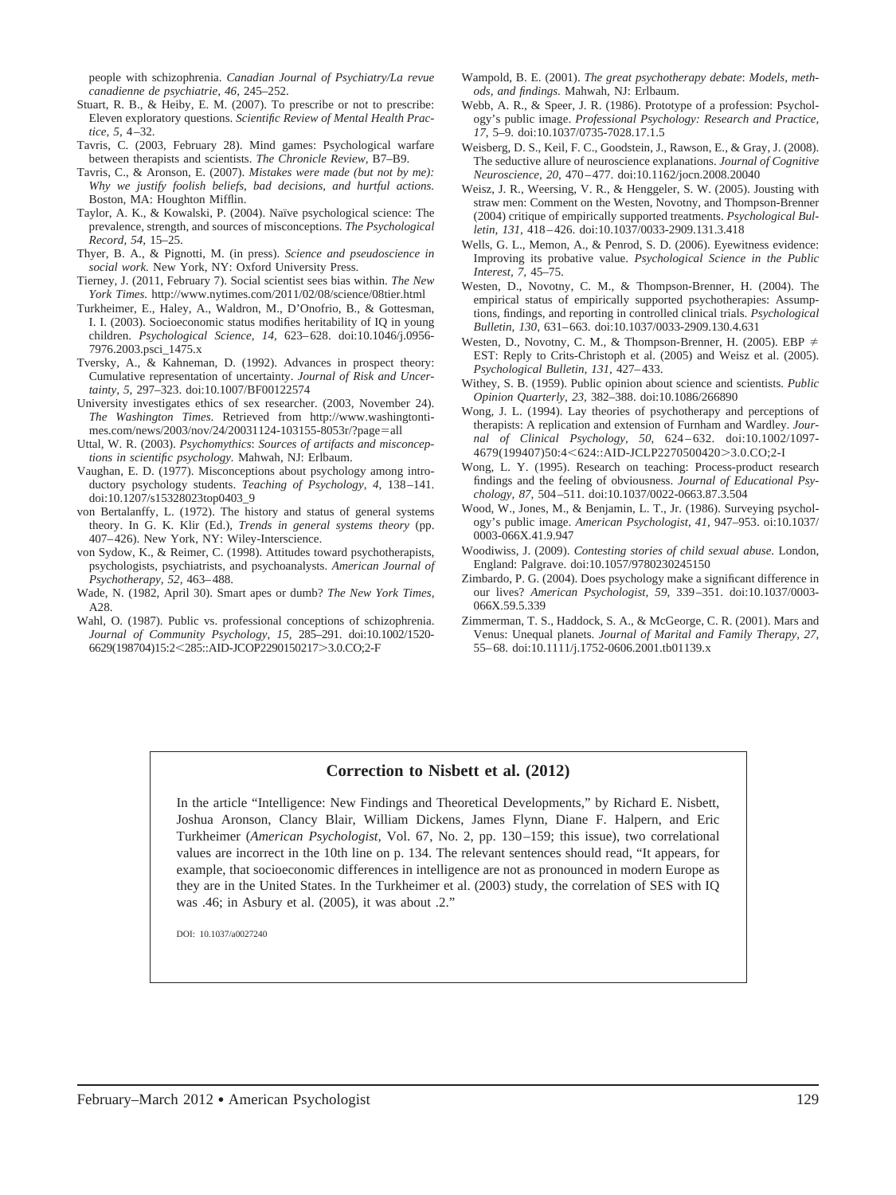people with schizophrenia. *Canadian Journal of Psychiatry/La revue canadienne de psychiatrie, 46,* 245–252.

Stuart, R. B., & Heiby, E. M. (2007). To prescribe or not to prescribe: Eleven exploratory questions. *Scientific Review of Mental Health Practice, 5,* 4–32.

Tavris, C. (2003, February 28). Mind games: Psychological warfare between therapists and scientists. *The Chronicle Review,* B7–B9.

Tavris, C., & Aronson, E. (2007). *Mistakes were made (but not by me): Why we justify foolish beliefs, bad decisions, and hurtful actions.* Boston, MA: Houghton Mifflin.

Taylor, A. K., & Kowalski, P. (2004). Naïve psychological science: The prevalence, strength, and sources of misconceptions. *The Psychological Record, 54,* 15–25.

Thyer, B. A., & Pignotti, M. (in press). *Science and pseudoscience in social work.* New York, NY: Oxford University Press.

Tierney, J. (2011, February 7). Social scientist sees bias within. *The New York Times.* http://www.nytimes.com/2011/02/08/science/08tier.html

Turkheimer, E., Haley, A., Waldron, M., D'Onofrio, B., & Gottesman, I. I. (2003). Socioeconomic status modifies heritability of IQ in young children. *Psychological Science, 14,* 623–628. doi:10.1046/j.0956-7976.2003.psci_1475.x

Tversky, A., & Kahneman, D. (1992). Advances in prospect theory: Cumulative representation of uncertainty. *Journal of Risk and Uncertainty, 5,* 297–323. doi:10.1007/BF00122574

University investigates ethics of sex researcher. (2003, November 24). *The Washington Times.* Retrieved from http://www.washingtontimes.com/news/2003/nov/24/20031124-103155-8053r/?page=all

Uttal, W. R. (2003). *Psychomythics: Sources of artifacts and misconceptions in scientific psychology.* Mahwah, NJ: Erlbaum.

Vaughan, E. D. (1977). Misconceptions about psychology among introductory psychology students. *Teaching of Psychology, 4,* 138–141. doi:10.1207/s15328023top0403_9

von Bertalanffy, L. (1972). The history and status of general systems theory. In G. K. Klir (Ed.), *Trends in general systems theory* (pp. 407–426). New York, NY: Wiley-Interscience.

von Sydow, K., & Reimer, C. (1998). Attitudes toward psychotherapists, psychologists, psychiatrists, and psychoanalysts. *American Journal of Psychotherapy, 52,* 463–488.

Wade, N. (1982, April 30). Smart apes or dumb? *The New York Times,* A28.

Wahl, O. (1987). Public vs. professional conceptions of schizophrenia. *Journal of Community Psychology, 15,* 285–291. doi:10.1002/1520-6629(198704)15:2<285::AID-JCOP2290150217>3.0.CO;2-F

Wampold, B. E. (2001). *The great psychotherapy debate: Models, methods, and findings.* Mahwah, NJ: Erlbaum.

Webb, A. R., & Speer, J. R. (1986). Prototype of a profession: Psychology's public image. *Professional Psychology: Research and Practice, 17,* 5–9. doi:10.1037/0735-7028.17.1.5

Weisberg, D. S., Keil, F. C., Goodstein, J., Rawson, E., & Gray, J. (2008). The seductive allure of neuroscience explanations. *Journal of Cognitive Neuroscience, 20,* 470–477. doi:10.1162/jocn.2008.20040

Weisz, J. R., Weersing, V. R., & Henggeler, S. W. (2005). Jousting with straw men: Comment on the Westen, Novotny, and Thompson-Brenner (2004) critique of empirically supported treatments. *Psychological Bulletin, 131,* 418–426. doi:10.1037/0033-2909.131.3.418

Wells, G. L., Memon, A., & Penrod, S. D. (2006). Eyewitness evidence: Improving its probative value. *Psychological Science in the Public Interest, 7,* 45–75.

Westen, D., Novotny, C. M., & Thompson-Brenner, H. (2004). The empirical status of empirically supported psychotherapies: Assumptions, findings, and reporting in controlled clinical trials. *Psychological Bulletin, 130,* 631–663. doi:10.1037/0033-2909.130.4.631

Westen, D., Novotny, C. M., & Thompson-Brenner, H. (2005). EBP ≠ EST: Reply to Crits-Christoph et al. (2005) and Weisz et al. (2005). *Psychological Bulletin, 131,* 427–433.

Withey, S. B. (1959). Public opinion about science and scientists. *Public Opinion Quarterly, 23,* 382–388. doi:10.1086/266890

Wong, J. L. (1994). Lay theories of psychotherapy and perceptions of therapists: A replication and extension of Furnham and Wardley. *Journal of Clinical Psychology, 50,* 624–632. doi:10.1002/1097-4679(199407)50:4<624::AID-JCLP2270500420>3.0.CO;2-I

Wong, L. Y. (1995). Research on teaching: Process-product research findings and the feeling of obviousness. *Journal of Educational Psychology, 87,* 504–511. doi:10.1037/0022-0663.87.3.504

Wood, W., Jones, M., & Benjamin, L. T., Jr. (1986). Surveying psychology's public image. *American Psychologist, 41,* 947–953. oi:10.1037/0003-066X.41.9.947

Woodiwiss, J. (2009). *Contesting stories of child sexual abuse.* London, England: Palgrave. doi:10.1057/9780230245150

Zimbardo, P. G. (2004). Does psychology make a significant difference in our lives? *American Psychologist, 59,* 339–351. doi:10.1037/0003-066X.59.5.339

Zimmerman, T. S., Haddock, S. A., & McGeorge, C. R. (2001). Mars and Venus: Unequal planets. *Journal of Marital and Family Therapy, 27,* 55–68. doi:10.1111/j.1752-0606.2001.tb01139.x

## Correction to Nisbett et al. (2012)

In the article "Intelligence: New Findings and Theoretical Developments," by Richard E. Nisbett, Joshua Aronson, Clancy Blair, William Dickens, James Flynn, Diane F. Halpern, and Eric Turkheimer (*American Psychologist,* Vol. 67, No. 2, pp. 130–159; this issue), two correlational values are incorrect in the 10th line on p. 134. The relevant sentences should read, "It appears, for example, that socioeconomic differences in intelligence are not as pronounced in modern Europe as they are in the United States. In the Turkheimer et al. (2003) study, the correlation of SES with IQ was .46; in Asbury et al. (2005), it was about .2."

DOI: 10.1037/a0027240